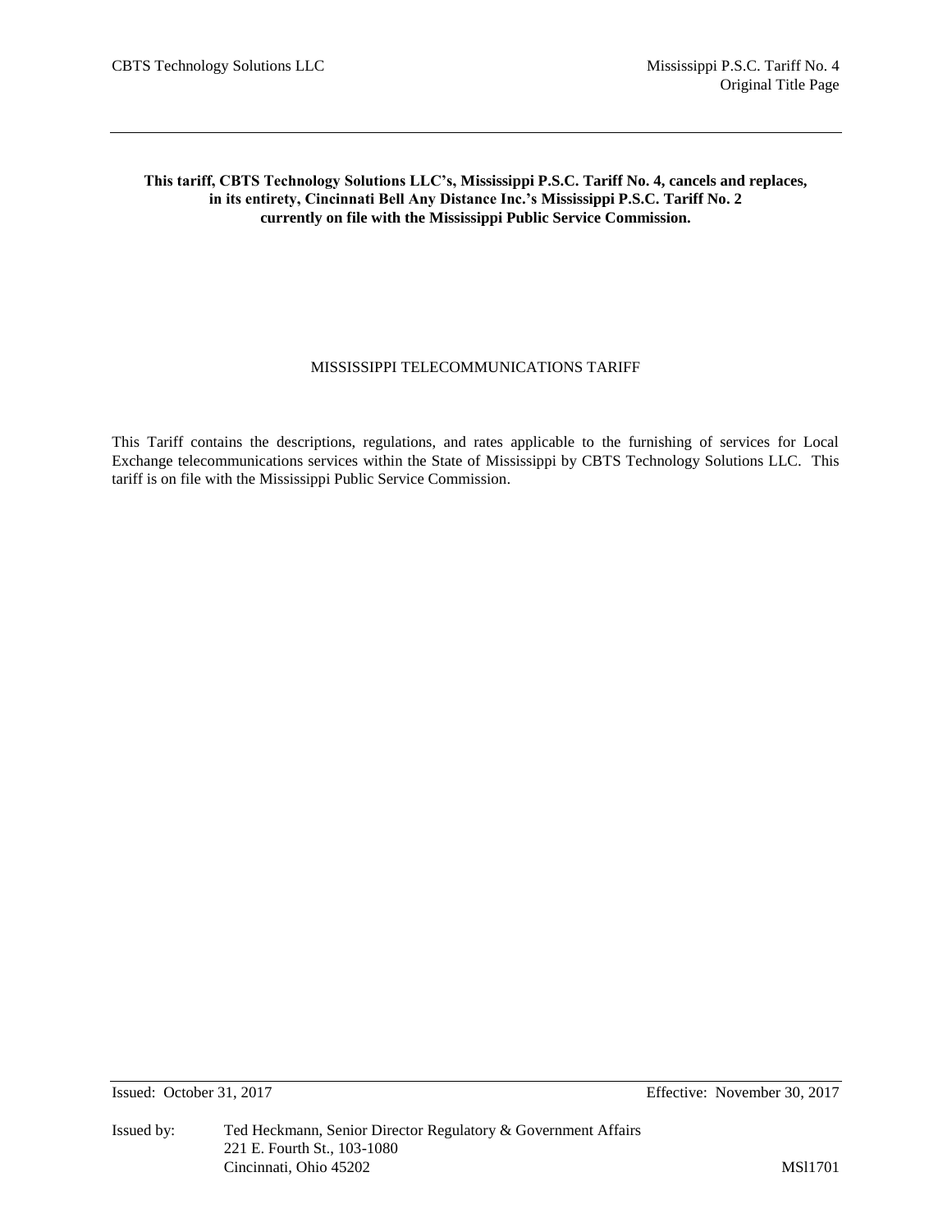**This tariff, CBTS Technology Solutions LLC's, Mississippi P.S.C. Tariff No. 4, cancels and replaces, in its entirety, Cincinnati Bell Any Distance Inc.'s Mississippi P.S.C. Tariff No. 2 currently on file with the Mississippi Public Service Commission.**

# MISSISSIPPI TELECOMMUNICATIONS TARIFF

This Tariff contains the descriptions, regulations, and rates applicable to the furnishing of services for Local Exchange telecommunications services within the State of Mississippi by CBTS Technology Solutions LLC. This tariff is on file with the Mississippi Public Service Commission.

Issued: October 31, 2017

Effective: November 30, 2017

Issued by: Ted Heckmann, Senior Director Regulatory & Government Affairs
221 E. Fourth St., 103-1080
Cincinnati, Ohio 45202

MSl1701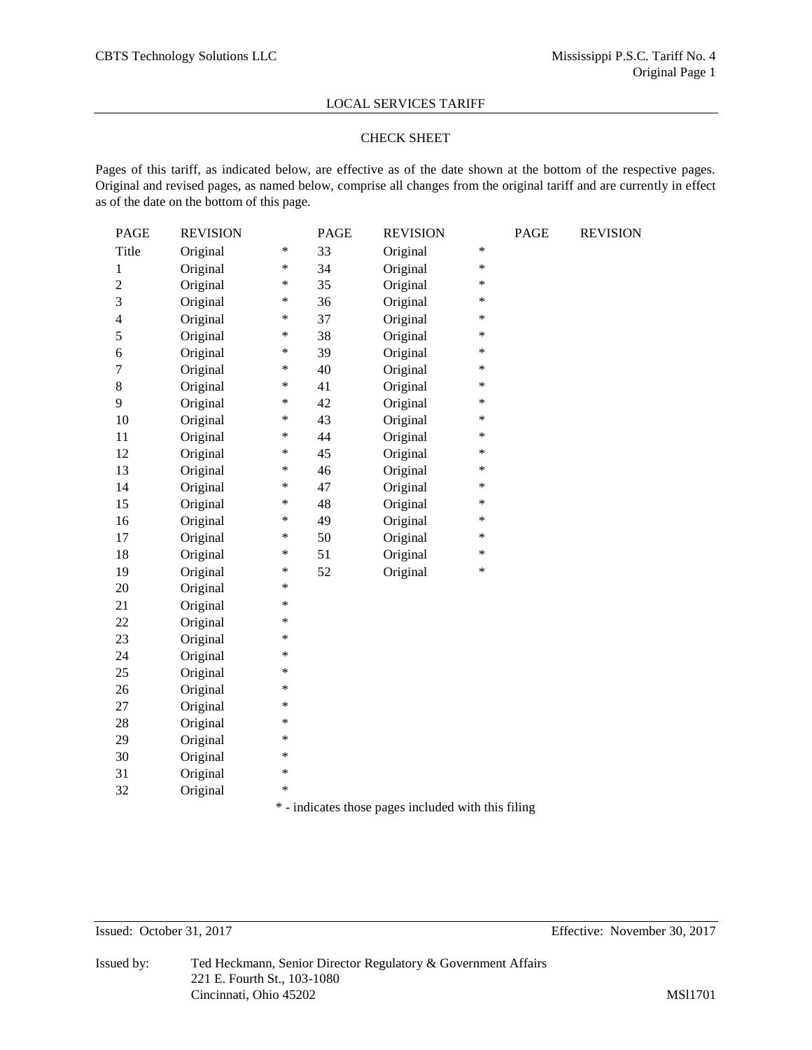LOCAL SERVICES TARIFF

## CHECK SHEET

Pages of this tariff, as indicated below, are effective as of the date shown at the bottom of the respective pages. Original and revised pages, as named below, comprise all changes from the original tariff and are currently in effect as of the date on the bottom of this page.

| PAGE | REVISION | | PAGE | REVISION | | PAGE | REVISION |
|---|---|---|---|---|---|---|---|
| Title | Original | * | 33 | Original | * | | |
| 1 | Original | * | 34 | Original | * | | |
| 2 | Original | * | 35 | Original | * | | |
| 3 | Original | * | 36 | Original | * | | |
| 4 | Original | * | 37 | Original | * | | |
| 5 | Original | * | 38 | Original | * | | |
| 6 | Original | * | 39 | Original | * | | |
| 7 | Original | * | 40 | Original | * | | |
| 8 | Original | * | 41 | Original | * | | |
| 9 | Original | * | 42 | Original | * | | |
| 10 | Original | * | 43 | Original | * | | |
| 11 | Original | * | 44 | Original | * | | |
| 12 | Original | * | 45 | Original | * | | |
| 13 | Original | * | 46 | Original | * | | |
| 14 | Original | * | 47 | Original | * | | |
| 15 | Original | * | 48 | Original | * | | |
| 16 | Original | * | 49 | Original | * | | |
| 17 | Original | * | 50 | Original | * | | |
| 18 | Original | * | 51 | Original | * | | |
| 19 | Original | * | 52 | Original | * | | |
| 20 | Original | * | | | | | |
| 21 | Original | * | | | | | |
| 22 | Original | * | | | | | |
| 23 | Original | * | | | | | |
| 24 | Original | * | | | | | |
| 25 | Original | * | | | | | |
| 26 | Original | * | | | | | |
| 27 | Original | * | | | | | |
| 28 | Original | * | | | | | |
| 29 | Original | * | | | | | |
| 30 | Original | * | | | | | |
| 31 | Original | * | | | | | |
| 32 | Original | * | | | | | |

* - indicates those pages included with this filing

Issued: October 31, 2017 Effective: November 30, 2017

Issued by: Ted Heckmann, Senior Director Regulatory & Government Affairs
221 E. Fourth St., 103-1080
Cincinnati, Ohio 45202

MSl1701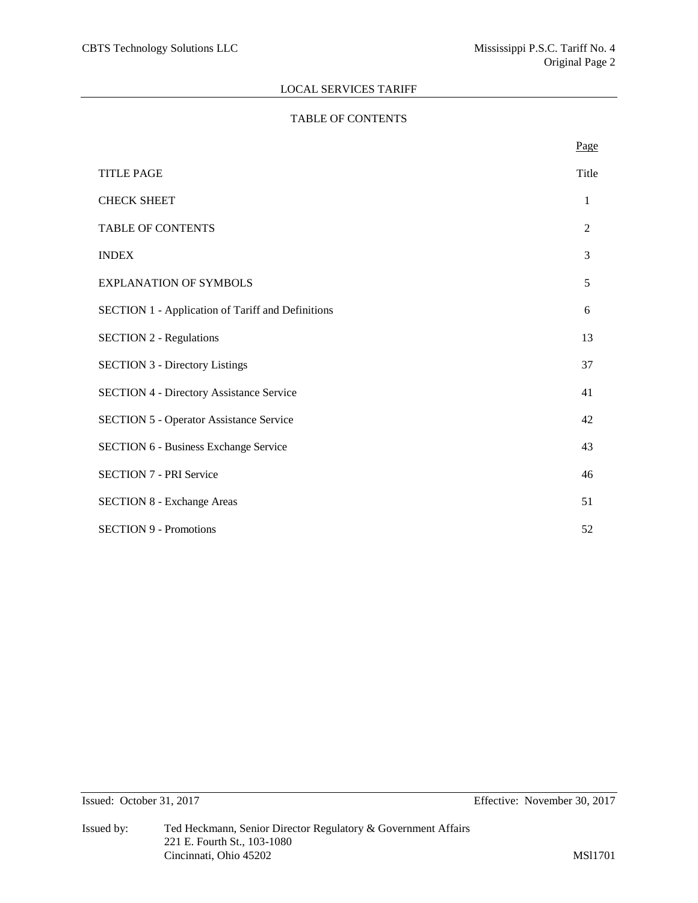## LOCAL SERVICES TARIFF

### TABLE OF CONTENTS

| | Page |
|---|---|
| TITLE PAGE | Title |
| CHECK SHEET | 1 |
| TABLE OF CONTENTS | 2 |
| INDEX | 3 |
| EXPLANATION OF SYMBOLS | 5 |
| SECTION 1 - Application of Tariff and Definitions | 6 |
| SECTION 2 - Regulations | 13 |
| SECTION 3 - Directory Listings | 37 |
| SECTION 4 - Directory Assistance Service | 41 |
| SECTION 5 - Operator Assistance Service | 42 |
| SECTION 6 - Business Exchange Service | 43 |
| SECTION 7 - PRI Service | 46 |
| SECTION 8 - Exchange Areas | 51 |
| SECTION 9 - Promotions | 52 |

Issued: October 31, 2017 Effective: November 30, 2017

Issued by: Ted Heckmann, Senior Director Regulatory & Government Affairs
221 E. Fourth St., 103-1080
Cincinnati, Ohio 45202

MSl1701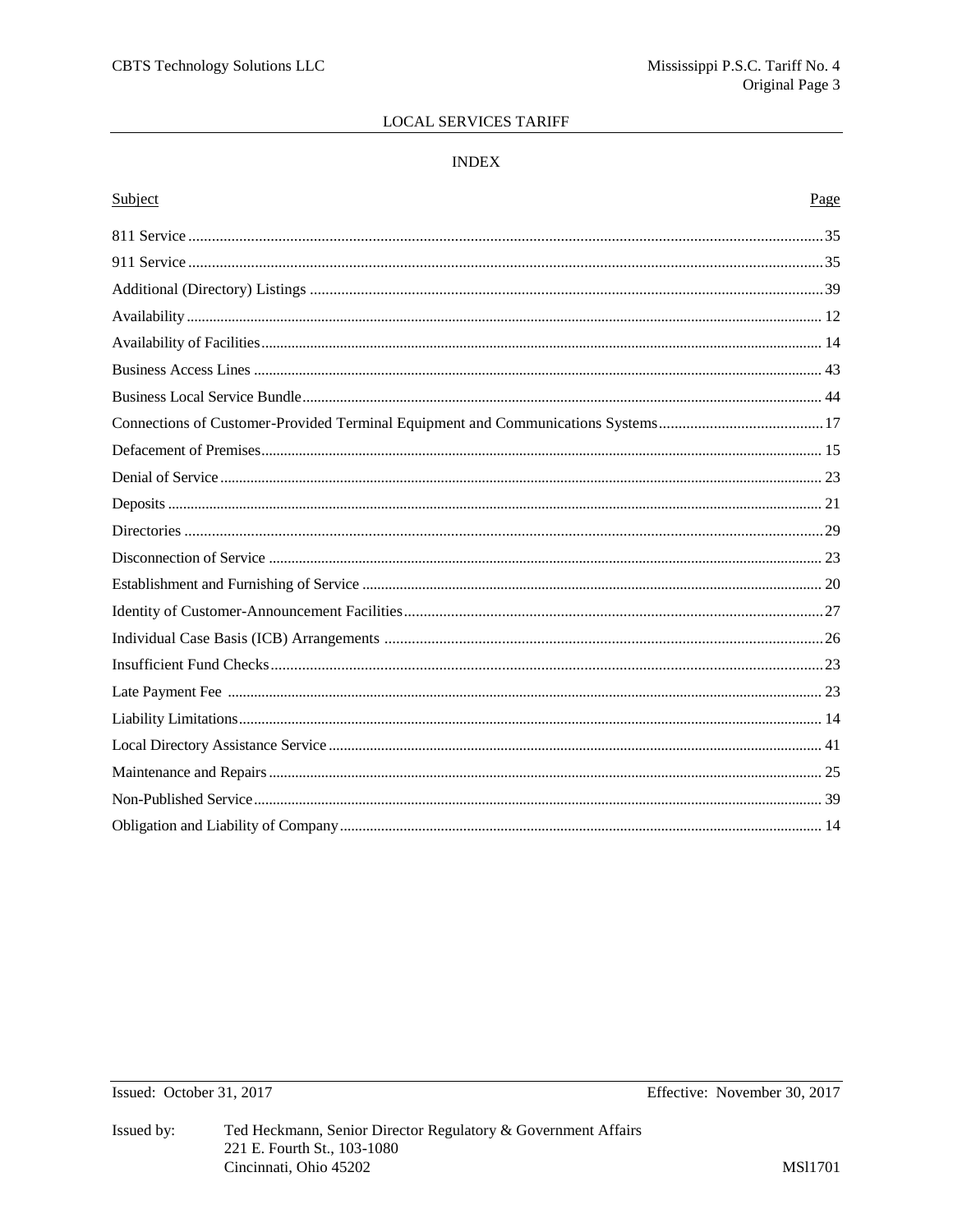## LOCAL SERVICES TARIFF

## INDEX

| Subject | Page |
|---|---|
| 811 Service | 35 |
| 911 Service | 35 |
| Additional (Directory) Listings | 39 |
| Availability | 12 |
| Availability of Facilities | 14 |
| Business Access Lines | 43 |
| Business Local Service Bundle | 44 |
| Connections of Customer-Provided Terminal Equipment and Communications Systems | 17 |
| Defacement of Premises | 15 |
| Denial of Service | 23 |
| Deposits | 21 |
| Directories | 29 |
| Disconnection of Service | 23 |
| Establishment and Furnishing of Service | 20 |
| Identity of Customer-Announcement Facilities | 27 |
| Individual Case Basis (ICB) Arrangements | 26 |
| Insufficient Fund Checks | 23 |
| Late Payment Fee | 23 |
| Liability Limitations | 14 |
| Local Directory Assistance Service | 41 |
| Maintenance and Repairs | 25 |
| Non-Published Service | 39 |
| Obligation and Liability of Company | 14 |

Issued: October 31, 2017

Effective: November 30, 2017

Issued by: Ted Heckmann, Senior Director Regulatory & Government Affairs
221 E. Fourth St., 103-1080
Cincinnati, Ohio 45202

MSl1701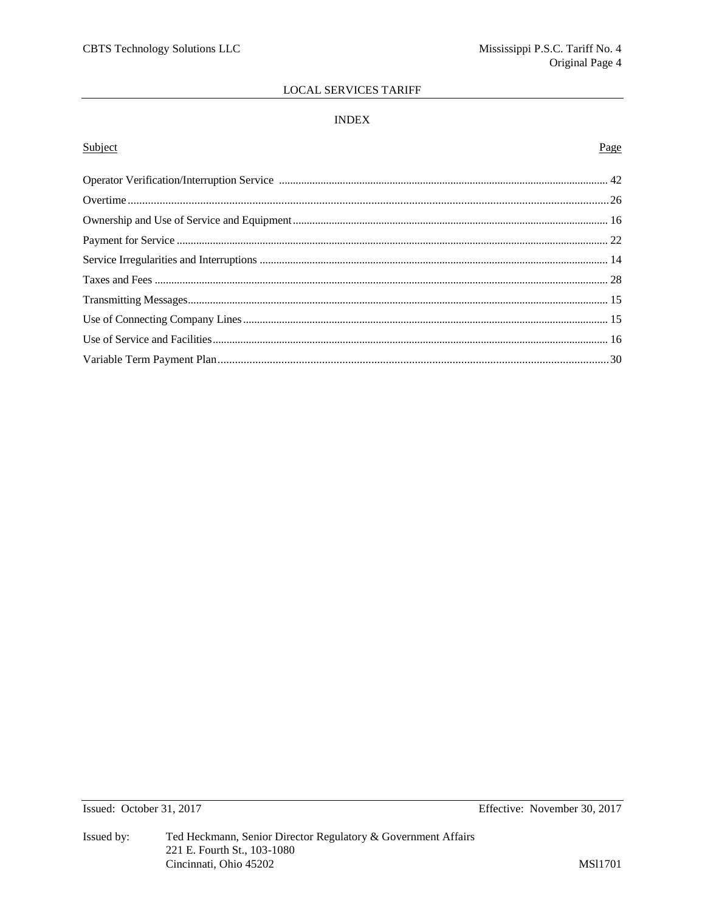LOCAL SERVICES TARIFF

## INDEX

| Subject | Page |
|---|---|
| Operator Verification/Interruption Service | 42 |
| Overtime | 26 |
| Ownership and Use of Service and Equipment | 16 |
| Payment for Service | 22 |
| Service Irregularities and Interruptions | 14 |
| Taxes and Fees | 28 |
| Transmitting Messages | 15 |
| Use of Connecting Company Lines | 15 |
| Use of Service and Facilities | 16 |
| Variable Term Payment Plan | 30 |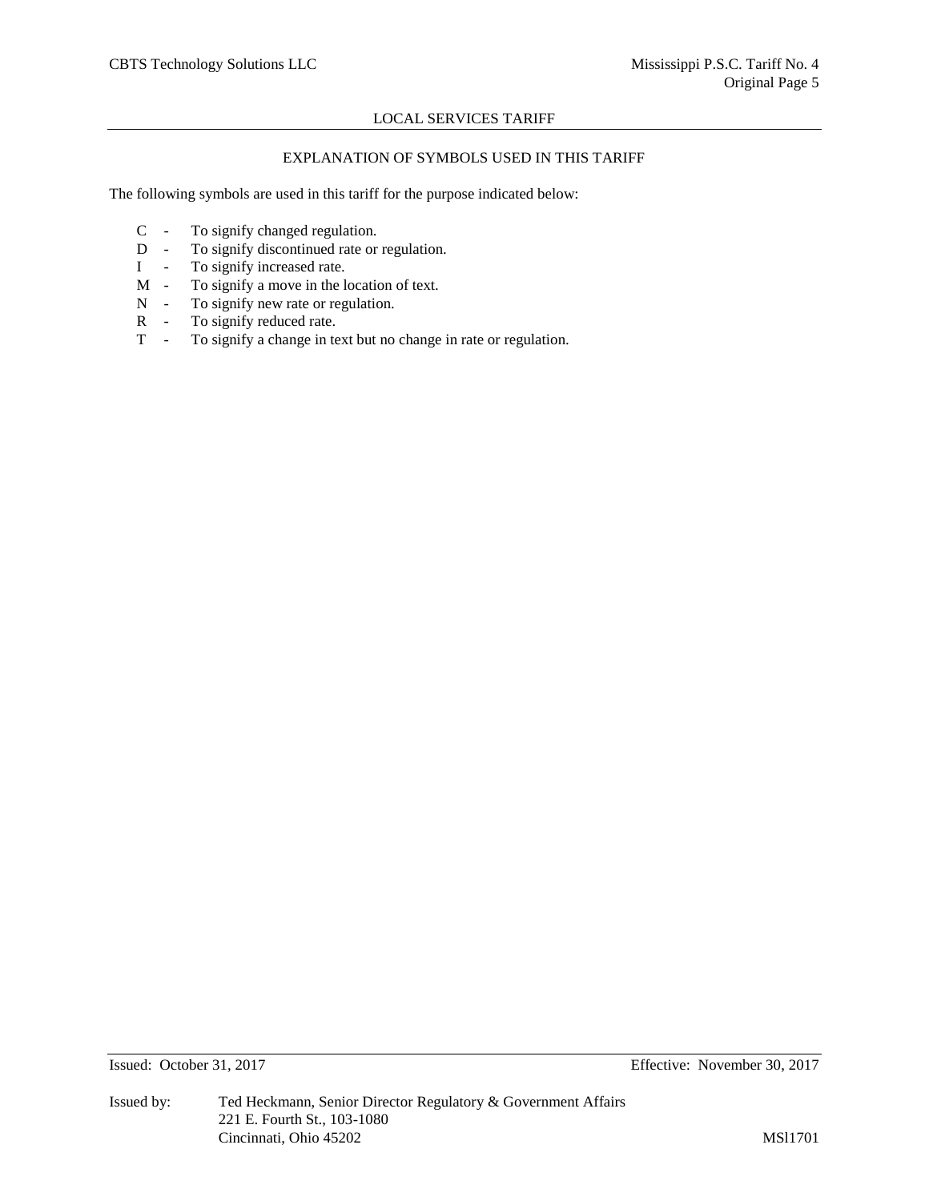## EXPLANATION OF SYMBOLS USED IN THIS TARIFF

The following symbols are used in this tariff for the purpose indicated below:

- C - To signify changed regulation.
- D - To signify discontinued rate or regulation.
- I - To signify increased rate.
- M - To signify a move in the location of text.
- N - To signify new rate or regulation.
- R - To signify reduced rate.
- T - To signify a change in text but no change in rate or regulation.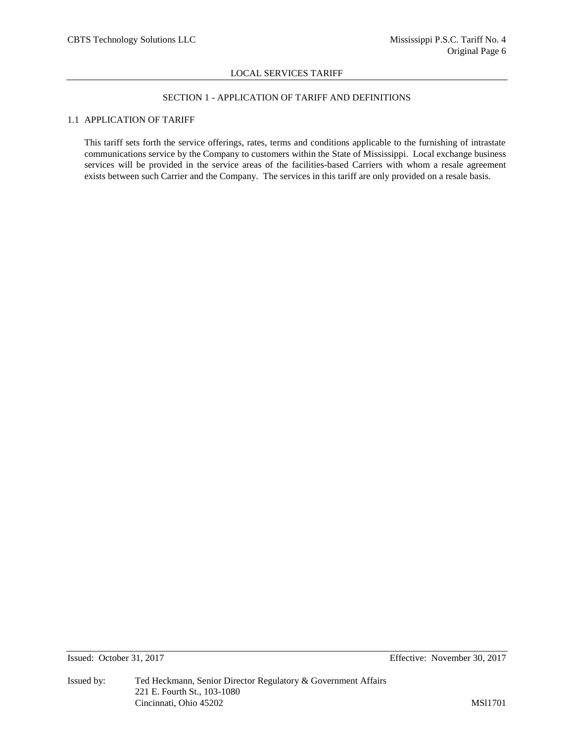## SECTION 1 - APPLICATION OF TARIFF AND DEFINITIONS

### 1.1 APPLICATION OF TARIFF

This tariff sets forth the service offerings, rates, terms and conditions applicable to the furnishing of intrastate communications service by the Company to customers within the State of Mississippi. Local exchange business services will be provided in the service areas of the facilities-based Carriers with whom a resale agreement exists between such Carrier and the Company. The services in this tariff are only provided on a resale basis.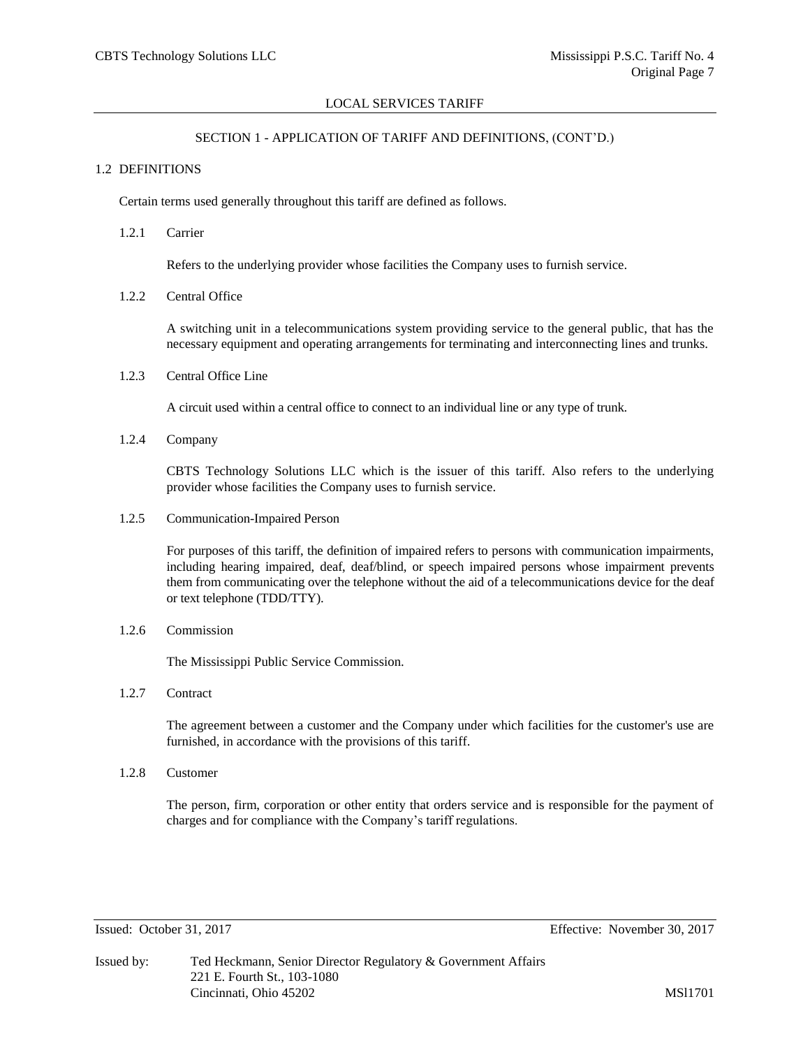## SECTION 1 - APPLICATION OF TARIFF AND DEFINITIONS, (CONT'D.)

### 1.2 DEFINITIONS

Certain terms used generally throughout this tariff are defined as follows.

#### 1.2.1 Carrier

Refers to the underlying provider whose facilities the Company uses to furnish service.

#### 1.2.2 Central Office

A switching unit in a telecommunications system providing service to the general public, that has the necessary equipment and operating arrangements for terminating and interconnecting lines and trunks.

#### 1.2.3 Central Office Line

A circuit used within a central office to connect to an individual line or any type of trunk.

#### 1.2.4 Company

CBTS Technology Solutions LLC which is the issuer of this tariff. Also refers to the underlying provider whose facilities the Company uses to furnish service.

#### 1.2.5 Communication-Impaired Person

For purposes of this tariff, the definition of impaired refers to persons with communication impairments, including hearing impaired, deaf, deaf/blind, or speech impaired persons whose impairment prevents them from communicating over the telephone without the aid of a telecommunications device for the deaf or text telephone (TDD/TTY).

#### 1.2.6 Commission

The Mississippi Public Service Commission.

#### 1.2.7 Contract

The agreement between a customer and the Company under which facilities for the customer's use are furnished, in accordance with the provisions of this tariff.

#### 1.2.8 Customer

The person, firm, corporation or other entity that orders service and is responsible for the payment of charges and for compliance with the Company's tariff regulations.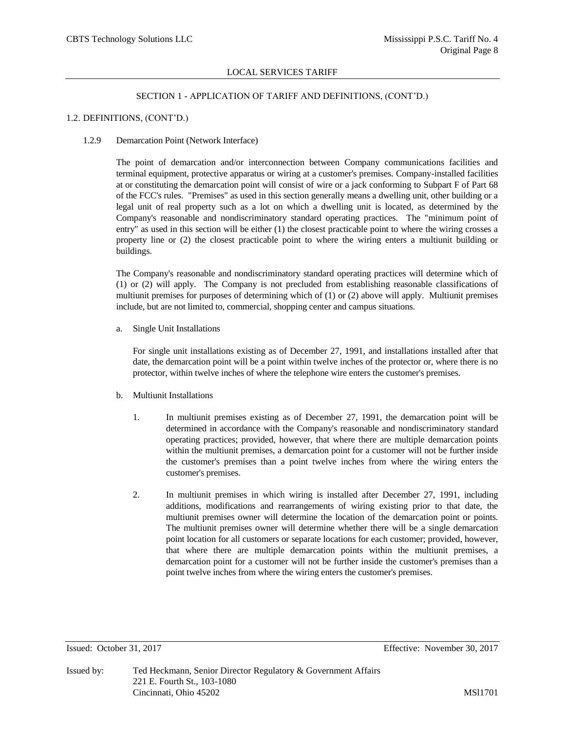LOCAL SERVICES TARIFF

SECTION 1 - APPLICATION OF TARIFF AND DEFINITIONS, (CONT'D.)

1.2. DEFINITIONS, (CONT'D.)

1.2.9 Demarcation Point (Network Interface)

The point of demarcation and/or interconnection between Company communications facilities and terminal equipment, protective apparatus or wiring at a customer's premises. Company-installed facilities at or constituting the demarcation point will consist of wire or a jack conforming to Subpart F of Part 68 of the FCC's rules. "Premises" as used in this section generally means a dwelling unit, other building or a legal unit of real property such as a lot on which a dwelling unit is located, as determined by the Company's reasonable and nondiscriminatory standard operating practices. The "minimum point of entry" as used in this section will be either (1) the closest practicable point to where the wiring crosses a property line or (2) the closest practicable point to where the wiring enters a multiunit building or buildings.

The Company's reasonable and nondiscriminatory standard operating practices will determine which of (1) or (2) will apply. The Company is not precluded from establishing reasonable classifications of multiunit premises for purposes of determining which of (1) or (2) above will apply. Multiunit premises include, but are not limited to, commercial, shopping center and campus situations.

a. Single Unit Installations

For single unit installations existing as of December 27, 1991, and installations installed after that date, the demarcation point will be a point within twelve inches of the protector or, where there is no protector, within twelve inches of where the telephone wire enters the customer's premises.

b. Multiunit Installations

1. In multiunit premises existing as of December 27, 1991, the demarcation point will be determined in accordance with the Company's reasonable and nondiscriminatory standard operating practices; provided, however, that where there are multiple demarcation points within the multiunit premises, a demarcation point for a customer will not be further inside the customer's premises than a point twelve inches from where the wiring enters the customer's premises.

2. In multiunit premises in which wiring is installed after December 27, 1991, including additions, modifications and rearrangements of wiring existing prior to that date, the multiunit premises owner will determine the location of the demarcation point or points. The multiunit premises owner will determine whether there will be a single demarcation point location for all customers or separate locations for each customer; provided, however, that where there are multiple demarcation points within the multiunit premises, a demarcation point for a customer will not be further inside the customer's premises than a point twelve inches from where the wiring enters the customer's premises.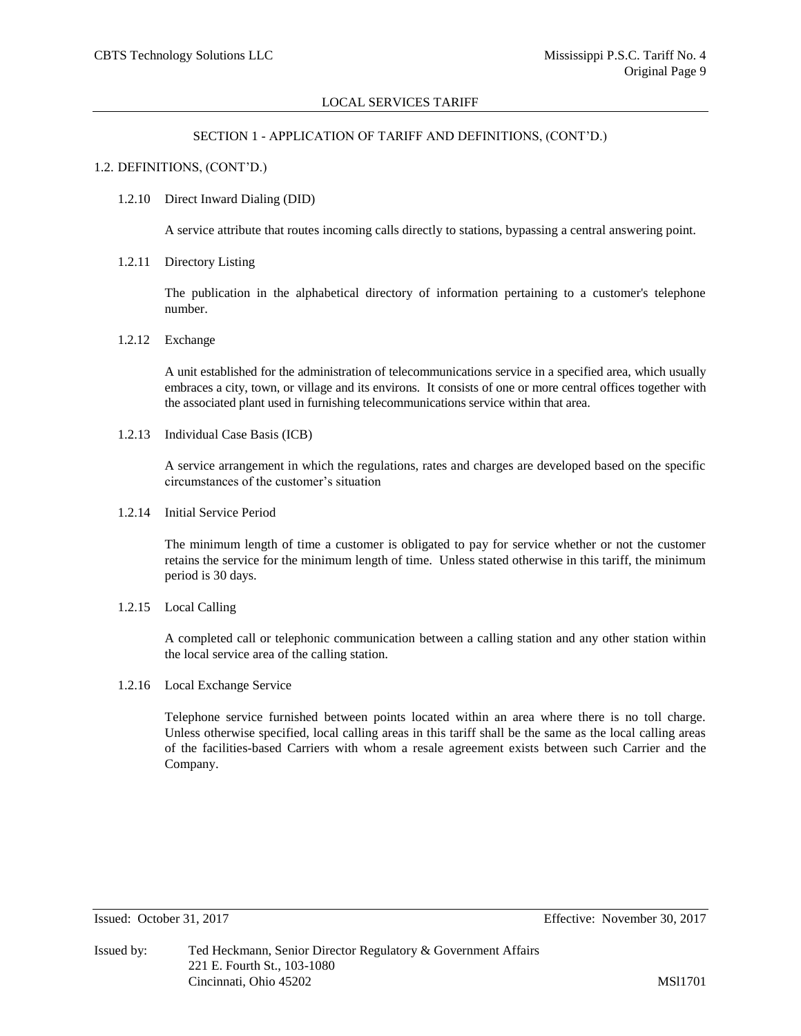## SECTION 1 - APPLICATION OF TARIFF AND DEFINITIONS, (CONT'D.)

### 1.2. DEFINITIONS, (CONT'D.)

1.2.10 Direct Inward Dialing (DID)

A service attribute that routes incoming calls directly to stations, bypassing a central answering point.

1.2.11 Directory Listing

The publication in the alphabetical directory of information pertaining to a customer's telephone number.

1.2.12 Exchange

A unit established for the administration of telecommunications service in a specified area, which usually embraces a city, town, or village and its environs. It consists of one or more central offices together with the associated plant used in furnishing telecommunications service within that area.

1.2.13 Individual Case Basis (ICB)

A service arrangement in which the regulations, rates and charges are developed based on the specific circumstances of the customer's situation

1.2.14 Initial Service Period

The minimum length of time a customer is obligated to pay for service whether or not the customer retains the service for the minimum length of time. Unless stated otherwise in this tariff, the minimum period is 30 days.

1.2.15 Local Calling

A completed call or telephonic communication between a calling station and any other station within the local service area of the calling station.

1.2.16 Local Exchange Service

Telephone service furnished between points located within an area where there is no toll charge. Unless otherwise specified, local calling areas in this tariff shall be the same as the local calling areas of the facilities-based Carriers with whom a resale agreement exists between such Carrier and the Company.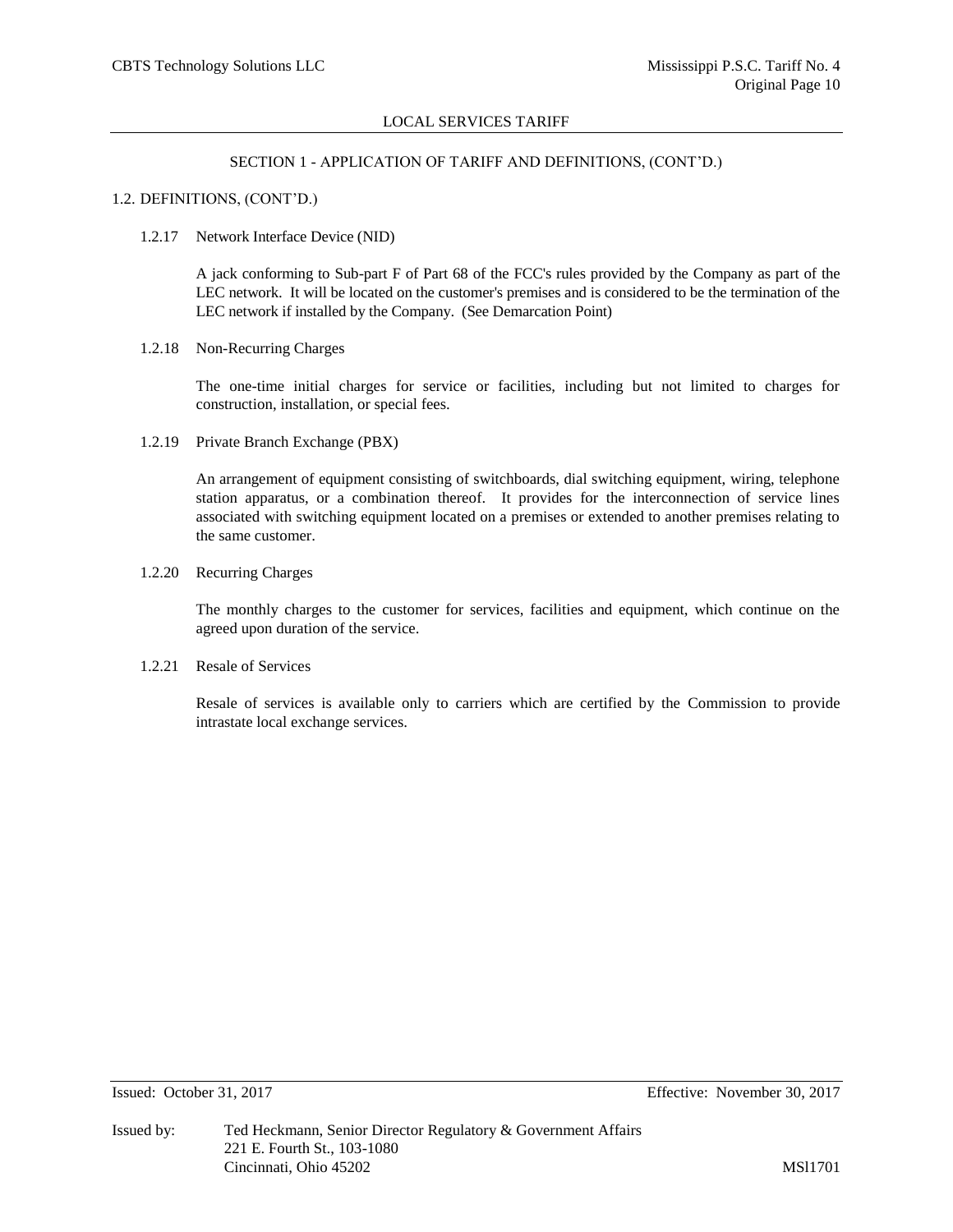## SECTION 1 - APPLICATION OF TARIFF AND DEFINITIONS, (CONT'D.)

### 1.2. DEFINITIONS, (CONT'D.)

1.2.17 Network Interface Device (NID)

A jack conforming to Sub-part F of Part 68 of the FCC's rules provided by the Company as part of the LEC network. It will be located on the customer's premises and is considered to be the termination of the LEC network if installed by the Company. (See Demarcation Point)

1.2.18 Non-Recurring Charges

The one-time initial charges for service or facilities, including but not limited to charges for construction, installation, or special fees.

1.2.19 Private Branch Exchange (PBX)

An arrangement of equipment consisting of switchboards, dial switching equipment, wiring, telephone station apparatus, or a combination thereof. It provides for the interconnection of service lines associated with switching equipment located on a premises or extended to another premises relating to the same customer.

1.2.20 Recurring Charges

The monthly charges to the customer for services, facilities and equipment, which continue on the agreed upon duration of the service.

1.2.21 Resale of Services

Resale of services is available only to carriers which are certified by the Commission to provide intrastate local exchange services.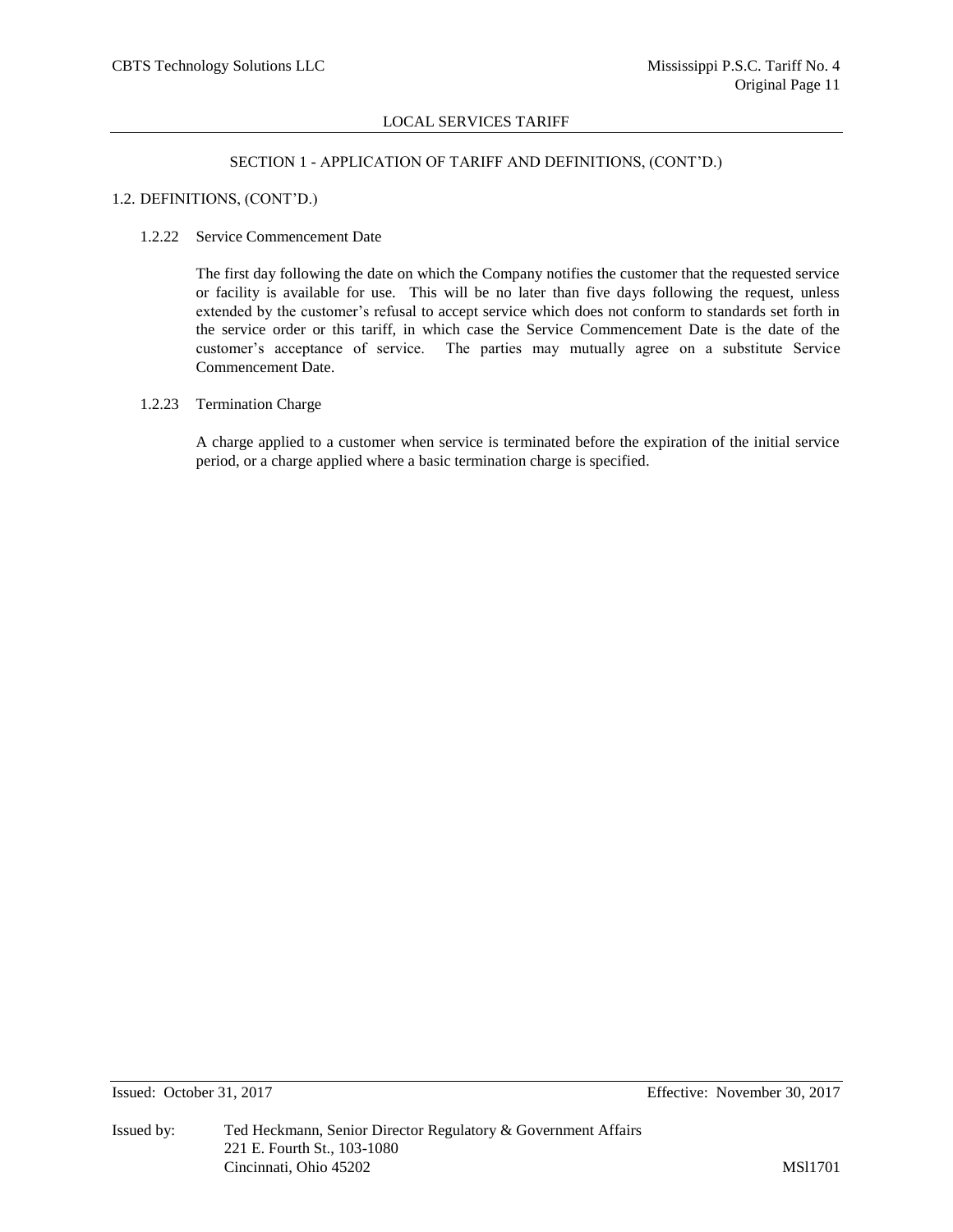## SECTION 1 - APPLICATION OF TARIFF AND DEFINITIONS, (CONT'D.)

### 1.2. DEFINITIONS, (CONT'D.)

#### 1.2.22 Service Commencement Date

The first day following the date on which the Company notifies the customer that the requested service or facility is available for use. This will be no later than five days following the request, unless extended by the customer's refusal to accept service which does not conform to standards set forth in the service order or this tariff, in which case the Service Commencement Date is the date of the customer's acceptance of service. The parties may mutually agree on a substitute Service Commencement Date.

#### 1.2.23 Termination Charge

A charge applied to a customer when service is terminated before the expiration of the initial service period, or a charge applied where a basic termination charge is specified.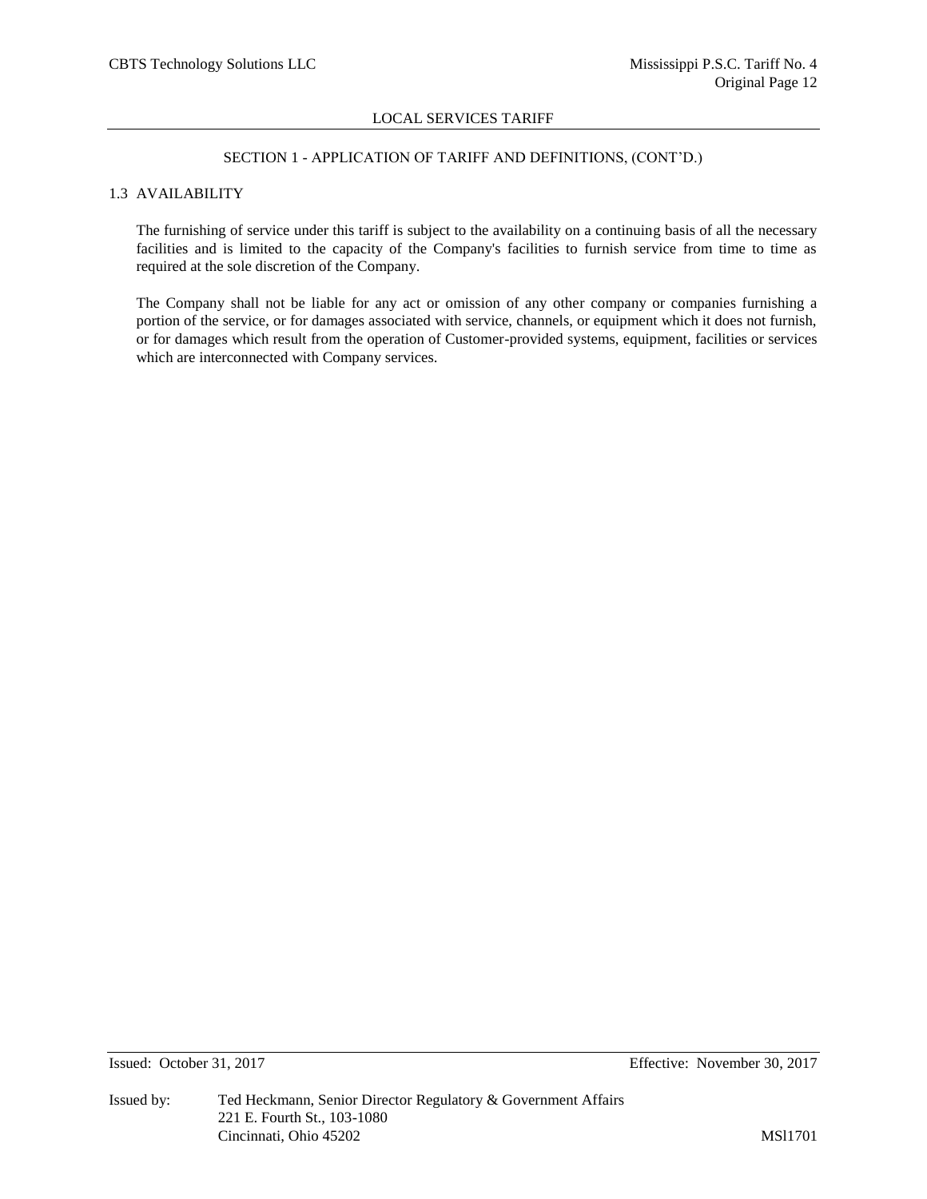## SECTION 1 - APPLICATION OF TARIFF AND DEFINITIONS, (CONT'D.)

### 1.3 AVAILABILITY

The furnishing of service under this tariff is subject to the availability on a continuing basis of all the necessary facilities and is limited to the capacity of the Company's facilities to furnish service from time to time as required at the sole discretion of the Company.

The Company shall not be liable for any act or omission of any other company or companies furnishing a portion of the service, or for damages associated with service, channels, or equipment which it does not furnish, or for damages which result from the operation of Customer-provided systems, equipment, facilities or services which are interconnected with Company services.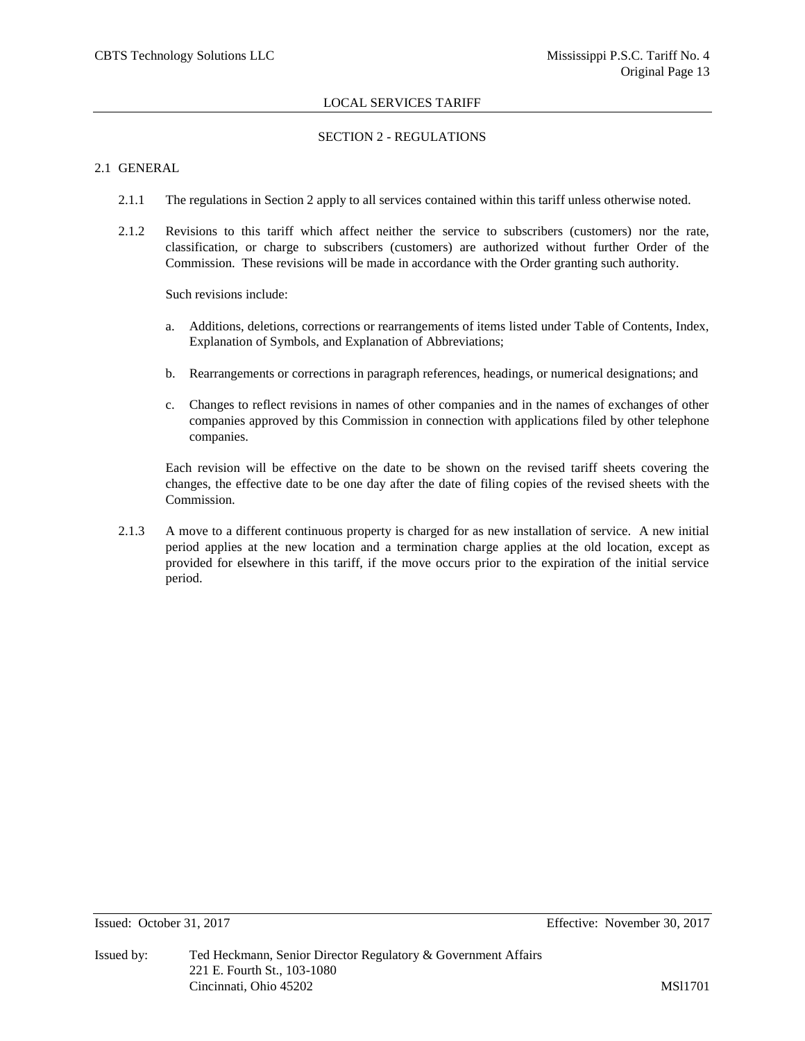## SECTION 2 - REGULATIONS

### 2.1 GENERAL

2.1.1 The regulations in Section 2 apply to all services contained within this tariff unless otherwise noted.

2.1.2 Revisions to this tariff which affect neither the service to subscribers (customers) nor the rate, classification, or charge to subscribers (customers) are authorized without further Order of the Commission. These revisions will be made in accordance with the Order granting such authority.

Such revisions include:

a. Additions, deletions, corrections or rearrangements of items listed under Table of Contents, Index, Explanation of Symbols, and Explanation of Abbreviations;

b. Rearrangements or corrections in paragraph references, headings, or numerical designations; and

c. Changes to reflect revisions in names of other companies and in the names of exchanges of other companies approved by this Commission in connection with applications filed by other telephone companies.

Each revision will be effective on the date to be shown on the revised tariff sheets covering the changes, the effective date to be one day after the date of filing copies of the revised sheets with the Commission.

2.1.3 A move to a different continuous property is charged for as new installation of service. A new initial period applies at the new location and a termination charge applies at the old location, except as provided for elsewhere in this tariff, if the move occurs prior to the expiration of the initial service period.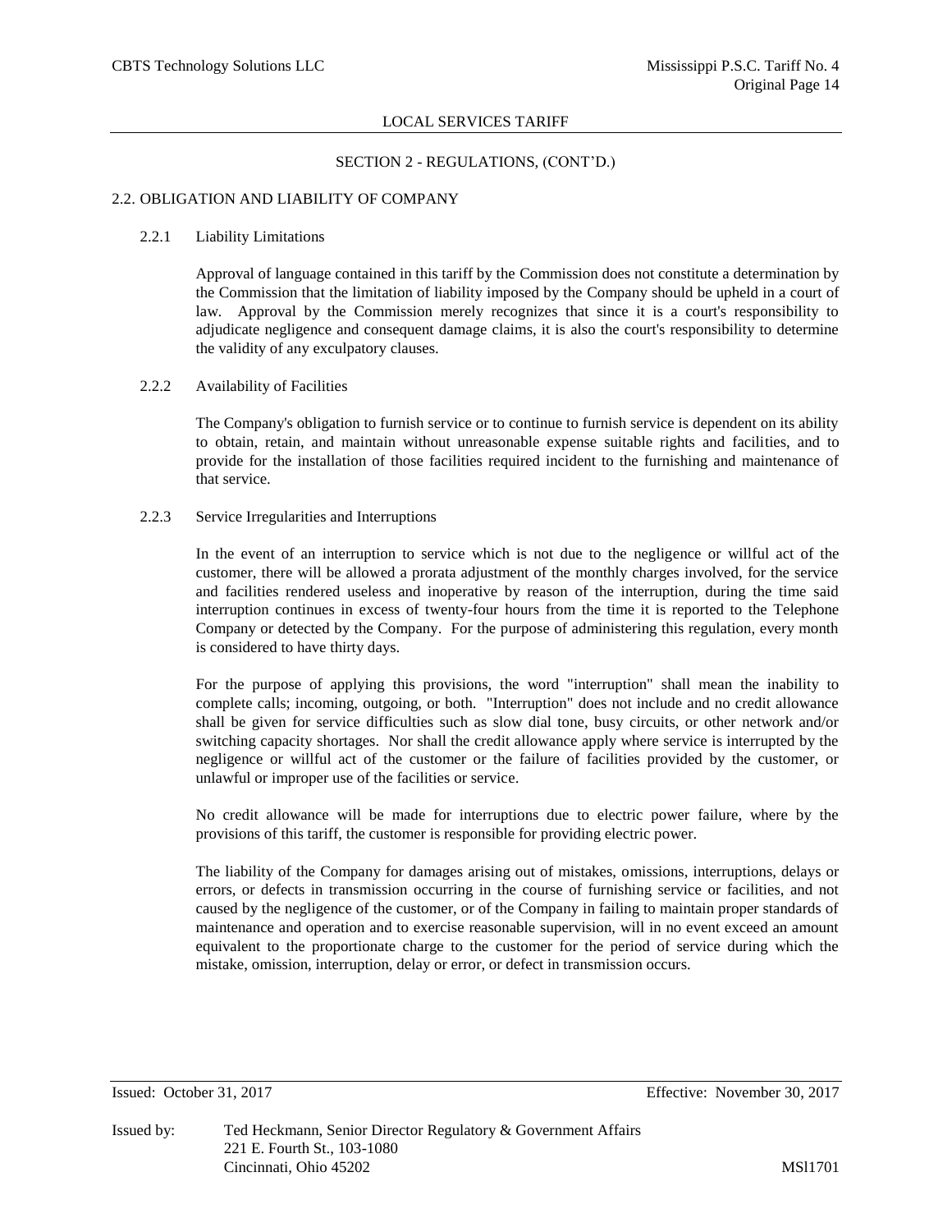## SECTION 2 - REGULATIONS, (CONT'D.)

### 2.2. OBLIGATION AND LIABILITY OF COMPANY

#### 2.2.1 Liability Limitations

Approval of language contained in this tariff by the Commission does not constitute a determination by the Commission that the limitation of liability imposed by the Company should be upheld in a court of law. Approval by the Commission merely recognizes that since it is a court's responsibility to adjudicate negligence and consequent damage claims, it is also the court's responsibility to determine the validity of any exculpatory clauses.

#### 2.2.2 Availability of Facilities

The Company's obligation to furnish service or to continue to furnish service is dependent on its ability to obtain, retain, and maintain without unreasonable expense suitable rights and facilities, and to provide for the installation of those facilities required incident to the furnishing and maintenance of that service.

#### 2.2.3 Service Irregularities and Interruptions

In the event of an interruption to service which is not due to the negligence or willful act of the customer, there will be allowed a prorata adjustment of the monthly charges involved, for the service and facilities rendered useless and inoperative by reason of the interruption, during the time said interruption continues in excess of twenty-four hours from the time it is reported to the Telephone Company or detected by the Company. For the purpose of administering this regulation, every month is considered to have thirty days.

For the purpose of applying this provisions, the word "interruption" shall mean the inability to complete calls; incoming, outgoing, or both. "Interruption" does not include and no credit allowance shall be given for service difficulties such as slow dial tone, busy circuits, or other network and/or switching capacity shortages. Nor shall the credit allowance apply where service is interrupted by the negligence or willful act of the customer or the failure of facilities provided by the customer, or unlawful or improper use of the facilities or service.

No credit allowance will be made for interruptions due to electric power failure, where by the provisions of this tariff, the customer is responsible for providing electric power.

The liability of the Company for damages arising out of mistakes, omissions, interruptions, delays or errors, or defects in transmission occurring in the course of furnishing service or facilities, and not caused by the negligence of the customer, or of the Company in failing to maintain proper standards of maintenance and operation and to exercise reasonable supervision, will in no event exceed an amount equivalent to the proportionate charge to the customer for the period of service during which the mistake, omission, interruption, delay or error, or defect in transmission occurs.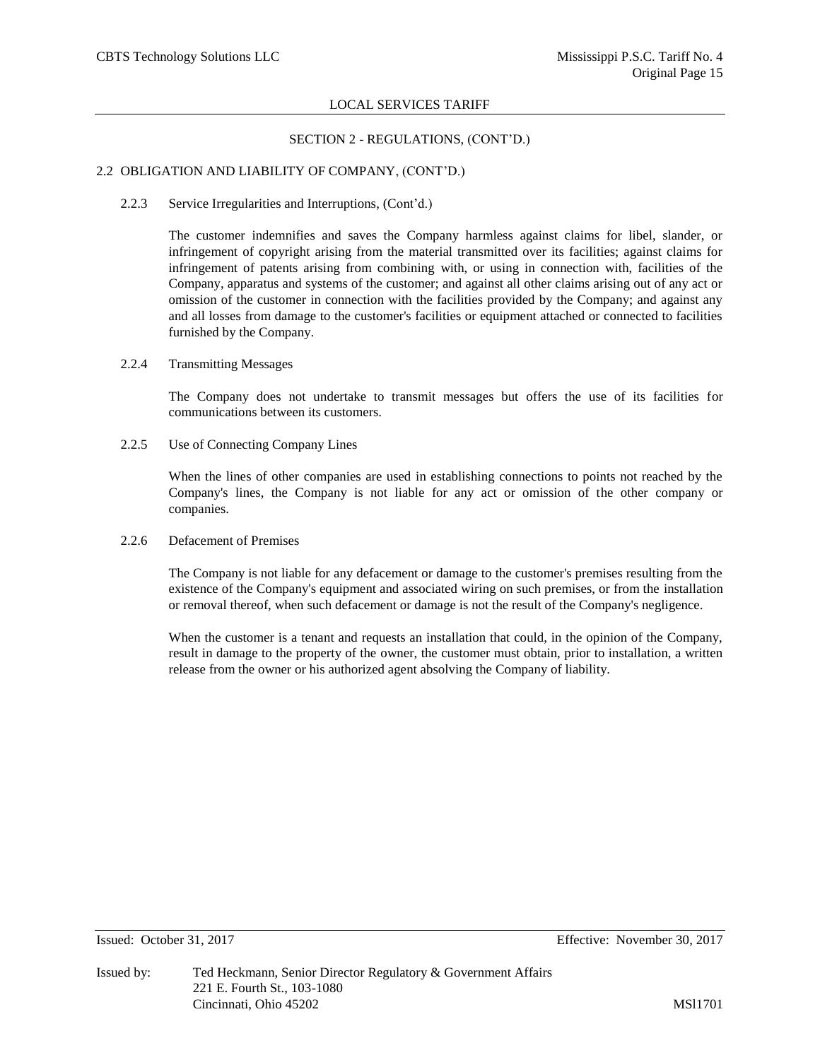LOCAL SERVICES TARIFF

SECTION 2 - REGULATIONS, (CONT'D.)

2.2 OBLIGATION AND LIABILITY OF COMPANY, (CONT'D.)

2.2.3 Service Irregularities and Interruptions, (Cont'd.)

The customer indemnifies and saves the Company harmless against claims for libel, slander, or infringement of copyright arising from the material transmitted over its facilities; against claims for infringement of patents arising from combining with, or using in connection with, facilities of the Company, apparatus and systems of the customer; and against all other claims arising out of any act or omission of the customer in connection with the facilities provided by the Company; and against any and all losses from damage to the customer's facilities or equipment attached or connected to facilities furnished by the Company.

2.2.4 Transmitting Messages

The Company does not undertake to transmit messages but offers the use of its facilities for communications between its customers.

2.2.5 Use of Connecting Company Lines

When the lines of other companies are used in establishing connections to points not reached by the Company's lines, the Company is not liable for any act or omission of the other company or companies.

2.2.6 Defacement of Premises

The Company is not liable for any defacement or damage to the customer's premises resulting from the existence of the Company's equipment and associated wiring on such premises, or from the installation or removal thereof, when such defacement or damage is not the result of the Company's negligence.

When the customer is a tenant and requests an installation that could, in the opinion of the Company, result in damage to the property of the owner, the customer must obtain, prior to installation, a written release from the owner or his authorized agent absolving the Company of liability.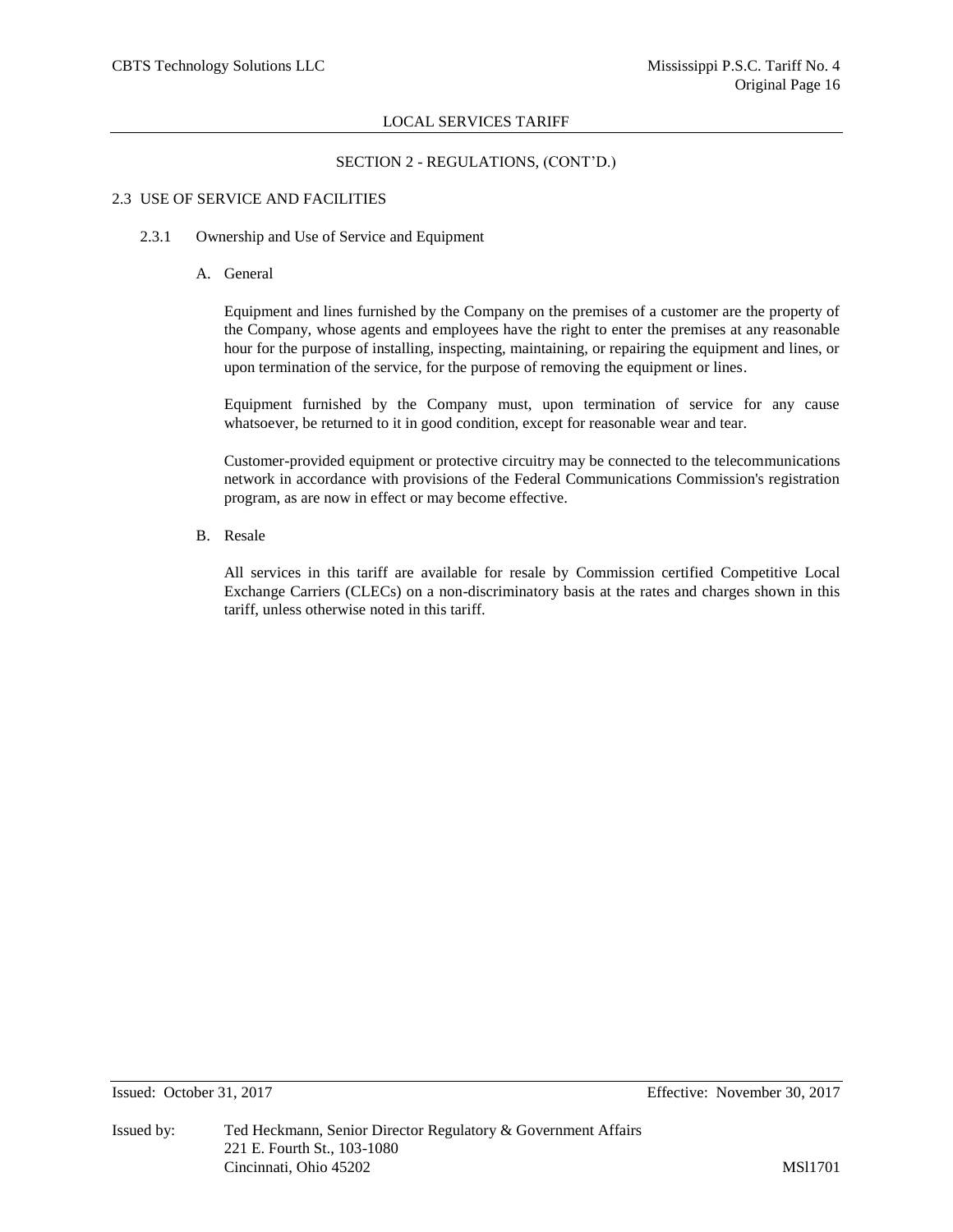## SECTION 2 - REGULATIONS, (CONT'D.)

### 2.3 USE OF SERVICE AND FACILITIES

#### 2.3.1 Ownership and Use of Service and Equipment

A. General

Equipment and lines furnished by the Company on the premises of a customer are the property of the Company, whose agents and employees have the right to enter the premises at any reasonable hour for the purpose of installing, inspecting, maintaining, or repairing the equipment and lines, or upon termination of the service, for the purpose of removing the equipment or lines.

Equipment furnished by the Company must, upon termination of service for any cause whatsoever, be returned to it in good condition, except for reasonable wear and tear.

Customer-provided equipment or protective circuitry may be connected to the telecommunications network in accordance with provisions of the Federal Communications Commission's registration program, as are now in effect or may become effective.

B. Resale

All services in this tariff are available for resale by Commission certified Competitive Local Exchange Carriers (CLECs) on a non-discriminatory basis at the rates and charges shown in this tariff, unless otherwise noted in this tariff.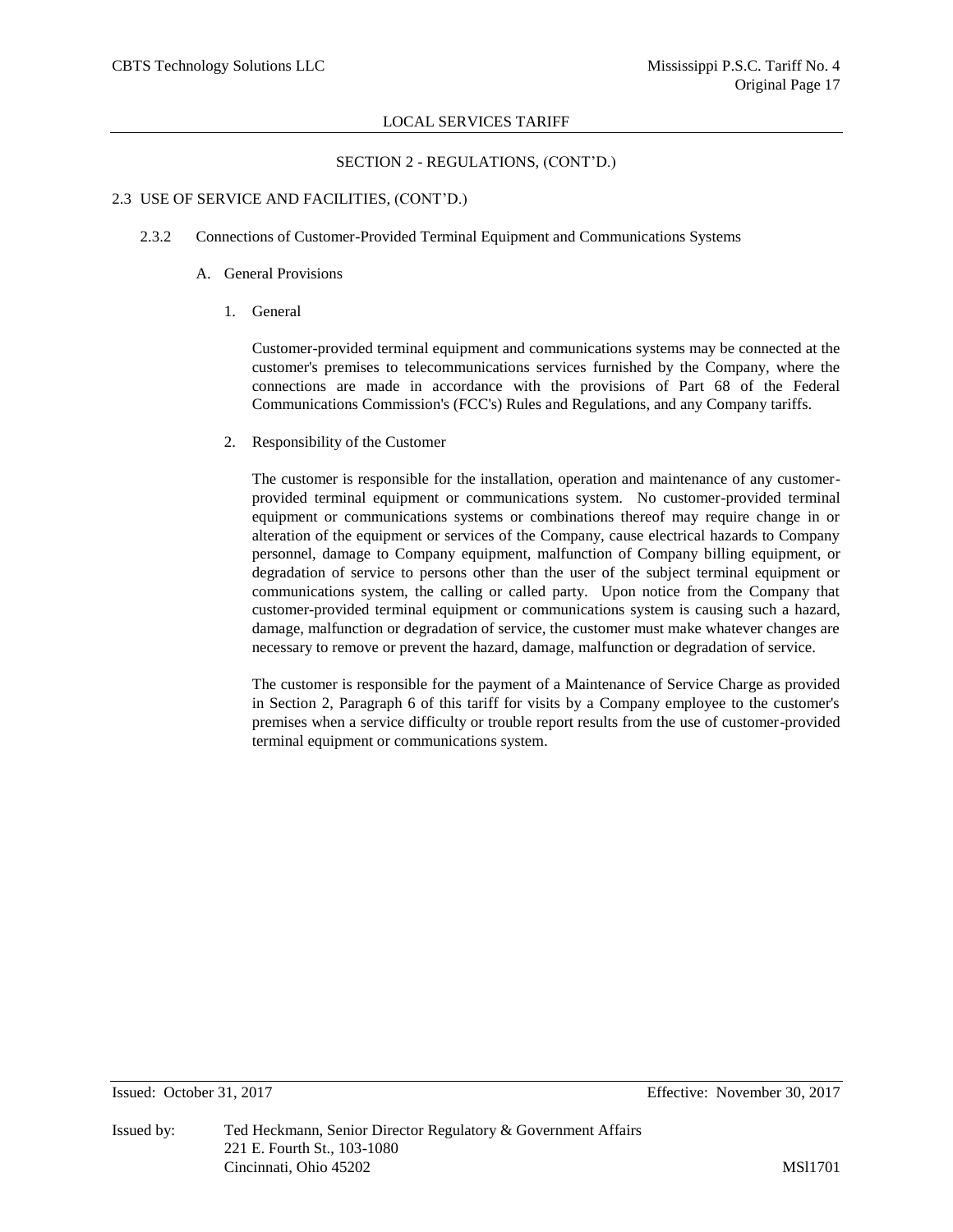## SECTION 2 - REGULATIONS, (CONT'D.)

### 2.3 USE OF SERVICE AND FACILITIES, (CONT'D.)

#### 2.3.2 Connections of Customer-Provided Terminal Equipment and Communications Systems

A. General Provisions

1. General

Customer-provided terminal equipment and communications systems may be connected at the customer's premises to telecommunications services furnished by the Company, where the connections are made in accordance with the provisions of Part 68 of the Federal Communications Commission's (FCC's) Rules and Regulations, and any Company tariffs.

2. Responsibility of the Customer

The customer is responsible for the installation, operation and maintenance of any customer-provided terminal equipment or communications system. No customer-provided terminal equipment or communications systems or combinations thereof may require change in or alteration of the equipment or services of the Company, cause electrical hazards to Company personnel, damage to Company equipment, malfunction of Company billing equipment, or degradation of service to persons other than the user of the subject terminal equipment or communications system, the calling or called party. Upon notice from the Company that customer-provided terminal equipment or communications system is causing such a hazard, damage, malfunction or degradation of service, the customer must make whatever changes are necessary to remove or prevent the hazard, damage, malfunction or degradation of service.

The customer is responsible for the payment of a Maintenance of Service Charge as provided in Section 2, Paragraph 6 of this tariff for visits by a Company employee to the customer's premises when a service difficulty or trouble report results from the use of customer-provided terminal equipment or communications system.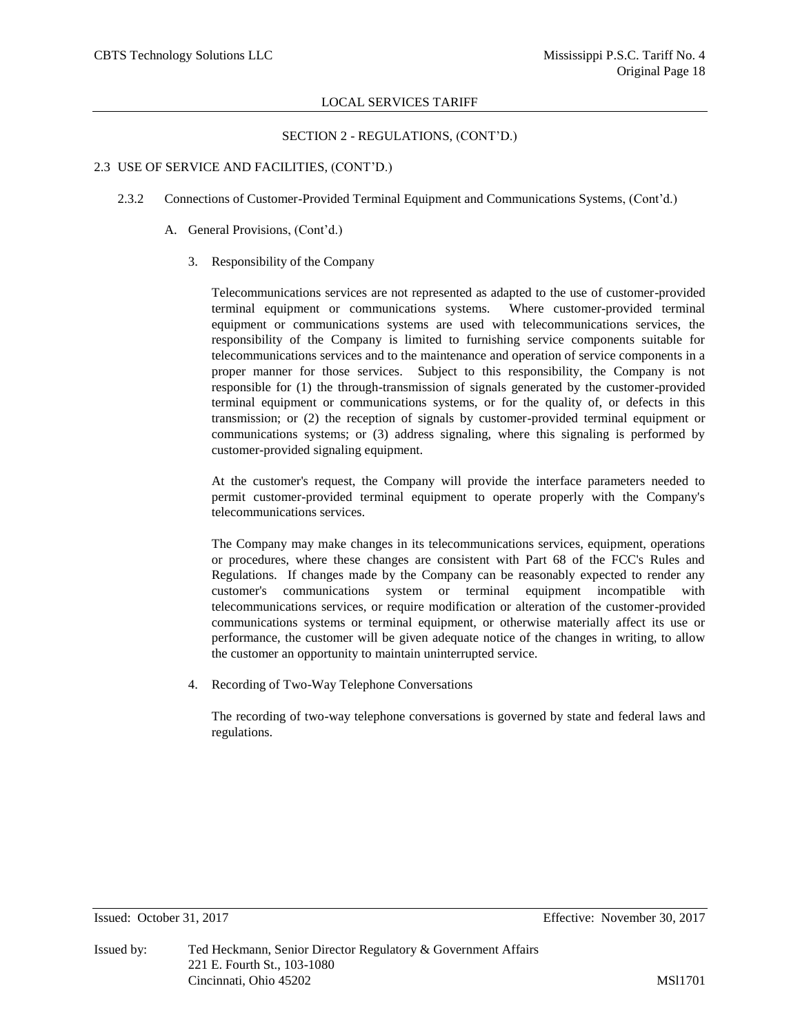SECTION 2 - REGULATIONS, (CONT'D.)

2.3 USE OF SERVICE AND FACILITIES, (CONT'D.)

2.3.2 Connections of Customer-Provided Terminal Equipment and Communications Systems, (Cont'd.)

A. General Provisions, (Cont'd.)

3. Responsibility of the Company

Telecommunications services are not represented as adapted to the use of customer-provided terminal equipment or communications systems. Where customer-provided terminal equipment or communications systems are used with telecommunications services, the responsibility of the Company is limited to furnishing service components suitable for telecommunications services and to the maintenance and operation of service components in a proper manner for those services. Subject to this responsibility, the Company is not responsible for (1) the through-transmission of signals generated by the customer-provided terminal equipment or communications systems, or for the quality of, or defects in this transmission; or (2) the reception of signals by customer-provided terminal equipment or communications systems; or (3) address signaling, where this signaling is performed by customer-provided signaling equipment.

At the customer's request, the Company will provide the interface parameters needed to permit customer-provided terminal equipment to operate properly with the Company's telecommunications services.

The Company may make changes in its telecommunications services, equipment, operations or procedures, where these changes are consistent with Part 68 of the FCC's Rules and Regulations. If changes made by the Company can be reasonably expected to render any customer's communications system or terminal equipment incompatible with telecommunications services, or require modification or alteration of the customer-provided communications systems or terminal equipment, or otherwise materially affect its use or performance, the customer will be given adequate notice of the changes in writing, to allow the customer an opportunity to maintain uninterrupted service.

4. Recording of Two-Way Telephone Conversations

The recording of two-way telephone conversations is governed by state and federal laws and regulations.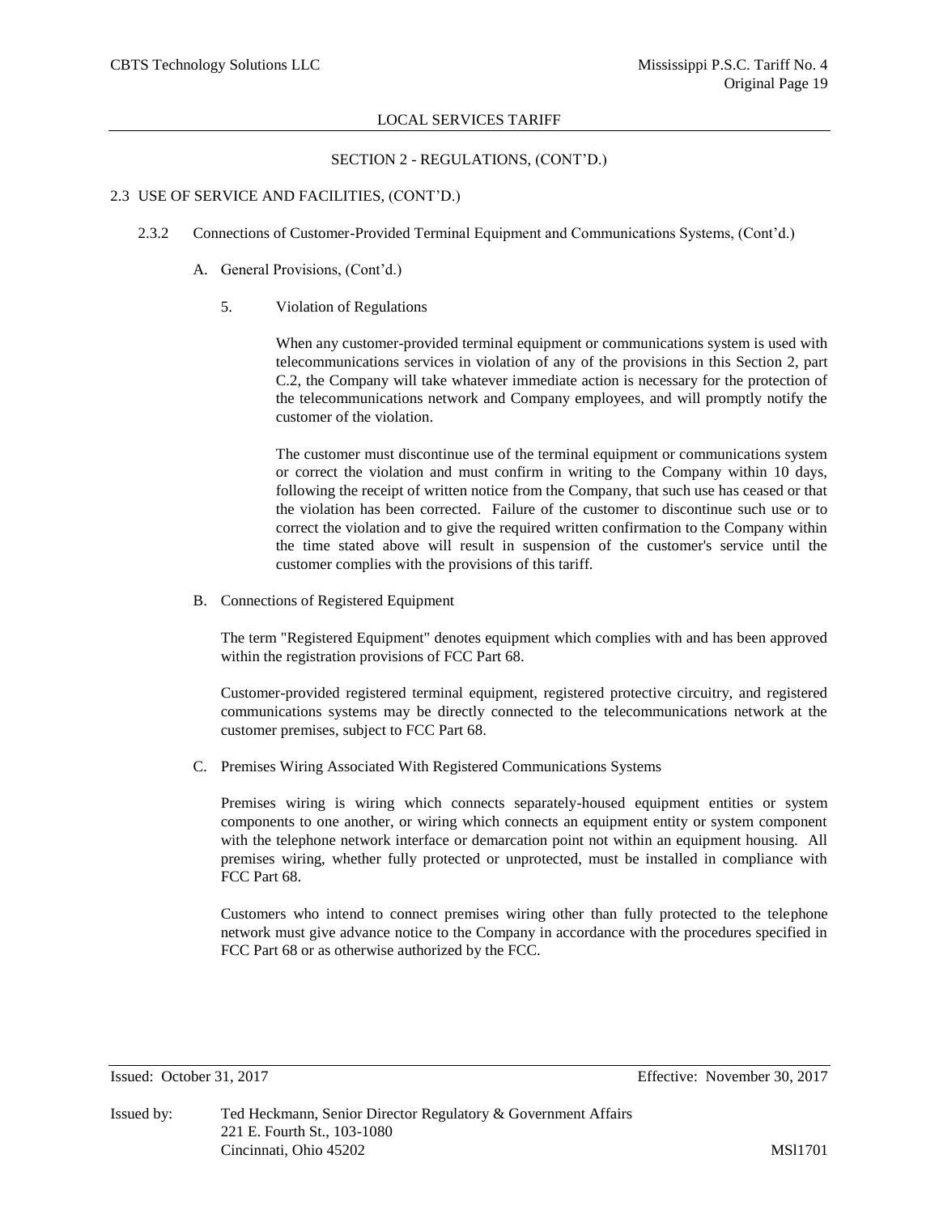## SECTION 2 - REGULATIONS, (CONT'D.)

### 2.3 USE OF SERVICE AND FACILITIES, (CONT'D.)

#### 2.3.2 Connections of Customer-Provided Terminal Equipment and Communications Systems, (Cont'd.)

A. General Provisions, (Cont'd.)

5. Violation of Regulations

When any customer-provided terminal equipment or communications system is used with telecommunications services in violation of any of the provisions in this Section 2, part C.2, the Company will take whatever immediate action is necessary for the protection of the telecommunications network and Company employees, and will promptly notify the customer of the violation.

The customer must discontinue use of the terminal equipment or communications system or correct the violation and must confirm in writing to the Company within 10 days, following the receipt of written notice from the Company, that such use has ceased or that the violation has been corrected. Failure of the customer to discontinue such use or to correct the violation and to give the required written confirmation to the Company within the time stated above will result in suspension of the customer's service until the customer complies with the provisions of this tariff.

B. Connections of Registered Equipment

The term "Registered Equipment" denotes equipment which complies with and has been approved within the registration provisions of FCC Part 68.

Customer-provided registered terminal equipment, registered protective circuitry, and registered communications systems may be directly connected to the telecommunications network at the customer premises, subject to FCC Part 68.

C. Premises Wiring Associated With Registered Communications Systems

Premises wiring is wiring which connects separately-housed equipment entities or system components to one another, or wiring which connects an equipment entity or system component with the telephone network interface or demarcation point not within an equipment housing. All premises wiring, whether fully protected or unprotected, must be installed in compliance with FCC Part 68.

Customers who intend to connect premises wiring other than fully protected to the telephone network must give advance notice to the Company in accordance with the procedures specified in FCC Part 68 or as otherwise authorized by the FCC.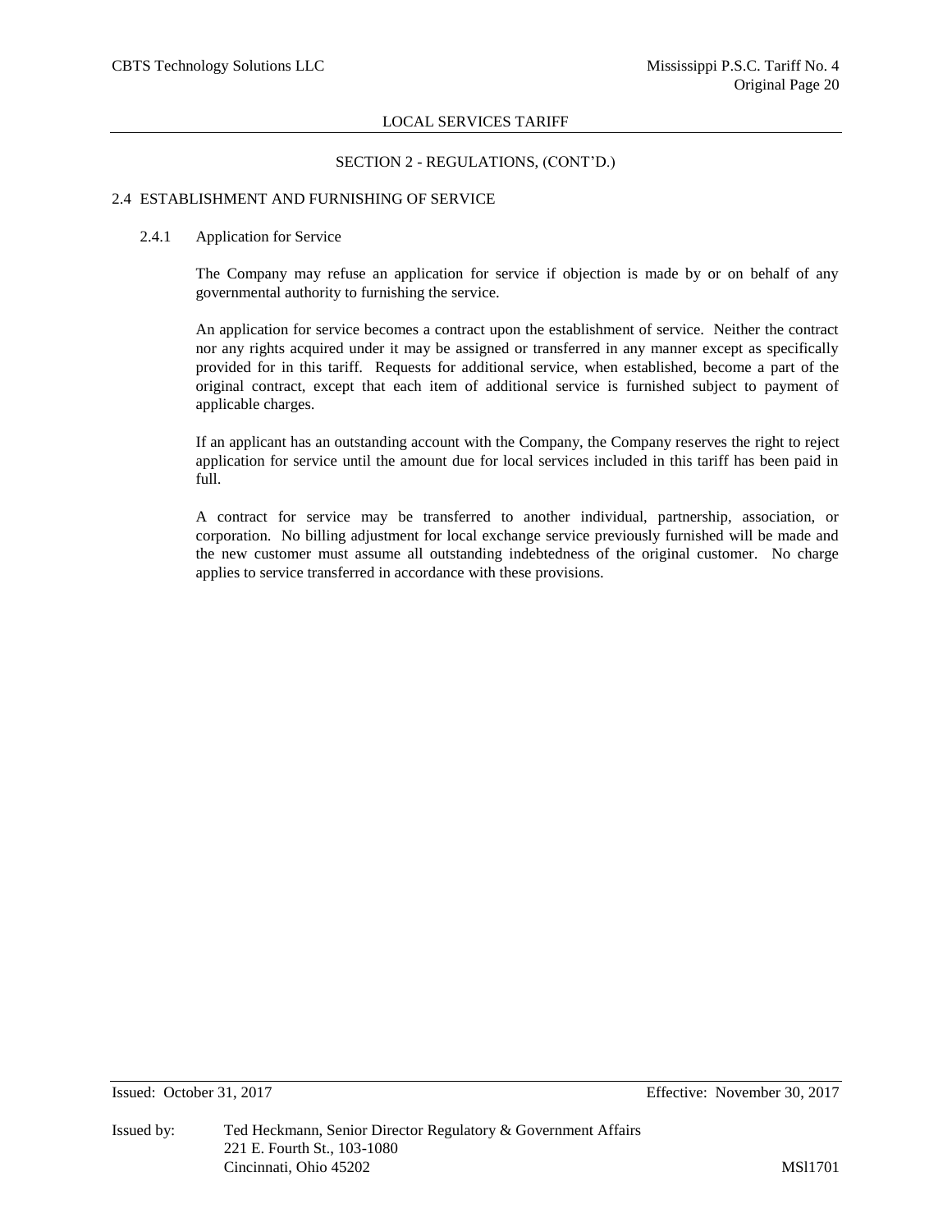SECTION 2 - REGULATIONS, (CONT'D.)

## 2.4 ESTABLISHMENT AND FURNISHING OF SERVICE

### 2.4.1 Application for Service

The Company may refuse an application for service if objection is made by or on behalf of any governmental authority to furnishing the service.

An application for service becomes a contract upon the establishment of service. Neither the contract nor any rights acquired under it may be assigned or transferred in any manner except as specifically provided for in this tariff. Requests for additional service, when established, become a part of the original contract, except that each item of additional service is furnished subject to payment of applicable charges.

If an applicant has an outstanding account with the Company, the Company reserves the right to reject application for service until the amount due for local services included in this tariff has been paid in full.

A contract for service may be transferred to another individual, partnership, association, or corporation. No billing adjustment for local exchange service previously furnished will be made and the new customer must assume all outstanding indebtedness of the original customer. No charge applies to service transferred in accordance with these provisions.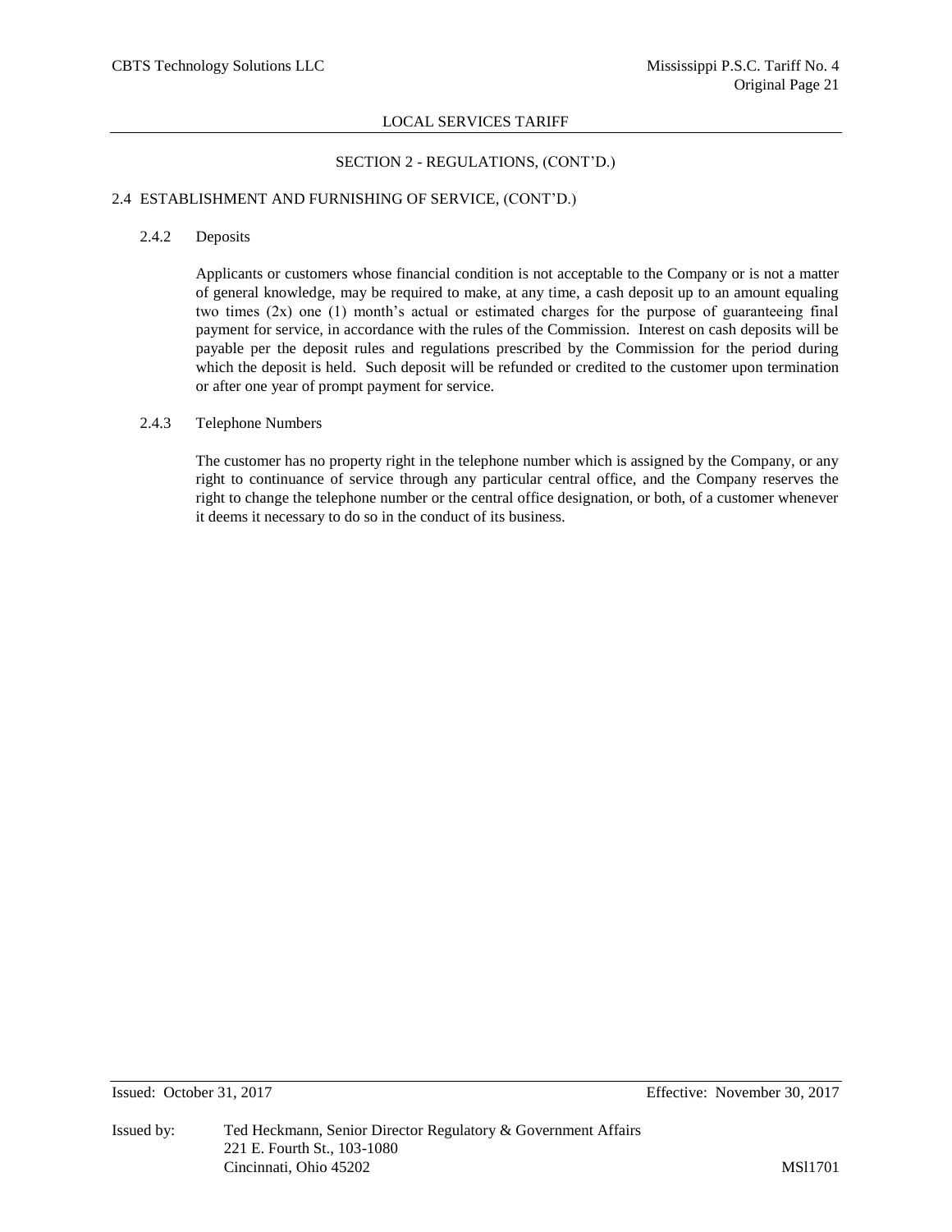## SECTION 2 - REGULATIONS, (CONT'D.)

### 2.4 ESTABLISHMENT AND FURNISHING OF SERVICE, (CONT'D.)

#### 2.4.2 Deposits

Applicants or customers whose financial condition is not acceptable to the Company or is not a matter of general knowledge, may be required to make, at any time, a cash deposit up to an amount equaling two times (2x) one (1) month's actual or estimated charges for the purpose of guaranteeing final payment for service, in accordance with the rules of the Commission. Interest on cash deposits will be payable per the deposit rules and regulations prescribed by the Commission for the period during which the deposit is held. Such deposit will be refunded or credited to the customer upon termination or after one year of prompt payment for service.

#### 2.4.3 Telephone Numbers

The customer has no property right in the telephone number which is assigned by the Company, or any right to continuance of service through any particular central office, and the Company reserves the right to change the telephone number or the central office designation, or both, of a customer whenever it deems it necessary to do so in the conduct of its business.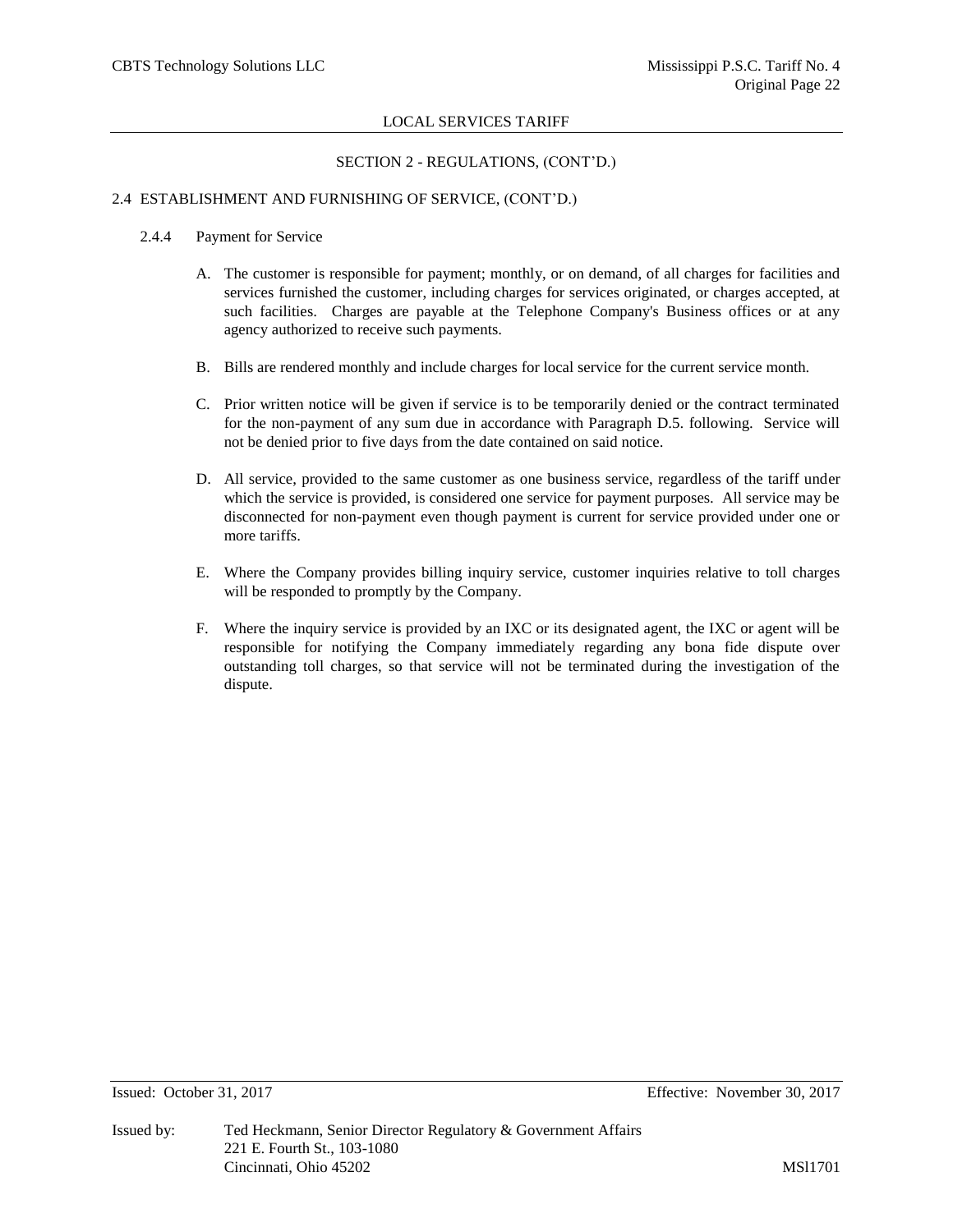## SECTION 2 - REGULATIONS, (CONT'D.)

### 2.4 ESTABLISHMENT AND FURNISHING OF SERVICE, (CONT'D.)

#### 2.4.4 Payment for Service

A. The customer is responsible for payment; monthly, or on demand, of all charges for facilities and services furnished the customer, including charges for services originated, or charges accepted, at such facilities. Charges are payable at the Telephone Company's Business offices or at any agency authorized to receive such payments.

B. Bills are rendered monthly and include charges for local service for the current service month.

C. Prior written notice will be given if service is to be temporarily denied or the contract terminated for the non-payment of any sum due in accordance with Paragraph D.5. following. Service will not be denied prior to five days from the date contained on said notice.

D. All service, provided to the same customer as one business service, regardless of the tariff under which the service is provided, is considered one service for payment purposes. All service may be disconnected for non-payment even though payment is current for service provided under one or more tariffs.

E. Where the Company provides billing inquiry service, customer inquiries relative to toll charges will be responded to promptly by the Company.

F. Where the inquiry service is provided by an IXC or its designated agent, the IXC or agent will be responsible for notifying the Company immediately regarding any bona fide dispute over outstanding toll charges, so that service will not be terminated during the investigation of the dispute.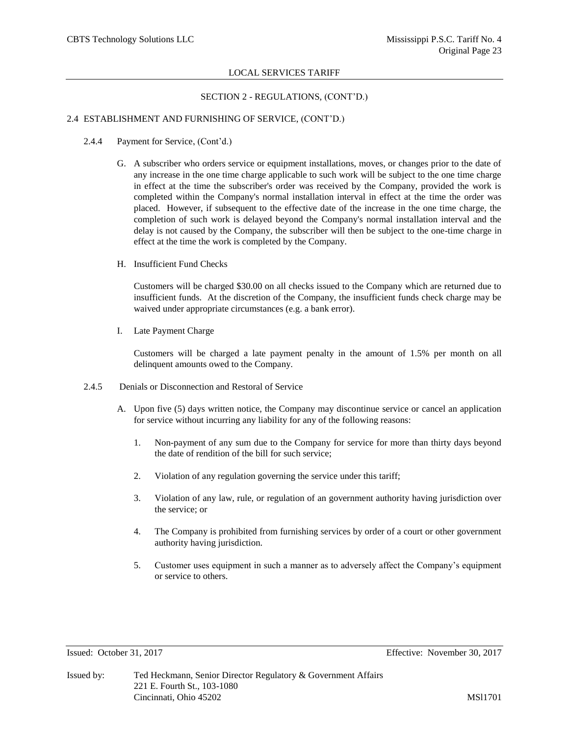LOCAL SERVICES TARIFF

SECTION 2 - REGULATIONS, (CONT'D.)

2.4 ESTABLISHMENT AND FURNISHING OF SERVICE, (CONT'D.)

2.4.4 Payment for Service, (Cont'd.)

G. A subscriber who orders service or equipment installations, moves, or changes prior to the date of any increase in the one time charge applicable to such work will be subject to the one time charge in effect at the time the subscriber's order was received by the Company, provided the work is completed within the Company's normal installation interval in effect at the time the order was placed. However, if subsequent to the effective date of the increase in the one time charge, the completion of such work is delayed beyond the Company's normal installation interval and the delay is not caused by the Company, the subscriber will then be subject to the one-time charge in effect at the time the work is completed by the Company.

H. Insufficient Fund Checks

Customers will be charged $30.00 on all checks issued to the Company which are returned due to insufficient funds. At the discretion of the Company, the insufficient funds check charge may be waived under appropriate circumstances (e.g. a bank error).

I. Late Payment Charge

Customers will be charged a late payment penalty in the amount of 1.5% per month on all delinquent amounts owed to the Company.

2.4.5 Denials or Disconnection and Restoral of Service

A. Upon five (5) days written notice, the Company may discontinue service or cancel an application for service without incurring any liability for any of the following reasons:

1. Non-payment of any sum due to the Company for service for more than thirty days beyond the date of rendition of the bill for such service;

2. Violation of any regulation governing the service under this tariff;

3. Violation of any law, rule, or regulation of an government authority having jurisdiction over the service; or

4. The Company is prohibited from furnishing services by order of a court or other government authority having jurisdiction.

5. Customer uses equipment in such a manner as to adversely affect the Company's equipment or service to others.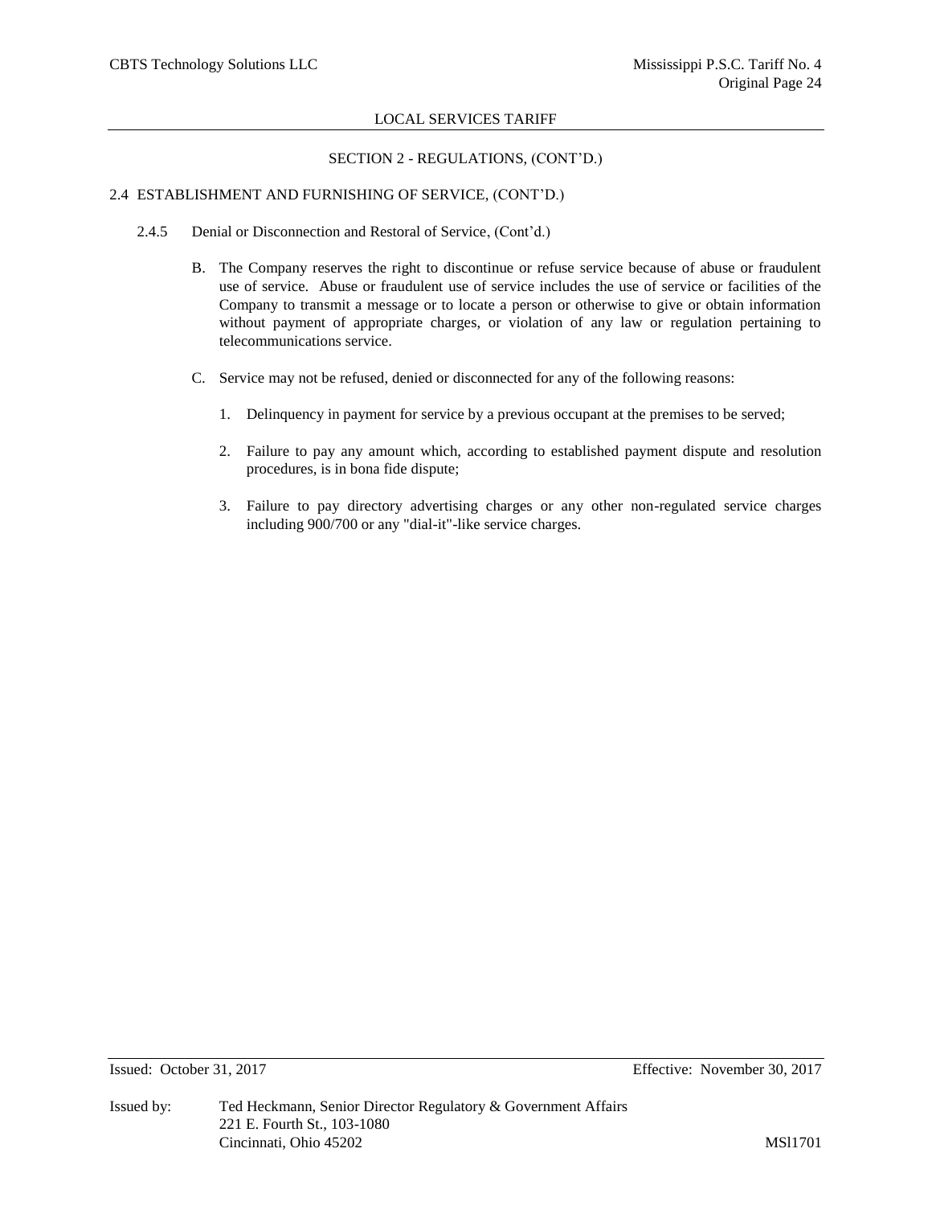## SECTION 2 - REGULATIONS, (CONT'D.)

### 2.4 ESTABLISHMENT AND FURNISHING OF SERVICE, (CONT'D.)

#### 2.4.5 Denial or Disconnection and Restoral of Service, (Cont'd.)

B. The Company reserves the right to discontinue or refuse service because of abuse or fraudulent use of service. Abuse or fraudulent use of service includes the use of service or facilities of the Company to transmit a message or to locate a person or otherwise to give or obtain information without payment of appropriate charges, or violation of any law or regulation pertaining to telecommunications service.

C. Service may not be refused, denied or disconnected for any of the following reasons:

1. Delinquency in payment for service by a previous occupant at the premises to be served;

2. Failure to pay any amount which, according to established payment dispute and resolution procedures, is in bona fide dispute;

3. Failure to pay directory advertising charges or any other non-regulated service charges including 900/700 or any "dial-it"-like service charges.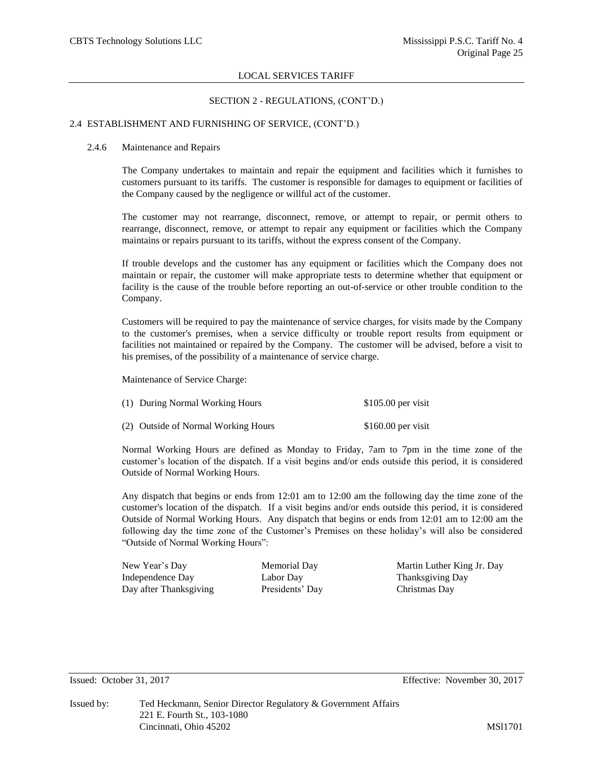## SECTION 2 - REGULATIONS, (CONT'D.)

### 2.4 ESTABLISHMENT AND FURNISHING OF SERVICE, (CONT'D.)

#### 2.4.6 Maintenance and Repairs

The Company undertakes to maintain and repair the equipment and facilities which it furnishes to customers pursuant to its tariffs. The customer is responsible for damages to equipment or facilities of the Company caused by the negligence or willful act of the customer.

The customer may not rearrange, disconnect, remove, or attempt to repair, or permit others to rearrange, disconnect, remove, or attempt to repair any equipment or facilities which the Company maintains or repairs pursuant to its tariffs, without the express consent of the Company.

If trouble develops and the customer has any equipment or facilities which the Company does not maintain or repair, the customer will make appropriate tests to determine whether that equipment or facility is the cause of the trouble before reporting an out-of-service or other trouble condition to the Company.

Customers will be required to pay the maintenance of service charges, for visits made by the Company to the customer's premises, when a service difficulty or trouble report results from equipment or facilities not maintained or repaired by the Company. The customer will be advised, before a visit to his premises, of the possibility of a maintenance of service charge.

Maintenance of Service Charge:

| | |
|---|---|
| (1) During Normal Working Hours | $105.00 per visit |
| (2) Outside of Normal Working Hours | $160.00 per visit |

Normal Working Hours are defined as Monday to Friday, 7am to 7pm in the time zone of the customer's location of the dispatch. If a visit begins and/or ends outside this period, it is considered Outside of Normal Working Hours.

Any dispatch that begins or ends from 12:01 am to 12:00 am the following day the time zone of the customer's location of the dispatch. If a visit begins and/or ends outside this period, it is considered Outside of Normal Working Hours. Any dispatch that begins or ends from 12:01 am to 12:00 am the following day the time zone of the Customer's Premises on these holiday's will also be considered "Outside of Normal Working Hours":

| | | |
|---|---|---|
| New Year's Day | Memorial Day | Martin Luther King Jr. Day |
| Independence Day | Labor Day | Thanksgiving Day |
| Day after Thanksgiving | Presidents' Day | Christmas Day |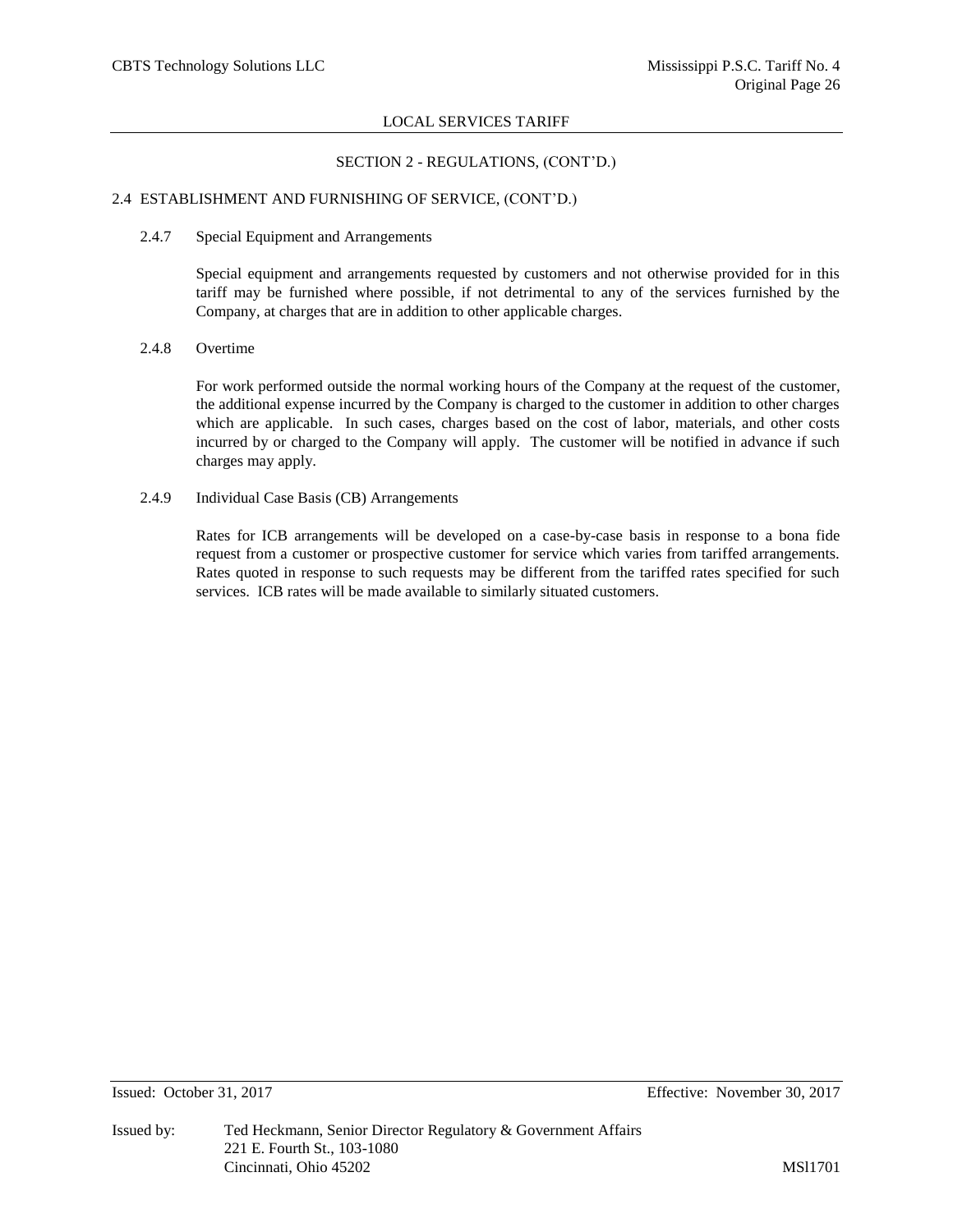## SECTION 2 - REGULATIONS, (CONT'D.)

### 2.4 ESTABLISHMENT AND FURNISHING OF SERVICE, (CONT'D.)

#### 2.4.7 Special Equipment and Arrangements

Special equipment and arrangements requested by customers and not otherwise provided for in this tariff may be furnished where possible, if not detrimental to any of the services furnished by the Company, at charges that are in addition to other applicable charges.

#### 2.4.8 Overtime

For work performed outside the normal working hours of the Company at the request of the customer, the additional expense incurred by the Company is charged to the customer in addition to other charges which are applicable. In such cases, charges based on the cost of labor, materials, and other costs incurred by or charged to the Company will apply. The customer will be notified in advance if such charges may apply.

#### 2.4.9 Individual Case Basis (CB) Arrangements

Rates for ICB arrangements will be developed on a case-by-case basis in response to a bona fide request from a customer or prospective customer for service which varies from tariffed arrangements. Rates quoted in response to such requests may be different from the tariffed rates specified for such services. ICB rates will be made available to similarly situated customers.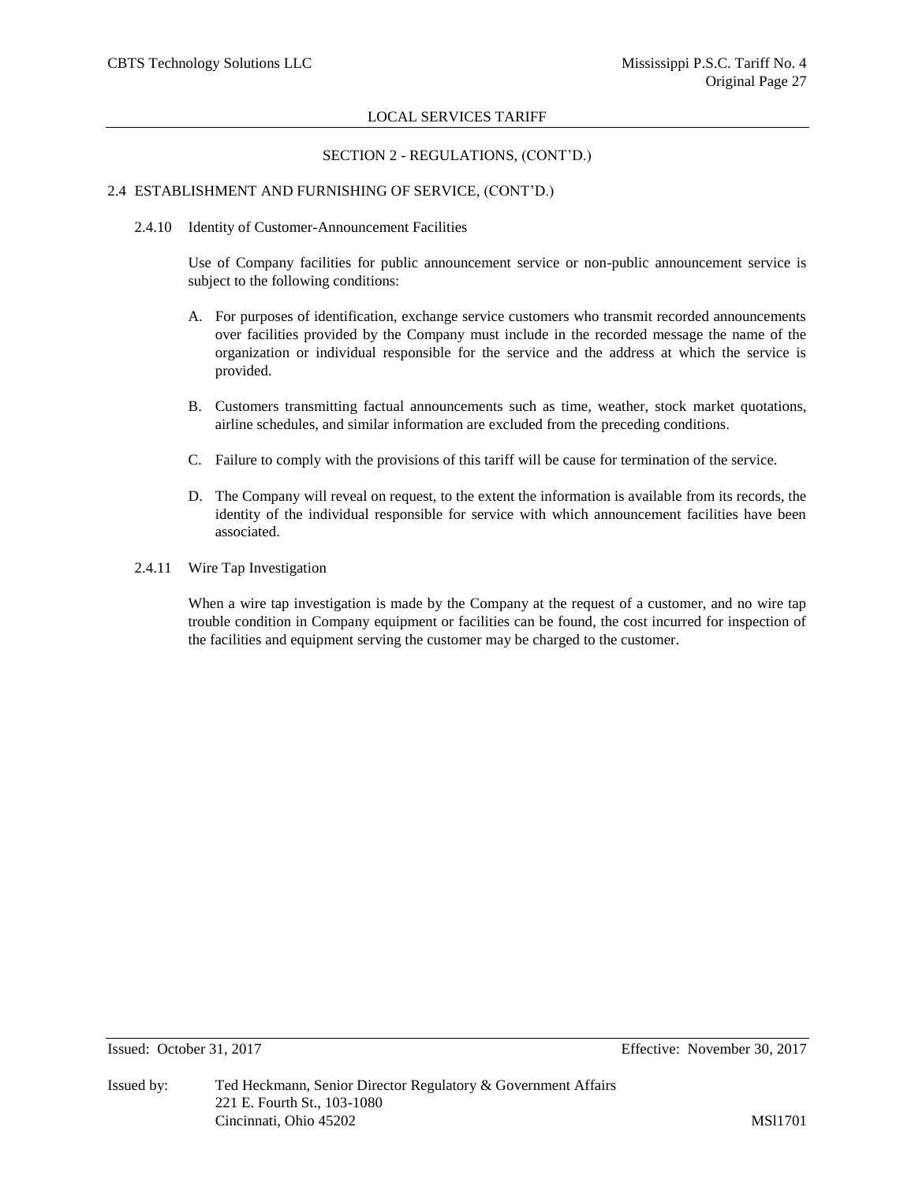## SECTION 2 - REGULATIONS, (CONT'D.)

### 2.4 ESTABLISHMENT AND FURNISHING OF SERVICE, (CONT'D.)

#### 2.4.10 Identity of Customer-Announcement Facilities

Use of Company facilities for public announcement service or non-public announcement service is subject to the following conditions:

A. For purposes of identification, exchange service customers who transmit recorded announcements over facilities provided by the Company must include in the recorded message the name of the organization or individual responsible for the service and the address at which the service is provided.

B. Customers transmitting factual announcements such as time, weather, stock market quotations, airline schedules, and similar information are excluded from the preceding conditions.

C. Failure to comply with the provisions of this tariff will be cause for termination of the service.

D. The Company will reveal on request, to the extent the information is available from its records, the identity of the individual responsible for service with which announcement facilities have been associated.

#### 2.4.11 Wire Tap Investigation

When a wire tap investigation is made by the Company at the request of a customer, and no wire tap trouble condition in Company equipment or facilities can be found, the cost incurred for inspection of the facilities and equipment serving the customer may be charged to the customer.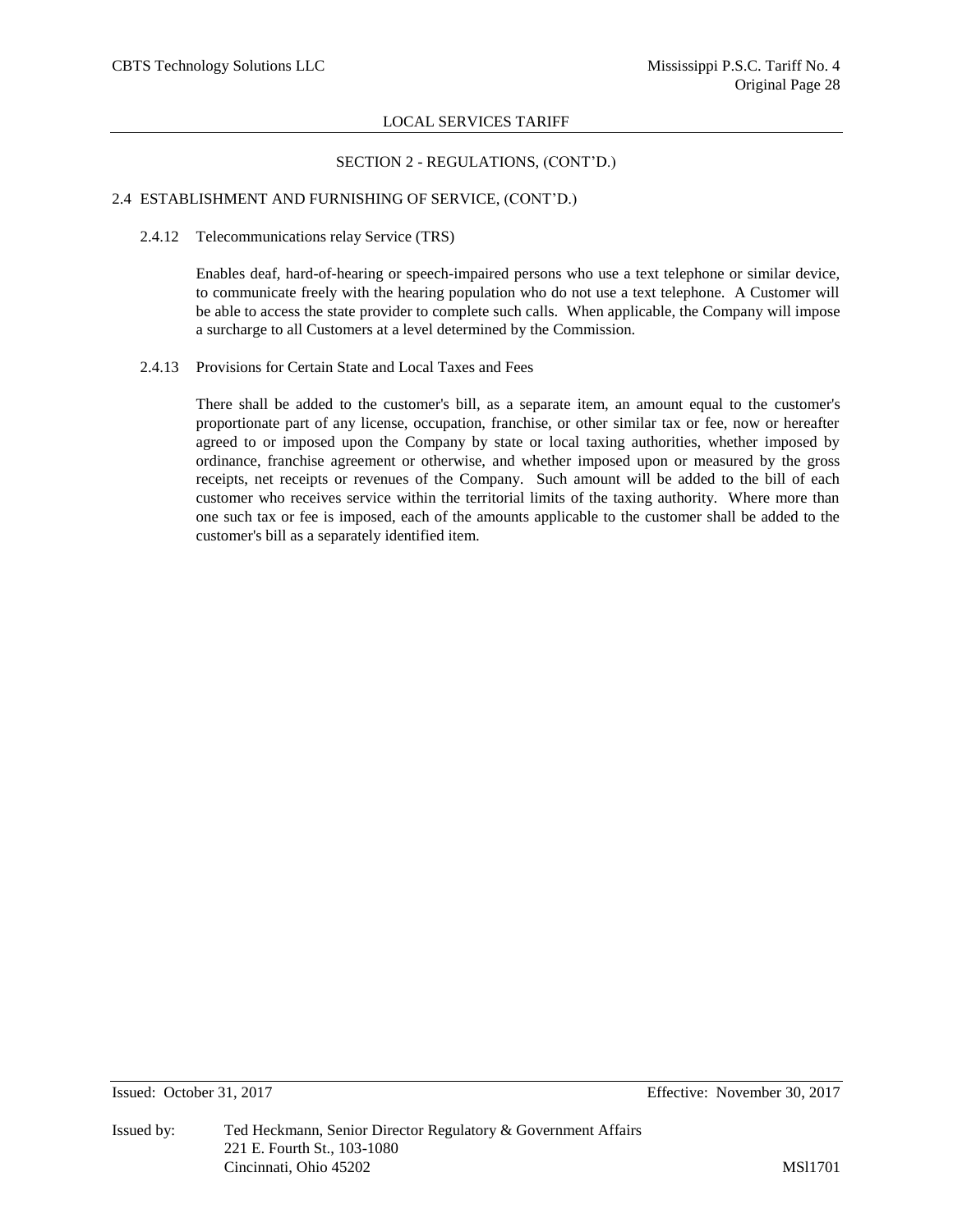## SECTION 2 - REGULATIONS, (CONT'D.)

### 2.4 ESTABLISHMENT AND FURNISHING OF SERVICE, (CONT'D.)

#### 2.4.12 Telecommunications relay Service (TRS)

Enables deaf, hard-of-hearing or speech-impaired persons who use a text telephone or similar device, to communicate freely with the hearing population who do not use a text telephone. A Customer will be able to access the state provider to complete such calls. When applicable, the Company will impose a surcharge to all Customers at a level determined by the Commission.

#### 2.4.13 Provisions for Certain State and Local Taxes and Fees

There shall be added to the customer's bill, as a separate item, an amount equal to the customer's proportionate part of any license, occupation, franchise, or other similar tax or fee, now or hereafter agreed to or imposed upon the Company by state or local taxing authorities, whether imposed by ordinance, franchise agreement or otherwise, and whether imposed upon or measured by the gross receipts, net receipts or revenues of the Company. Such amount will be added to the bill of each customer who receives service within the territorial limits of the taxing authority. Where more than one such tax or fee is imposed, each of the amounts applicable to the customer shall be added to the customer's bill as a separately identified item.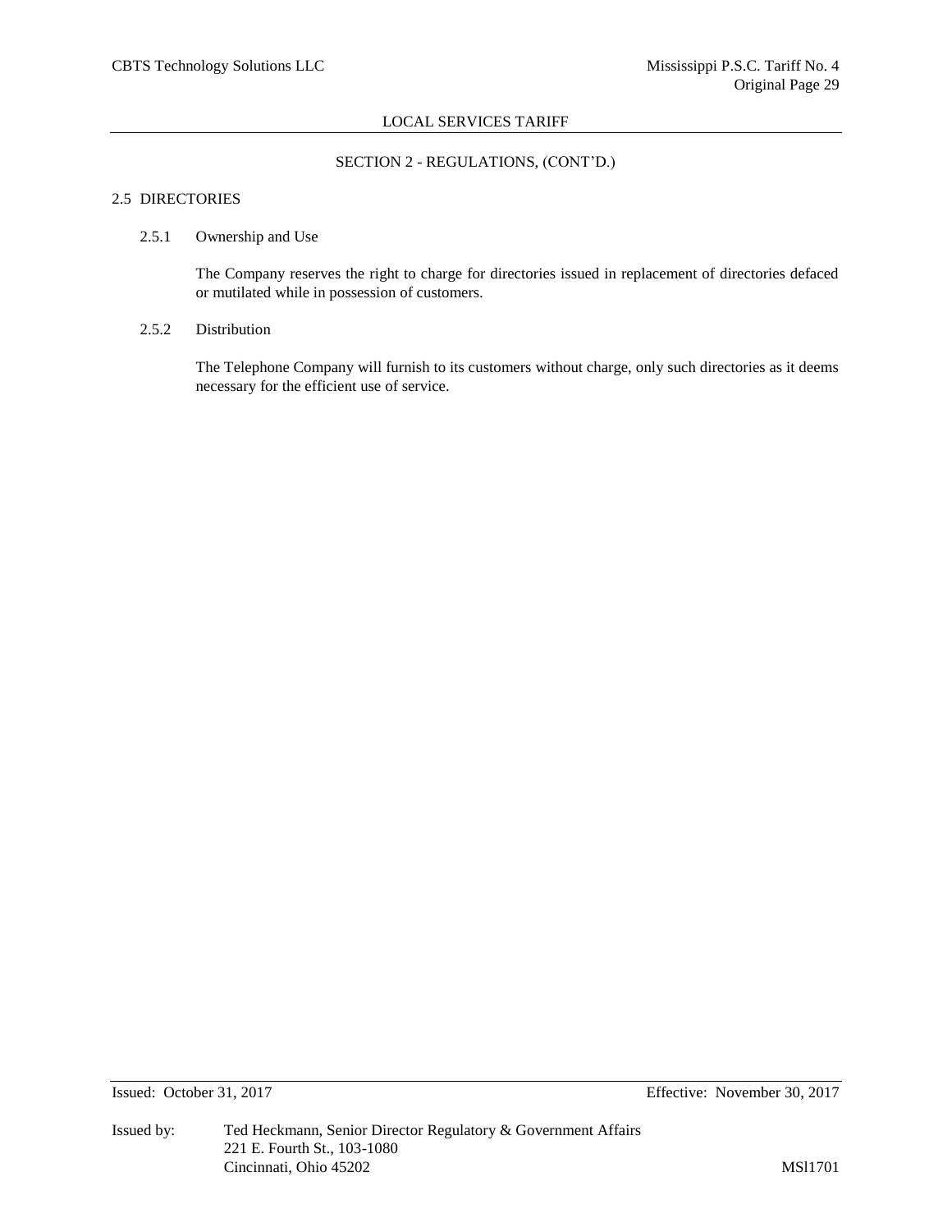## SECTION 2 - REGULATIONS, (CONT'D.)

### 2.5 DIRECTORIES

#### 2.5.1 Ownership and Use

The Company reserves the right to charge for directories issued in replacement of directories defaced or mutilated while in possession of customers.

#### 2.5.2 Distribution

The Telephone Company will furnish to its customers without charge, only such directories as it deems necessary for the efficient use of service.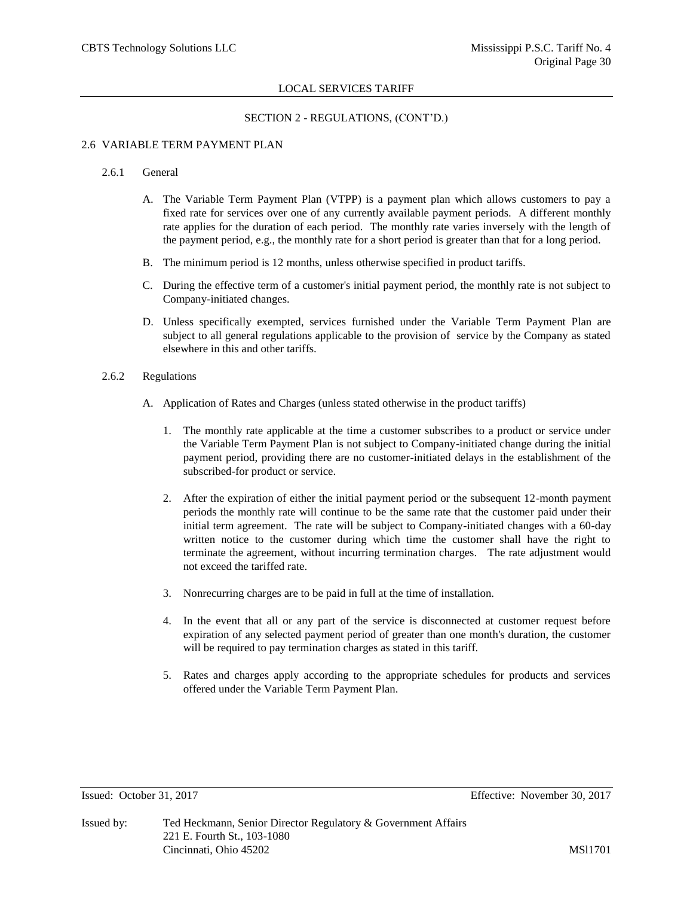LOCAL SERVICES TARIFF

SECTION 2 - REGULATIONS, (CONT'D.)

## 2.6 VARIABLE TERM PAYMENT PLAN

### 2.6.1 General

A. The Variable Term Payment Plan (VTPP) is a payment plan which allows customers to pay a fixed rate for services over one of any currently available payment periods. A different monthly rate applies for the duration of each period. The monthly rate varies inversely with the length of the payment period, e.g., the monthly rate for a short period is greater than that for a long period.

B. The minimum period is 12 months, unless otherwise specified in product tariffs.

C. During the effective term of a customer's initial payment period, the monthly rate is not subject to Company-initiated changes.

D. Unless specifically exempted, services furnished under the Variable Term Payment Plan are subject to all general regulations applicable to the provision of service by the Company as stated elsewhere in this and other tariffs.

### 2.6.2 Regulations

A. Application of Rates and Charges (unless stated otherwise in the product tariffs)

1. The monthly rate applicable at the time a customer subscribes to a product or service under the Variable Term Payment Plan is not subject to Company-initiated change during the initial payment period, providing there are no customer-initiated delays in the establishment of the subscribed-for product or service.

2. After the expiration of either the initial payment period or the subsequent 12-month payment periods the monthly rate will continue to be the same rate that the customer paid under their initial term agreement. The rate will be subject to Company-initiated changes with a 60-day written notice to the customer during which time the customer shall have the right to terminate the agreement, without incurring termination charges. The rate adjustment would not exceed the tariffed rate.

3. Nonrecurring charges are to be paid in full at the time of installation.

4. In the event that all or any part of the service is disconnected at customer request before expiration of any selected payment period of greater than one month's duration, the customer will be required to pay termination charges as stated in this tariff.

5. Rates and charges apply according to the appropriate schedules for products and services offered under the Variable Term Payment Plan.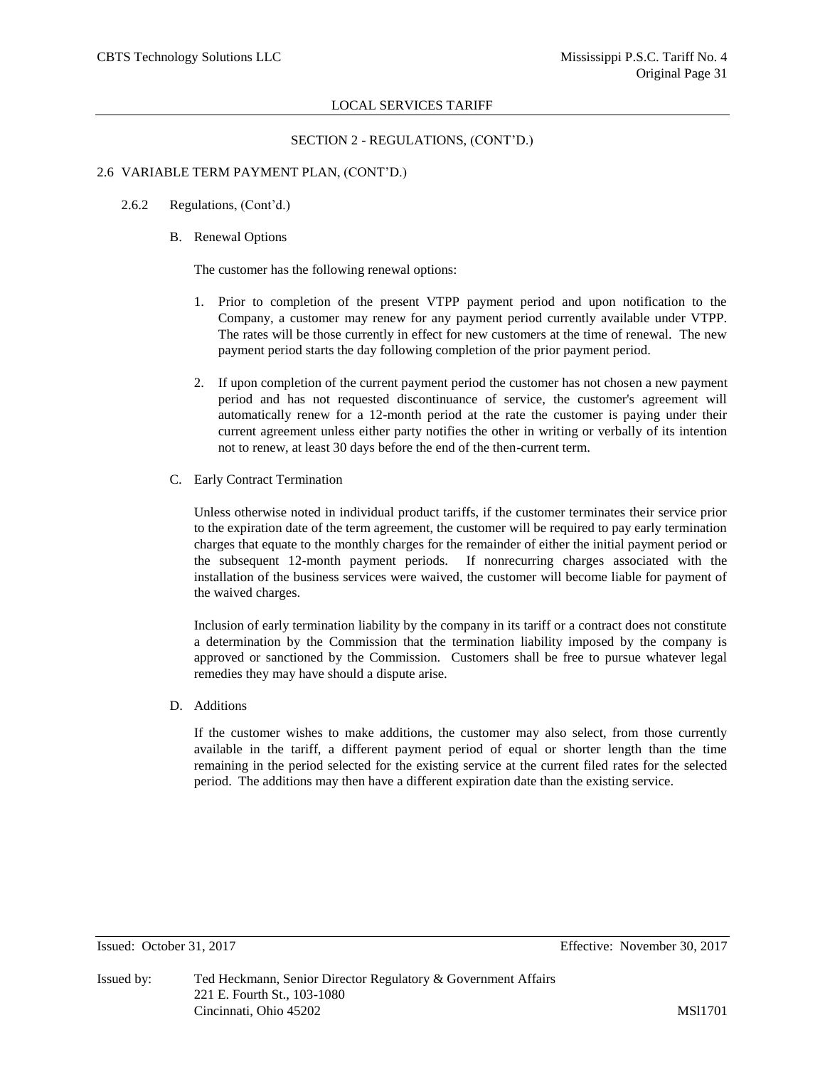## SECTION 2 - REGULATIONS, (CONT'D.)

### 2.6 VARIABLE TERM PAYMENT PLAN, (CONT'D.)

#### 2.6.2 Regulations, (Cont'd.)

B. Renewal Options

The customer has the following renewal options:

1. Prior to completion of the present VTPP payment period and upon notification to the Company, a customer may renew for any payment period currently available under VTPP. The rates will be those currently in effect for new customers at the time of renewal. The new payment period starts the day following completion of the prior payment period.

2. If upon completion of the current payment period the customer has not chosen a new payment period and has not requested discontinuance of service, the customer's agreement will automatically renew for a 12-month period at the rate the customer is paying under their current agreement unless either party notifies the other in writing or verbally of its intention not to renew, at least 30 days before the end of the then-current term.

C. Early Contract Termination

Unless otherwise noted in individual product tariffs, if the customer terminates their service prior to the expiration date of the term agreement, the customer will be required to pay early termination charges that equate to the monthly charges for the remainder of either the initial payment period or the subsequent 12-month payment periods. If nonrecurring charges associated with the installation of the business services were waived, the customer will become liable for payment of the waived charges.

Inclusion of early termination liability by the company in its tariff or a contract does not constitute a determination by the Commission that the termination liability imposed by the company is approved or sanctioned by the Commission. Customers shall be free to pursue whatever legal remedies they may have should a dispute arise.

D. Additions

If the customer wishes to make additions, the customer may also select, from those currently available in the tariff, a different payment period of equal or shorter length than the time remaining in the period selected for the existing service at the current filed rates for the selected period. The additions may then have a different expiration date than the existing service.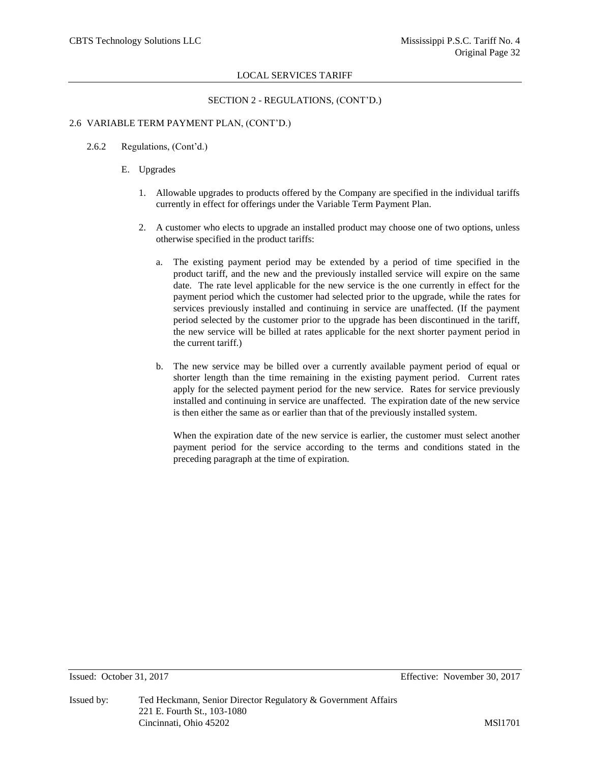## SECTION 2 - REGULATIONS, (CONT'D.)

### 2.6 VARIABLE TERM PAYMENT PLAN, (CONT'D.)

#### 2.6.2 Regulations, (Cont'd.)

E. Upgrades

1. Allowable upgrades to products offered by the Company are specified in the individual tariffs currently in effect for offerings under the Variable Term Payment Plan.

2. A customer who elects to upgrade an installed product may choose one of two options, unless otherwise specified in the product tariffs:

   a. The existing payment period may be extended by a period of time specified in the product tariff, and the new and the previously installed service will expire on the same date. The rate level applicable for the new service is the one currently in effect for the payment period which the customer had selected prior to the upgrade, while the rates for services previously installed and continuing in service are unaffected. (If the payment period selected by the customer prior to the upgrade has been discontinued in the tariff, the new service will be billed at rates applicable for the next shorter payment period in the current tariff.)

   b. The new service may be billed over a currently available payment period of equal or shorter length than the time remaining in the existing payment period. Current rates apply for the selected payment period for the new service. Rates for service previously installed and continuing in service are unaffected. The expiration date of the new service is then either the same as or earlier than that of the previously installed system.

      When the expiration date of the new service is earlier, the customer must select another payment period for the service according to the terms and conditions stated in the preceding paragraph at the time of expiration.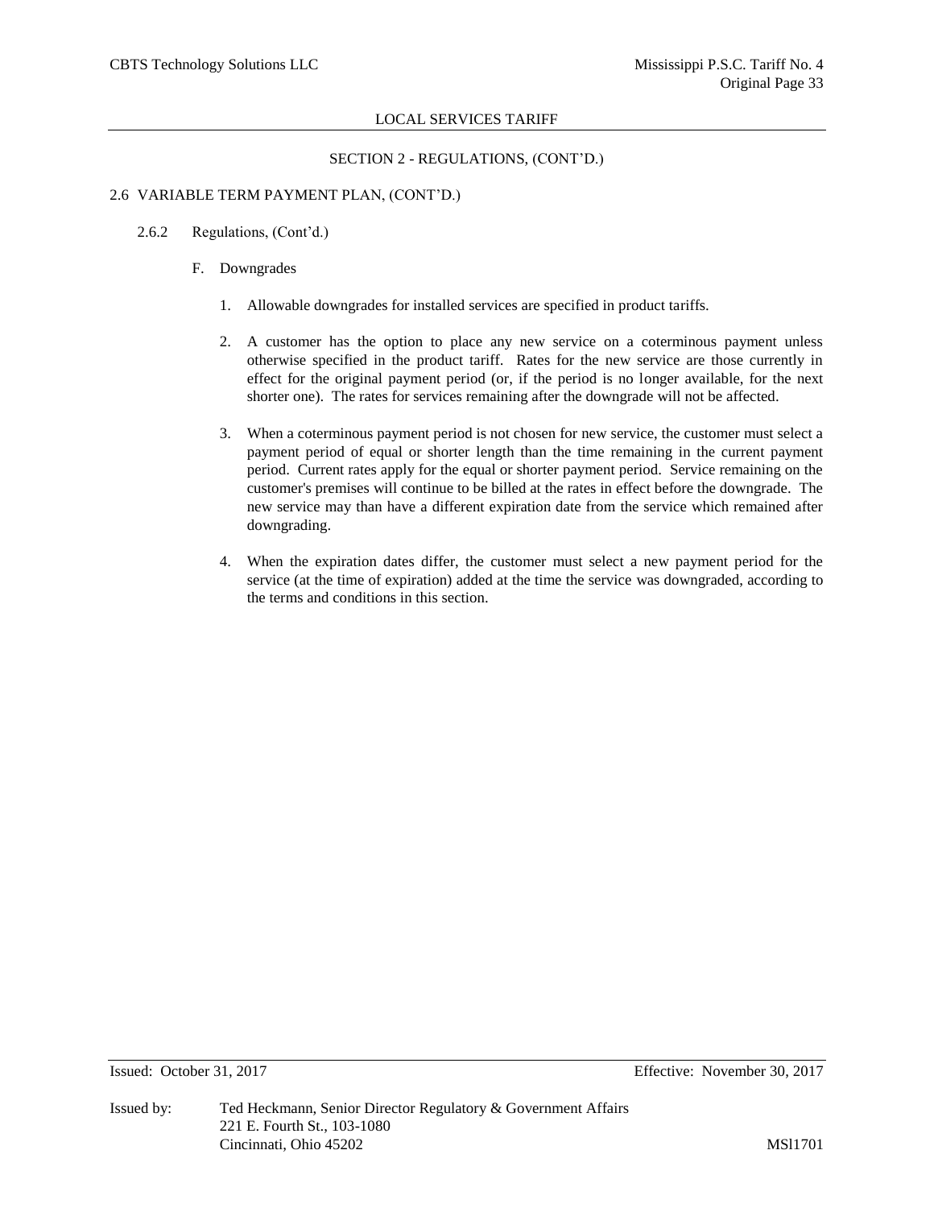LOCAL SERVICES TARIFF

SECTION 2 - REGULATIONS, (CONT'D.)

2.6 VARIABLE TERM PAYMENT PLAN, (CONT'D.)

2.6.2 Regulations, (Cont'd.)

F. Downgrades

1. Allowable downgrades for installed services are specified in product tariffs.

2. A customer has the option to place any new service on a coterminous payment unless otherwise specified in the product tariff. Rates for the new service are those currently in effect for the original payment period (or, if the period is no longer available, for the next shorter one). The rates for services remaining after the downgrade will not be affected.

3. When a coterminous payment period is not chosen for new service, the customer must select a payment period of equal or shorter length than the time remaining in the current payment period. Current rates apply for the equal or shorter payment period. Service remaining on the customer's premises will continue to be billed at the rates in effect before the downgrade. The new service may than have a different expiration date from the service which remained after downgrading.

4. When the expiration dates differ, the customer must select a new payment period for the service (at the time of expiration) added at the time the service was downgraded, according to the terms and conditions in this section.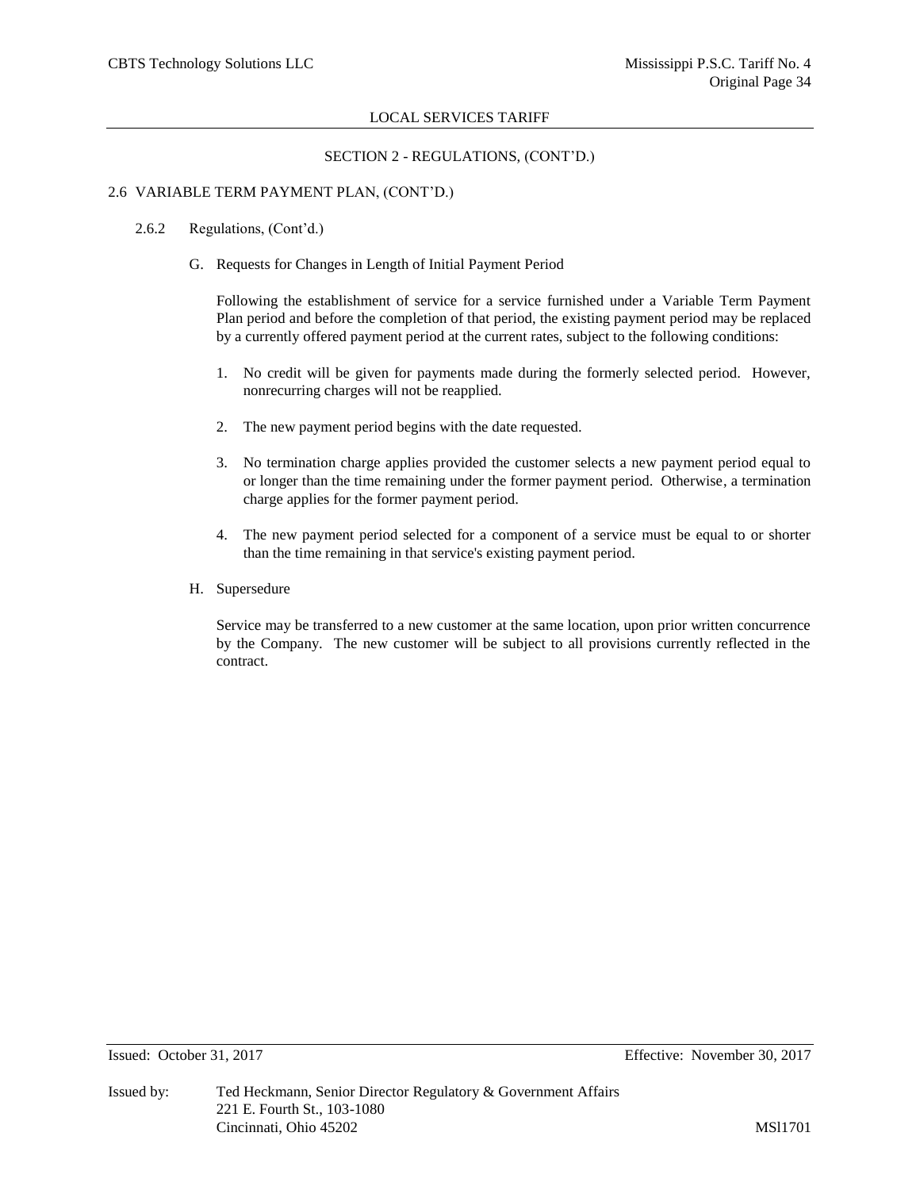LOCAL SERVICES TARIFF

SECTION 2 - REGULATIONS, (CONT'D.)

## 2.6 VARIABLE TERM PAYMENT PLAN, (CONT'D.)

### 2.6.2 Regulations, (Cont'd.)

G. Requests for Changes in Length of Initial Payment Period

Following the establishment of service for a service furnished under a Variable Term Payment Plan period and before the completion of that period, the existing payment period may be replaced by a currently offered payment period at the current rates, subject to the following conditions:

1. No credit will be given for payments made during the formerly selected period. However, nonrecurring charges will not be reapplied.
2. The new payment period begins with the date requested.
3. No termination charge applies provided the customer selects a new payment period equal to or longer than the time remaining under the former payment period. Otherwise, a termination charge applies for the former payment period.
4. The new payment period selected for a component of a service must be equal to or shorter than the time remaining in that service's existing payment period.

H. Supersedure

Service may be transferred to a new customer at the same location, upon prior written concurrence by the Company. The new customer will be subject to all provisions currently reflected in the contract.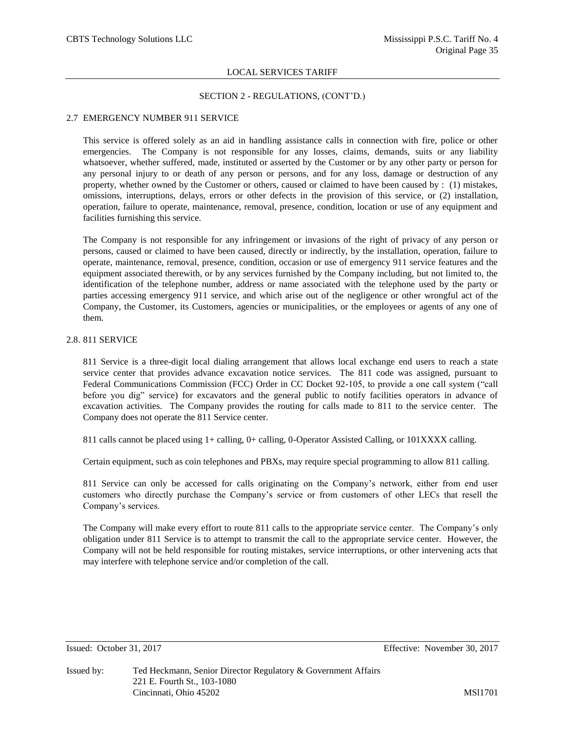LOCAL SERVICES TARIFF

SECTION 2 - REGULATIONS, (CONT'D.)

## 2.7 EMERGENCY NUMBER 911 SERVICE

This service is offered solely as an aid in handling assistance calls in connection with fire, police or other emergencies. The Company is not responsible for any losses, claims, demands, suits or any liability whatsoever, whether suffered, made, instituted or asserted by the Customer or by any other party or person for any personal injury to or death of any person or persons, and for any loss, damage or destruction of any property, whether owned by the Customer or others, caused or claimed to have been caused by : (1) mistakes, omissions, interruptions, delays, errors or other defects in the provision of this service, or (2) installation, operation, failure to operate, maintenance, removal, presence, condition, location or use of any equipment and facilities furnishing this service.

The Company is not responsible for any infringement or invasions of the right of privacy of any person or persons, caused or claimed to have been caused, directly or indirectly, by the installation, operation, failure to operate, maintenance, removal, presence, condition, occasion or use of emergency 911 service features and the equipment associated therewith, or by any services furnished by the Company including, but not limited to, the identification of the telephone number, address or name associated with the telephone used by the party or parties accessing emergency 911 service, and which arise out of the negligence or other wrongful act of the Company, the Customer, its Customers, agencies or municipalities, or the employees or agents of any one of them.

## 2.8. 811 SERVICE

811 Service is a three-digit local dialing arrangement that allows local exchange end users to reach a state service center that provides advance excavation notice services. The 811 code was assigned, pursuant to Federal Communications Commission (FCC) Order in CC Docket 92-105, to provide a one call system ("call before you dig" service) for excavators and the general public to notify facilities operators in advance of excavation activities. The Company provides the routing for calls made to 811 to the service center. The Company does not operate the 811 Service center.

811 calls cannot be placed using 1+ calling, 0+ calling, 0-Operator Assisted Calling, or 101XXXX calling.

Certain equipment, such as coin telephones and PBXs, may require special programming to allow 811 calling.

811 Service can only be accessed for calls originating on the Company's network, either from end user customers who directly purchase the Company's service or from customers of other LECs that resell the Company's services.

The Company will make every effort to route 811 calls to the appropriate service center. The Company's only obligation under 811 Service is to attempt to transmit the call to the appropriate service center. However, the Company will not be held responsible for routing mistakes, service interruptions, or other intervening acts that may interfere with telephone service and/or completion of the call.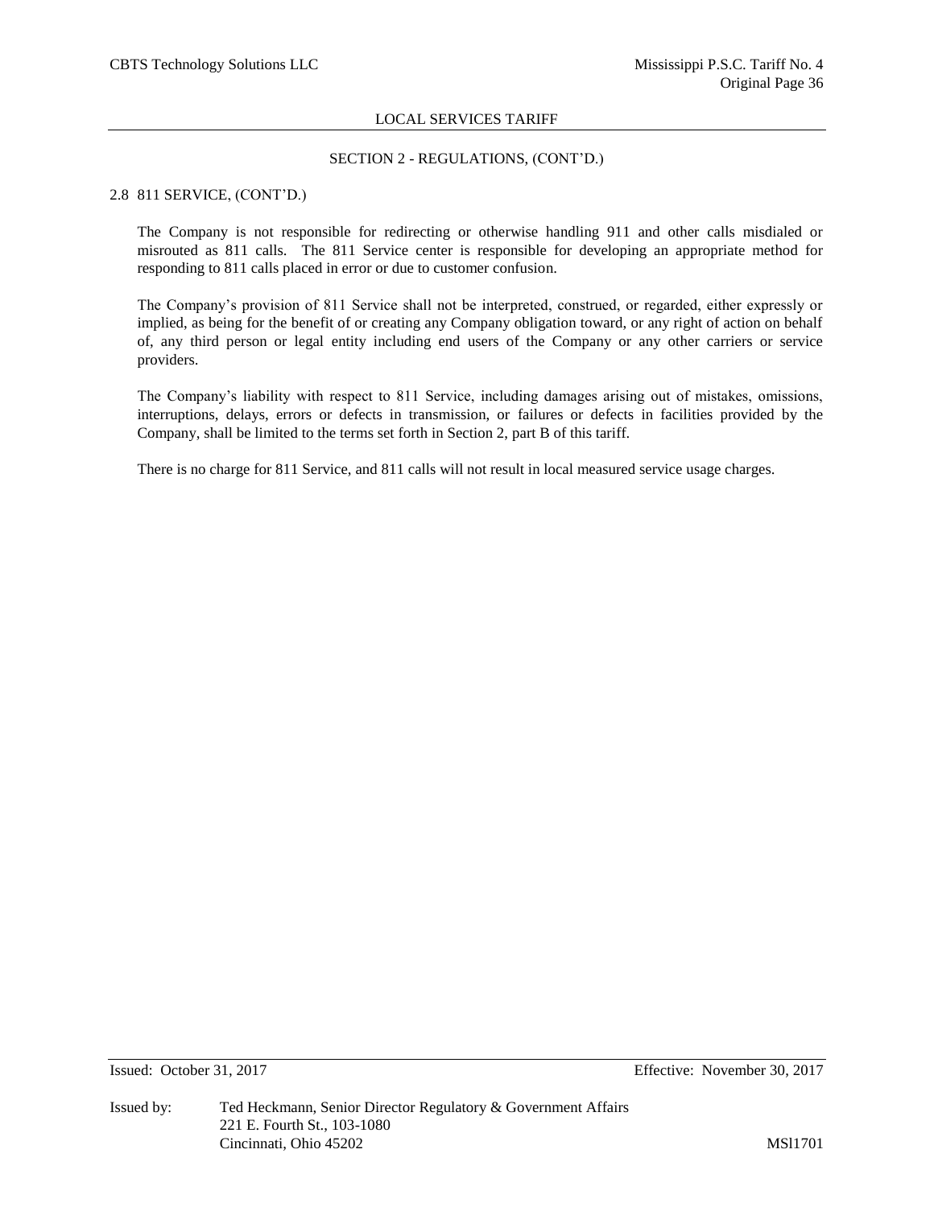## SECTION 2 - REGULATIONS, (CONT'D.)

### 2.8 811 SERVICE, (CONT'D.)

The Company is not responsible for redirecting or otherwise handling 911 and other calls misdialed or misrouted as 811 calls. The 811 Service center is responsible for developing an appropriate method for responding to 811 calls placed in error or due to customer confusion.

The Company's provision of 811 Service shall not be interpreted, construed, or regarded, either expressly or implied, as being for the benefit of or creating any Company obligation toward, or any right of action on behalf of, any third person or legal entity including end users of the Company or any other carriers or service providers.

The Company's liability with respect to 811 Service, including damages arising out of mistakes, omissions, interruptions, delays, errors or defects in transmission, or failures or defects in facilities provided by the Company, shall be limited to the terms set forth in Section 2, part B of this tariff.

There is no charge for 811 Service, and 811 calls will not result in local measured service usage charges.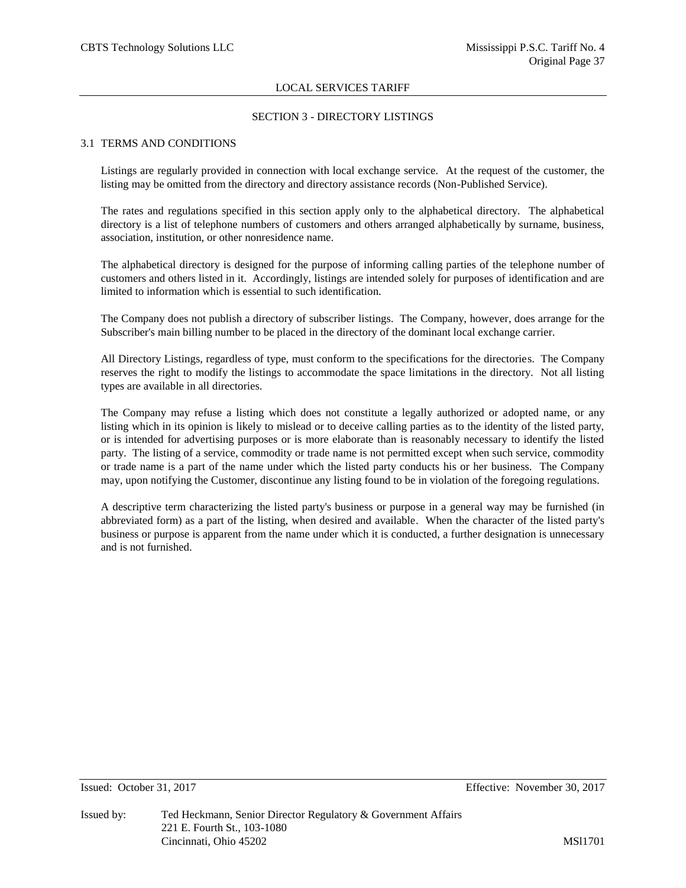## SECTION 3 - DIRECTORY LISTINGS

### 3.1 TERMS AND CONDITIONS

Listings are regularly provided in connection with local exchange service. At the request of the customer, the listing may be omitted from the directory and directory assistance records (Non-Published Service).

The rates and regulations specified in this section apply only to the alphabetical directory. The alphabetical directory is a list of telephone numbers of customers and others arranged alphabetically by surname, business, association, institution, or other nonresidence name.

The alphabetical directory is designed for the purpose of informing calling parties of the telephone number of customers and others listed in it. Accordingly, listings are intended solely for purposes of identification and are limited to information which is essential to such identification.

The Company does not publish a directory of subscriber listings. The Company, however, does arrange for the Subscriber's main billing number to be placed in the directory of the dominant local exchange carrier.

All Directory Listings, regardless of type, must conform to the specifications for the directories. The Company reserves the right to modify the listings to accommodate the space limitations in the directory. Not all listing types are available in all directories.

The Company may refuse a listing which does not constitute a legally authorized or adopted name, or any listing which in its opinion is likely to mislead or to deceive calling parties as to the identity of the listed party, or is intended for advertising purposes or is more elaborate than is reasonably necessary to identify the listed party. The listing of a service, commodity or trade name is not permitted except when such service, commodity or trade name is a part of the name under which the listed party conducts his or her business. The Company may, upon notifying the Customer, discontinue any listing found to be in violation of the foregoing regulations.

A descriptive term characterizing the listed party's business or purpose in a general way may be furnished (in abbreviated form) as a part of the listing, when desired and available. When the character of the listed party's business or purpose is apparent from the name under which it is conducted, a further designation is unnecessary and is not furnished.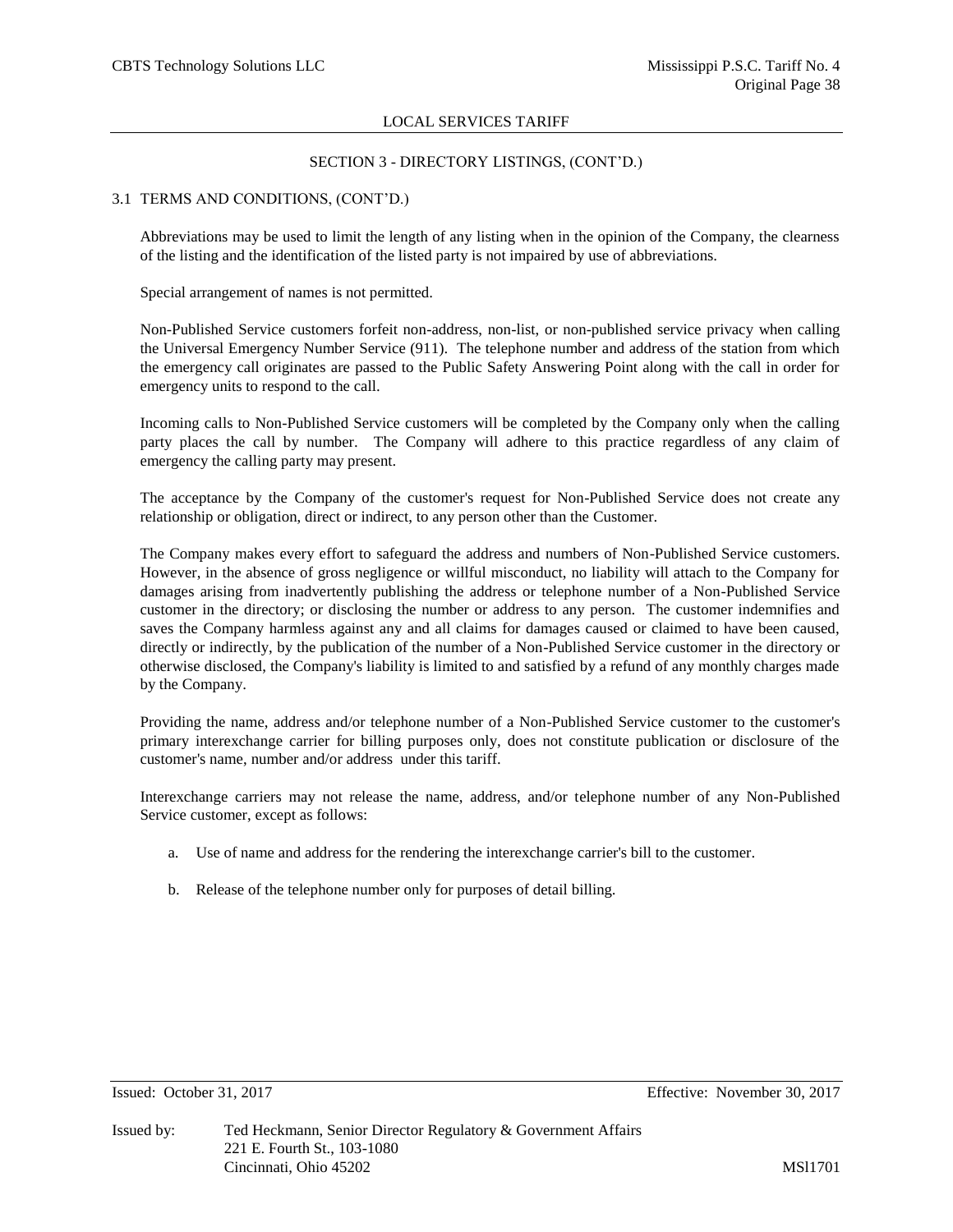## SECTION 3 - DIRECTORY LISTINGS, (CONT'D.)

### 3.1 TERMS AND CONDITIONS, (CONT'D.)

Abbreviations may be used to limit the length of any listing when in the opinion of the Company, the clearness of the listing and the identification of the listed party is not impaired by use of abbreviations.

Special arrangement of names is not permitted.

Non-Published Service customers forfeit non-address, non-list, or non-published service privacy when calling the Universal Emergency Number Service (911). The telephone number and address of the station from which the emergency call originates are passed to the Public Safety Answering Point along with the call in order for emergency units to respond to the call.

Incoming calls to Non-Published Service customers will be completed by the Company only when the calling party places the call by number. The Company will adhere to this practice regardless of any claim of emergency the calling party may present.

The acceptance by the Company of the customer's request for Non-Published Service does not create any relationship or obligation, direct or indirect, to any person other than the Customer.

The Company makes every effort to safeguard the address and numbers of Non-Published Service customers. However, in the absence of gross negligence or willful misconduct, no liability will attach to the Company for damages arising from inadvertently publishing the address or telephone number of a Non-Published Service customer in the directory; or disclosing the number or address to any person. The customer indemnifies and saves the Company harmless against any and all claims for damages caused or claimed to have been caused, directly or indirectly, by the publication of the number of a Non-Published Service customer in the directory or otherwise disclosed, the Company's liability is limited to and satisfied by a refund of any monthly charges made by the Company.

Providing the name, address and/or telephone number of a Non-Published Service customer to the customer's primary interexchange carrier for billing purposes only, does not constitute publication or disclosure of the customer's name, number and/or address under this tariff.

Interexchange carriers may not release the name, address, and/or telephone number of any Non-Published Service customer, except as follows:

a. Use of name and address for the rendering the interexchange carrier's bill to the customer.

b. Release of the telephone number only for purposes of detail billing.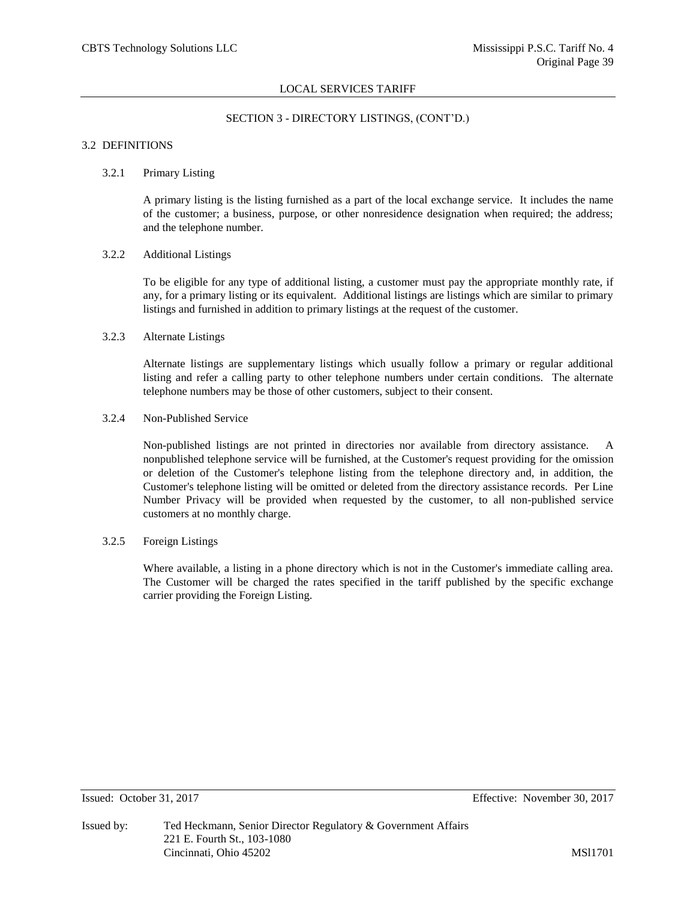## SECTION 3 - DIRECTORY LISTINGS, (CONT'D.)

### 3.2 DEFINITIONS

#### 3.2.1 Primary Listing

A primary listing is the listing furnished as a part of the local exchange service. It includes the name of the customer; a business, purpose, or other nonresidence designation when required; the address; and the telephone number.

#### 3.2.2 Additional Listings

To be eligible for any type of additional listing, a customer must pay the appropriate monthly rate, if any, for a primary listing or its equivalent. Additional listings are listings which are similar to primary listings and furnished in addition to primary listings at the request of the customer.

#### 3.2.3 Alternate Listings

Alternate listings are supplementary listings which usually follow a primary or regular additional listing and refer a calling party to other telephone numbers under certain conditions. The alternate telephone numbers may be those of other customers, subject to their consent.

#### 3.2.4 Non-Published Service

Non-published listings are not printed in directories nor available from directory assistance. A nonpublished telephone service will be furnished, at the Customer's request providing for the omission or deletion of the Customer's telephone listing from the telephone directory and, in addition, the Customer's telephone listing will be omitted or deleted from the directory assistance records. Per Line Number Privacy will be provided when requested by the customer, to all non-published service customers at no monthly charge.

#### 3.2.5 Foreign Listings

Where available, a listing in a phone directory which is not in the Customer's immediate calling area. The Customer will be charged the rates specified in the tariff published by the specific exchange carrier providing the Foreign Listing.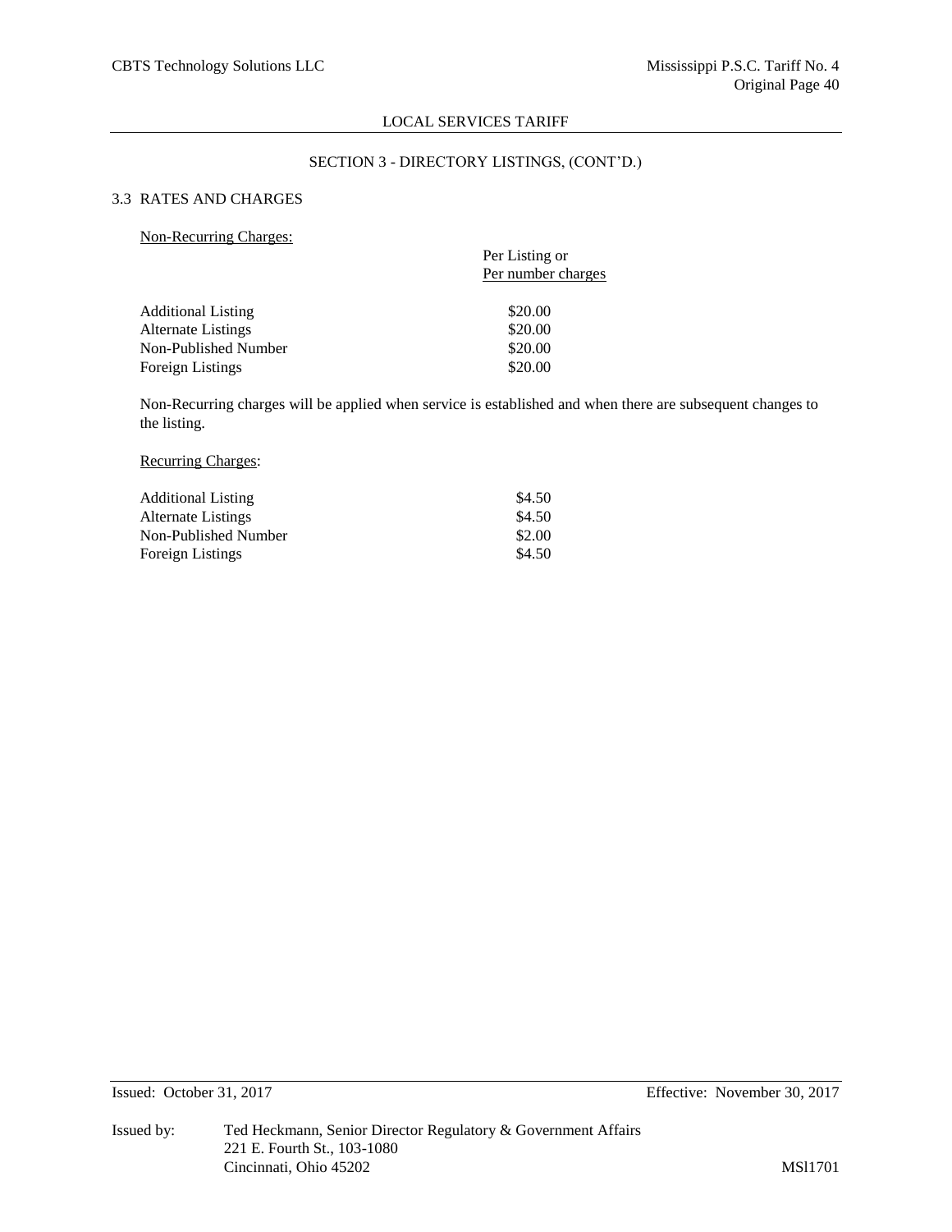## SECTION 3 - DIRECTORY LISTINGS, (CONT'D.)

### 3.3 RATES AND CHARGES

Non-Recurring Charges:

| | Per Listing or Per number charges |
|---|---|
| Additional Listing | $20.00 |
| Alternate Listings | $20.00 |
| Non-Published Number | $20.00 |
| Foreign Listings | $20.00 |

Non-Recurring charges will be applied when service is established and when there are subsequent changes to the listing.

Recurring Charges:

| | |
|---|---|
| Additional Listing | $4.50 |
| Alternate Listings | $4.50 |
| Non-Published Number | $2.00 |
| Foreign Listings | $4.50 |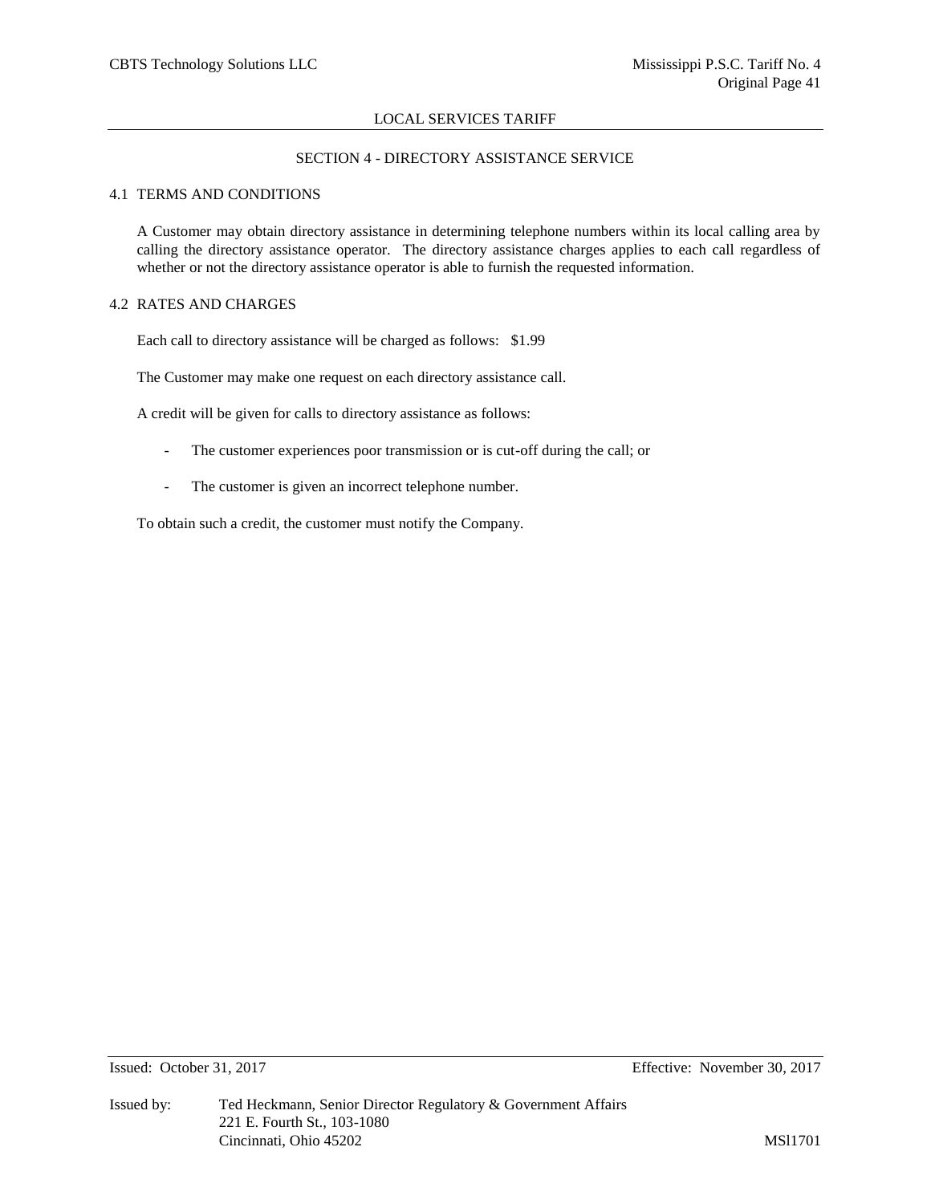## SECTION 4 - DIRECTORY ASSISTANCE SERVICE

### 4.1 TERMS AND CONDITIONS

A Customer may obtain directory assistance in determining telephone numbers within its local calling area by calling the directory assistance operator. The directory assistance charges applies to each call regardless of whether or not the directory assistance operator is able to furnish the requested information.

### 4.2 RATES AND CHARGES

Each call to directory assistance will be charged as follows: $1.99

The Customer may make one request on each directory assistance call.

A credit will be given for calls to directory assistance as follows:

- The customer experiences poor transmission or is cut-off during the call; or
- The customer is given an incorrect telephone number.

To obtain such a credit, the customer must notify the Company.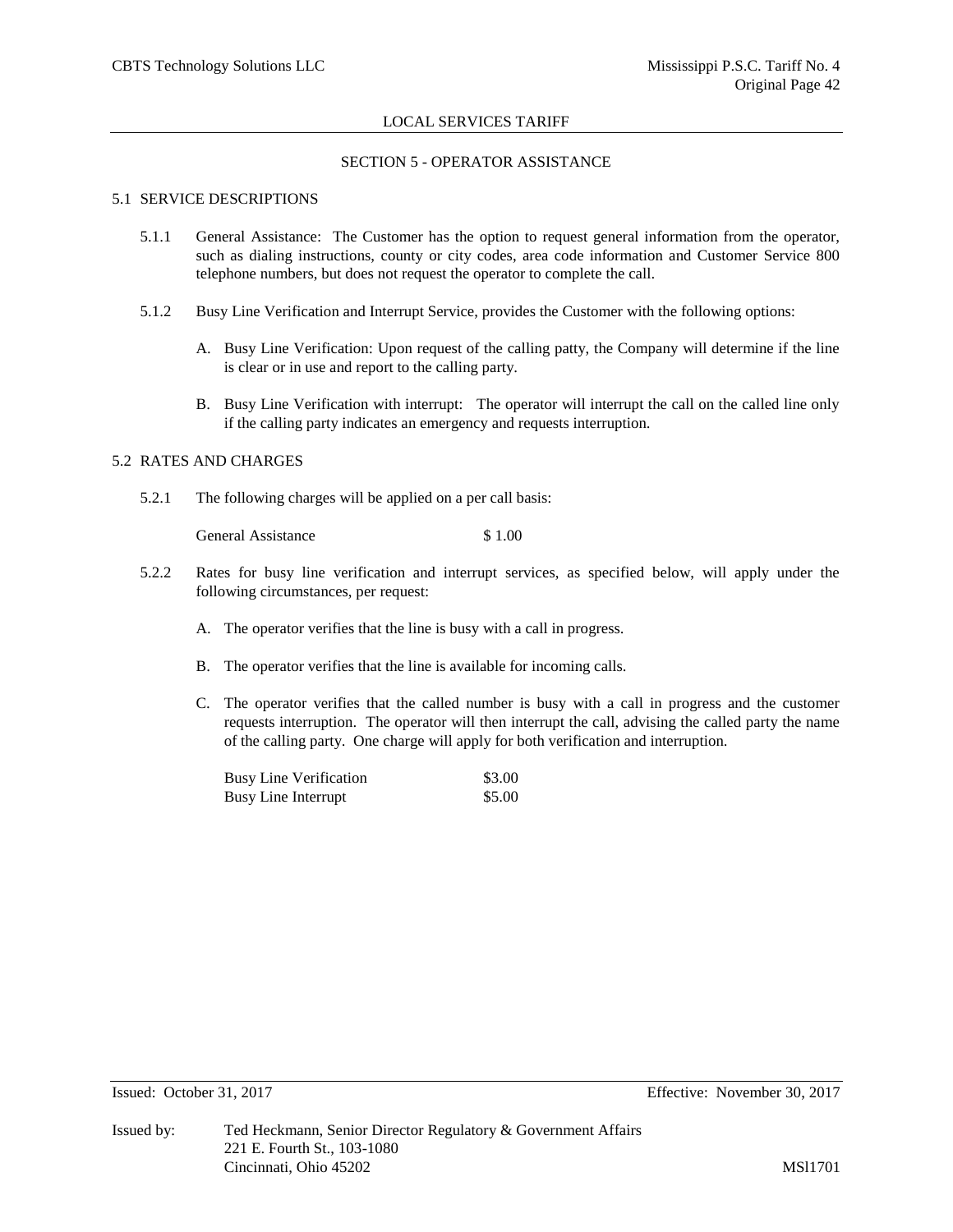## SECTION 5 - OPERATOR ASSISTANCE

### 5.1 SERVICE DESCRIPTIONS

5.1.1 General Assistance: The Customer has the option to request general information from the operator, such as dialing instructions, county or city codes, area code information and Customer Service 800 telephone numbers, but does not request the operator to complete the call.

5.1.2 Busy Line Verification and Interrupt Service, provides the Customer with the following options:

A. Busy Line Verification: Upon request of the calling patty, the Company will determine if the line is clear or in use and report to the calling party.

B. Busy Line Verification with interrupt: The operator will interrupt the call on the called line only if the calling party indicates an emergency and requests interruption.

### 5.2 RATES AND CHARGES

5.2.1 The following charges will be applied on a per call basis:

| | |
|---|---|
| General Assistance | $ 1.00 |

5.2.2 Rates for busy line verification and interrupt services, as specified below, will apply under the following circumstances, per request:

A. The operator verifies that the line is busy with a call in progress.

B. The operator verifies that the line is available for incoming calls.

C. The operator verifies that the called number is busy with a call in progress and the customer requests interruption. The operator will then interrupt the call, advising the called party the name of the calling party. One charge will apply for both verification and interruption.

| | |
|---|---|
| Busy Line Verification | $3.00 |
| Busy Line Interrupt | $5.00 |

Issued: October 31, 2017 Effective: November 30, 2017

Issued by: Ted Heckmann, Senior Director Regulatory & Government Affairs
221 E. Fourth St., 103-1080
Cincinnati, Ohio 45202 MSl1701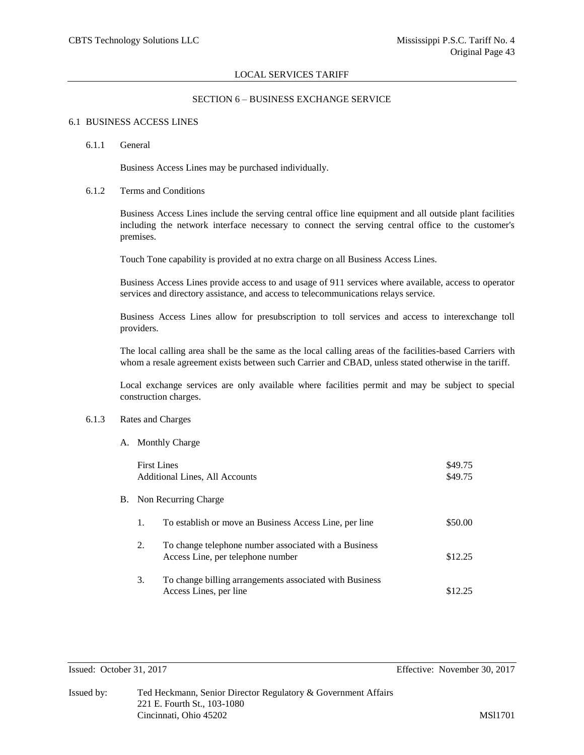LOCAL SERVICES TARIFF

## SECTION 6 – BUSINESS EXCHANGE SERVICE

### 6.1 BUSINESS ACCESS LINES

#### 6.1.1 General

Business Access Lines may be purchased individually.

#### 6.1.2 Terms and Conditions

Business Access Lines include the serving central office line equipment and all outside plant facilities including the network interface necessary to connect the serving central office to the customer's premises.

Touch Tone capability is provided at no extra charge on all Business Access Lines.

Business Access Lines provide access to and usage of 911 services where available, access to operator services and directory assistance, and access to telecommunications relays service.

Business Access Lines allow for presubscription to toll services and access to interexchange toll providers.

The local calling area shall be the same as the local calling areas of the facilities-based Carriers with whom a resale agreement exists between such Carrier and CBAD, unless stated otherwise in the tariff.

Local exchange services are only available where facilities permit and may be subject to special construction charges.

#### 6.1.3 Rates and Charges

A. Monthly Charge

| | |
|---|---|
| First Lines | \$49.75 |
| Additional Lines, All Accounts | \$49.75 |

B. Non Recurring Charge

| | | |
|---|---|---|
| 1. | To establish or move an Business Access Line, per line | \$50.00 |
| 2. | To change telephone number associated with a Business Access Line, per telephone number | \$12.25 |
| 3. | To change billing arrangements associated with Business Access Lines, per line | \$12.25 |

Issued: October 31, 2017 Effective: November 30, 2017

Issued by: Ted Heckmann, Senior Director Regulatory & Government Affairs
221 E. Fourth St., 103-1080
Cincinnati, Ohio 45202

MSl1701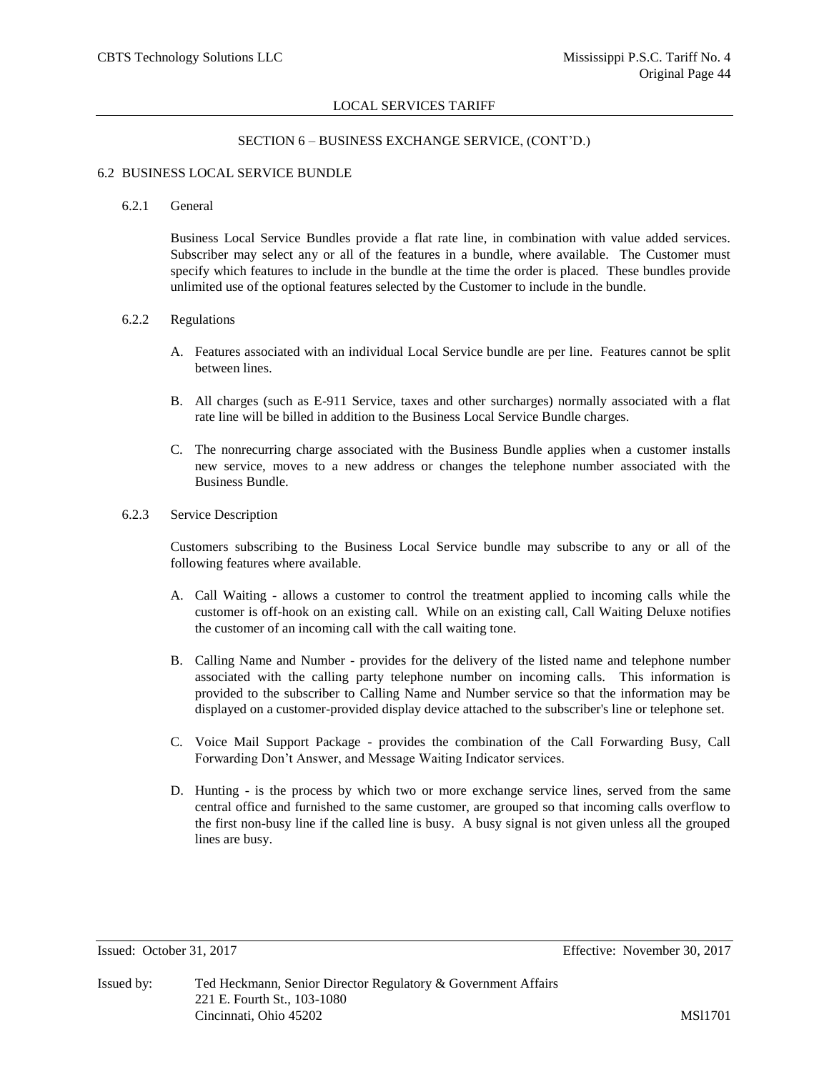LOCAL SERVICES TARIFF

SECTION 6 – BUSINESS EXCHANGE SERVICE, (CONT'D.)

## 6.2 BUSINESS LOCAL SERVICE BUNDLE

### 6.2.1 General

Business Local Service Bundles provide a flat rate line, in combination with value added services. Subscriber may select any or all of the features in a bundle, where available. The Customer must specify which features to include in the bundle at the time the order is placed. These bundles provide unlimited use of the optional features selected by the Customer to include in the bundle.

### 6.2.2 Regulations

A. Features associated with an individual Local Service bundle are per line. Features cannot be split between lines.

B. All charges (such as E-911 Service, taxes and other surcharges) normally associated with a flat rate line will be billed in addition to the Business Local Service Bundle charges.

C. The nonrecurring charge associated with the Business Bundle applies when a customer installs new service, moves to a new address or changes the telephone number associated with the Business Bundle.

### 6.2.3 Service Description

Customers subscribing to the Business Local Service bundle may subscribe to any or all of the following features where available.

A. Call Waiting - allows a customer to control the treatment applied to incoming calls while the customer is off-hook on an existing call. While on an existing call, Call Waiting Deluxe notifies the customer of an incoming call with the call waiting tone.

B. Calling Name and Number - provides for the delivery of the listed name and telephone number associated with the calling party telephone number on incoming calls. This information is provided to the subscriber to Calling Name and Number service so that the information may be displayed on a customer-provided display device attached to the subscriber's line or telephone set.

C. Voice Mail Support Package - provides the combination of the Call Forwarding Busy, Call Forwarding Don't Answer, and Message Waiting Indicator services.

D. Hunting - is the process by which two or more exchange service lines, served from the same central office and furnished to the same customer, are grouped so that incoming calls overflow to the first non-busy line if the called line is busy. A busy signal is not given unless all the grouped lines are busy.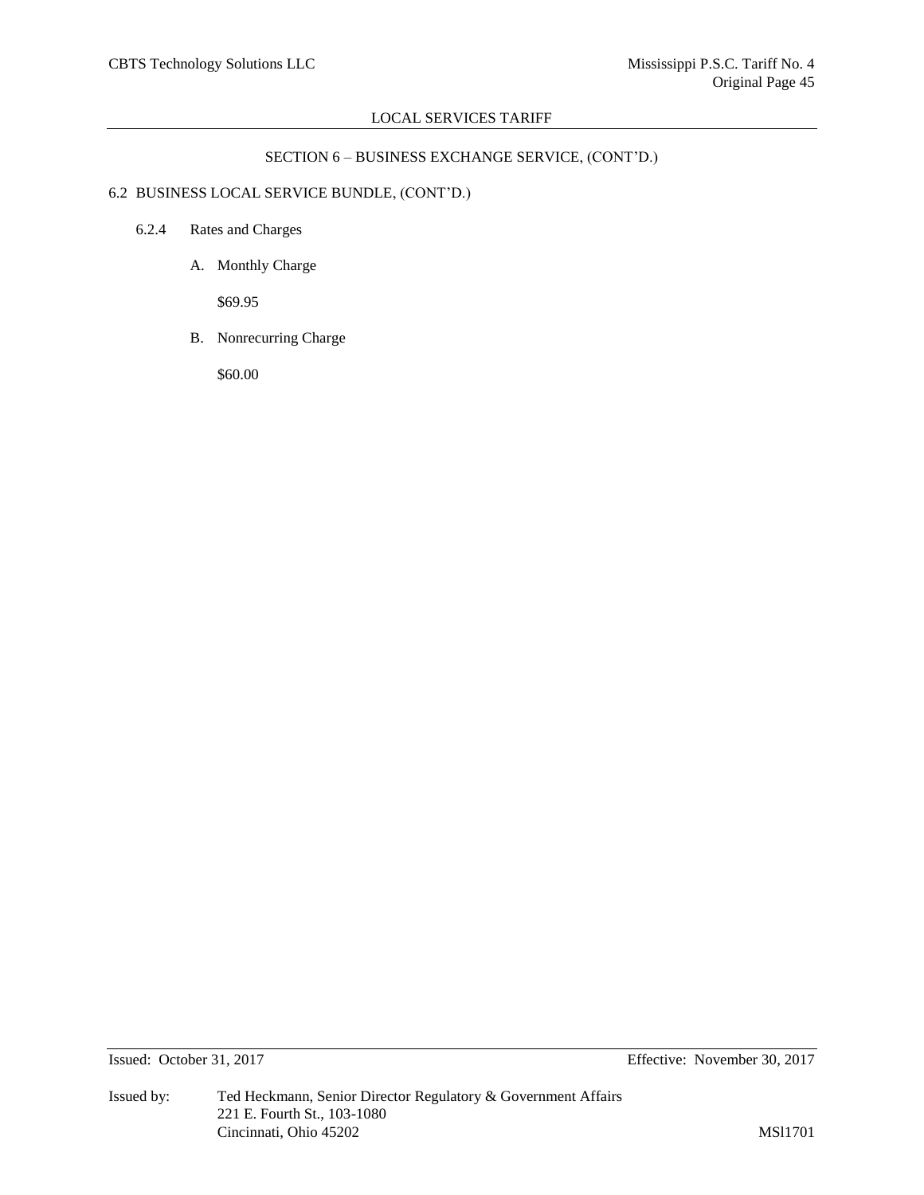## SECTION 6 – BUSINESS EXCHANGE SERVICE, (CONT'D.)

### 6.2 BUSINESS LOCAL SERVICE BUNDLE, (CONT'D.)

6.2.4 Rates and Charges

A. Monthly Charge

$69.95

B. Nonrecurring Charge

$60.00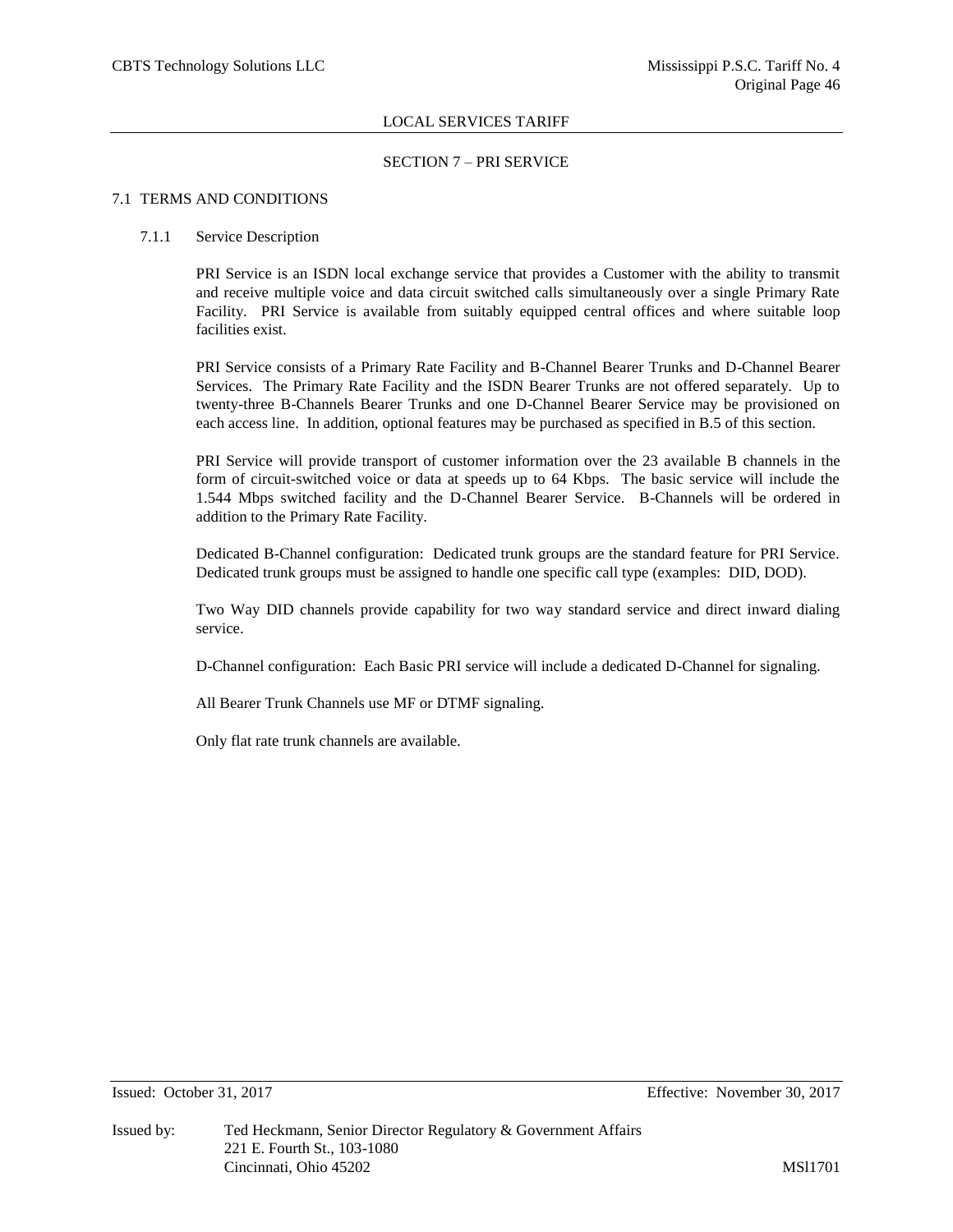## SECTION 7 – PRI SERVICE

### 7.1 TERMS AND CONDITIONS

#### 7.1.1 Service Description

PRI Service is an ISDN local exchange service that provides a Customer with the ability to transmit and receive multiple voice and data circuit switched calls simultaneously over a single Primary Rate Facility. PRI Service is available from suitably equipped central offices and where suitable loop facilities exist.

PRI Service consists of a Primary Rate Facility and B-Channel Bearer Trunks and D-Channel Bearer Services. The Primary Rate Facility and the ISDN Bearer Trunks are not offered separately. Up to twenty-three B-Channels Bearer Trunks and one D-Channel Bearer Service may be provisioned on each access line. In addition, optional features may be purchased as specified in B.5 of this section.

PRI Service will provide transport of customer information over the 23 available B channels in the form of circuit-switched voice or data at speeds up to 64 Kbps. The basic service will include the 1.544 Mbps switched facility and the D-Channel Bearer Service. B-Channels will be ordered in addition to the Primary Rate Facility.

Dedicated B-Channel configuration: Dedicated trunk groups are the standard feature for PRI Service. Dedicated trunk groups must be assigned to handle one specific call type (examples: DID, DOD).

Two Way DID channels provide capability for two way standard service and direct inward dialing service.

D-Channel configuration: Each Basic PRI service will include a dedicated D-Channel for signaling.

All Bearer Trunk Channels use MF or DTMF signaling.

Only flat rate trunk channels are available.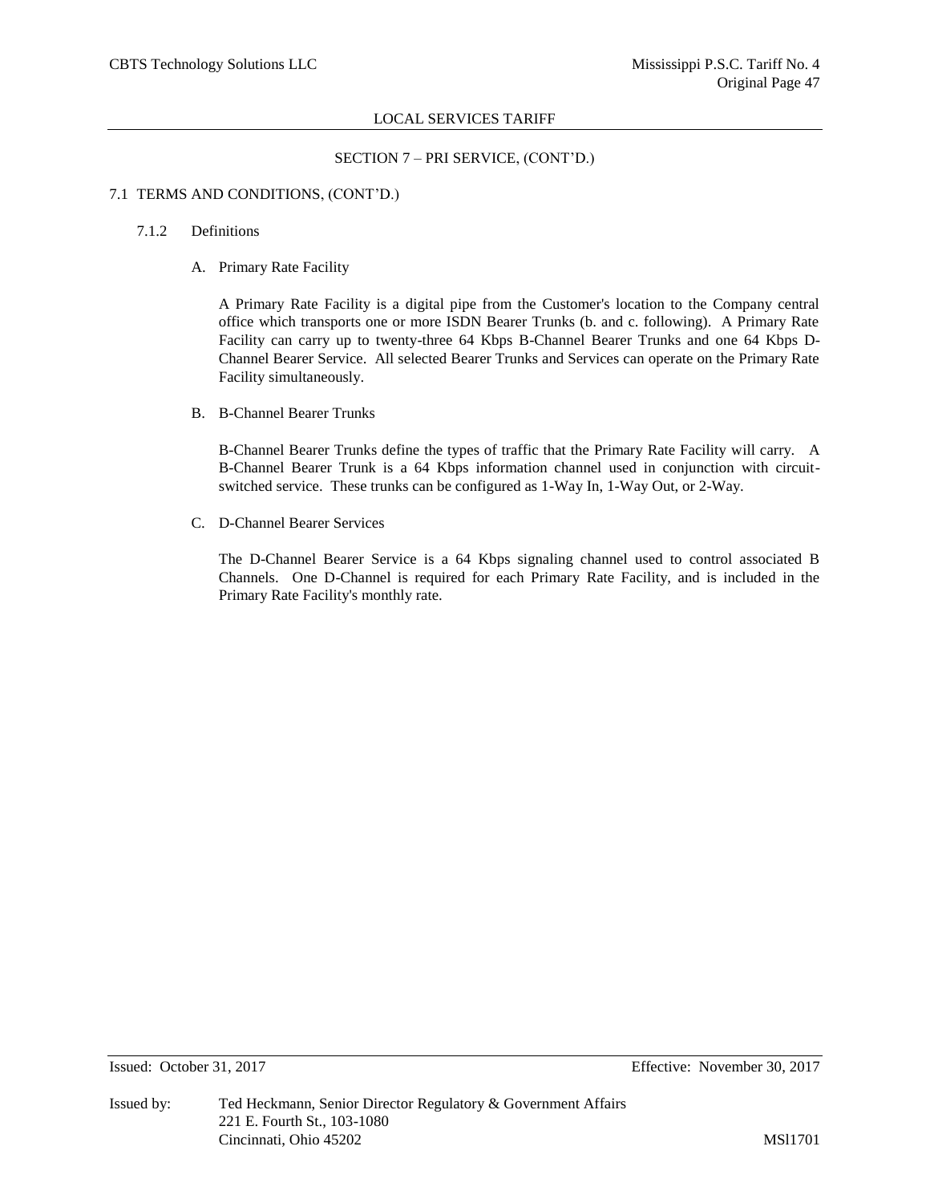## SECTION 7 – PRI SERVICE, (CONT'D.)

### 7.1 TERMS AND CONDITIONS, (CONT'D.)

#### 7.1.2 Definitions

A. Primary Rate Facility

A Primary Rate Facility is a digital pipe from the Customer's location to the Company central office which transports one or more ISDN Bearer Trunks (b. and c. following). A Primary Rate Facility can carry up to twenty-three 64 Kbps B-Channel Bearer Trunks and one 64 Kbps D-Channel Bearer Service. All selected Bearer Trunks and Services can operate on the Primary Rate Facility simultaneously.

B. B-Channel Bearer Trunks

B-Channel Bearer Trunks define the types of traffic that the Primary Rate Facility will carry. A B-Channel Bearer Trunk is a 64 Kbps information channel used in conjunction with circuit-switched service. These trunks can be configured as 1-Way In, 1-Way Out, or 2-Way.

C. D-Channel Bearer Services

The D-Channel Bearer Service is a 64 Kbps signaling channel used to control associated B Channels. One D-Channel is required for each Primary Rate Facility, and is included in the Primary Rate Facility's monthly rate.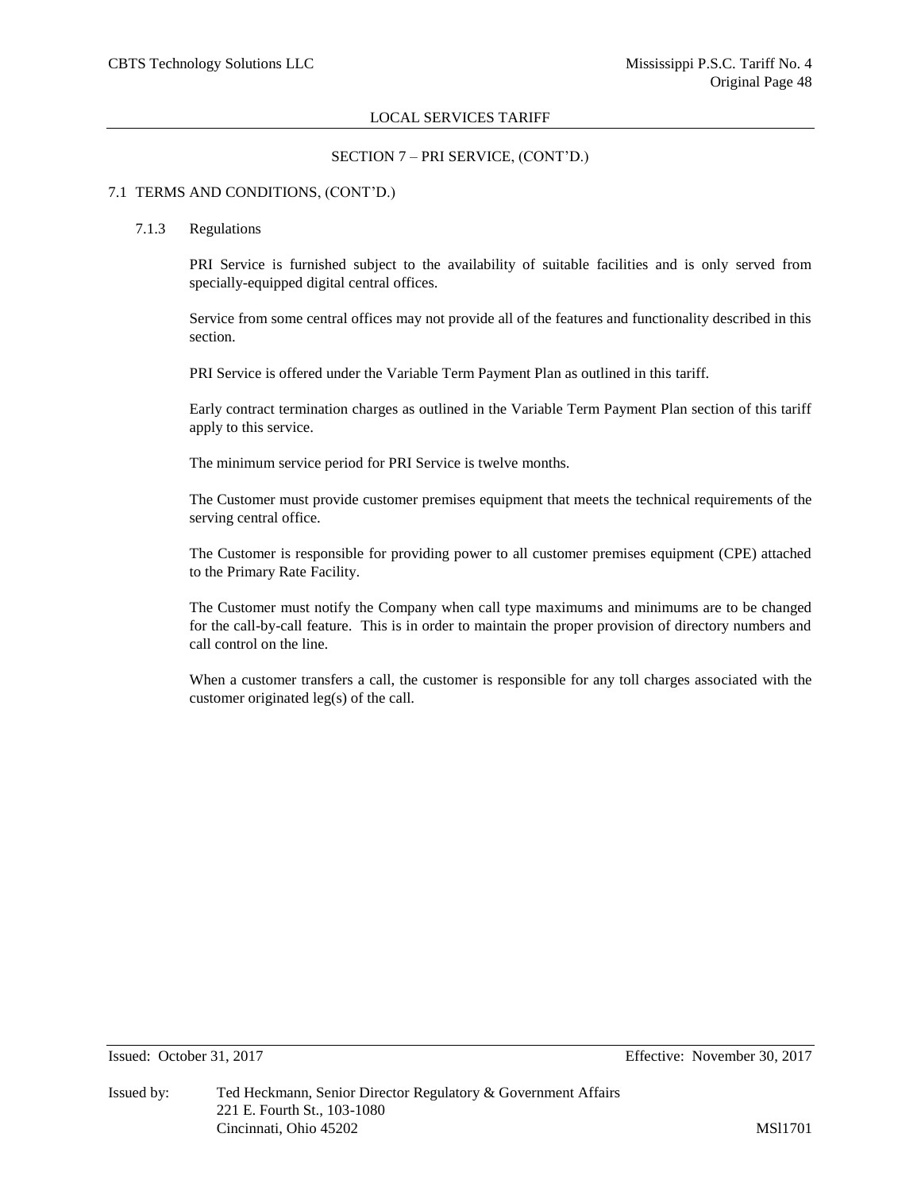## SECTION 7 – PRI SERVICE, (CONT'D.)

### 7.1 TERMS AND CONDITIONS, (CONT'D.)

#### 7.1.3 Regulations

PRI Service is furnished subject to the availability of suitable facilities and is only served from specially-equipped digital central offices.

Service from some central offices may not provide all of the features and functionality described in this section.

PRI Service is offered under the Variable Term Payment Plan as outlined in this tariff.

Early contract termination charges as outlined in the Variable Term Payment Plan section of this tariff apply to this service.

The minimum service period for PRI Service is twelve months.

The Customer must provide customer premises equipment that meets the technical requirements of the serving central office.

The Customer is responsible for providing power to all customer premises equipment (CPE) attached to the Primary Rate Facility.

The Customer must notify the Company when call type maximums and minimums are to be changed for the call-by-call feature. This is in order to maintain the proper provision of directory numbers and call control on the line.

When a customer transfers a call, the customer is responsible for any toll charges associated with the customer originated leg(s) of the call.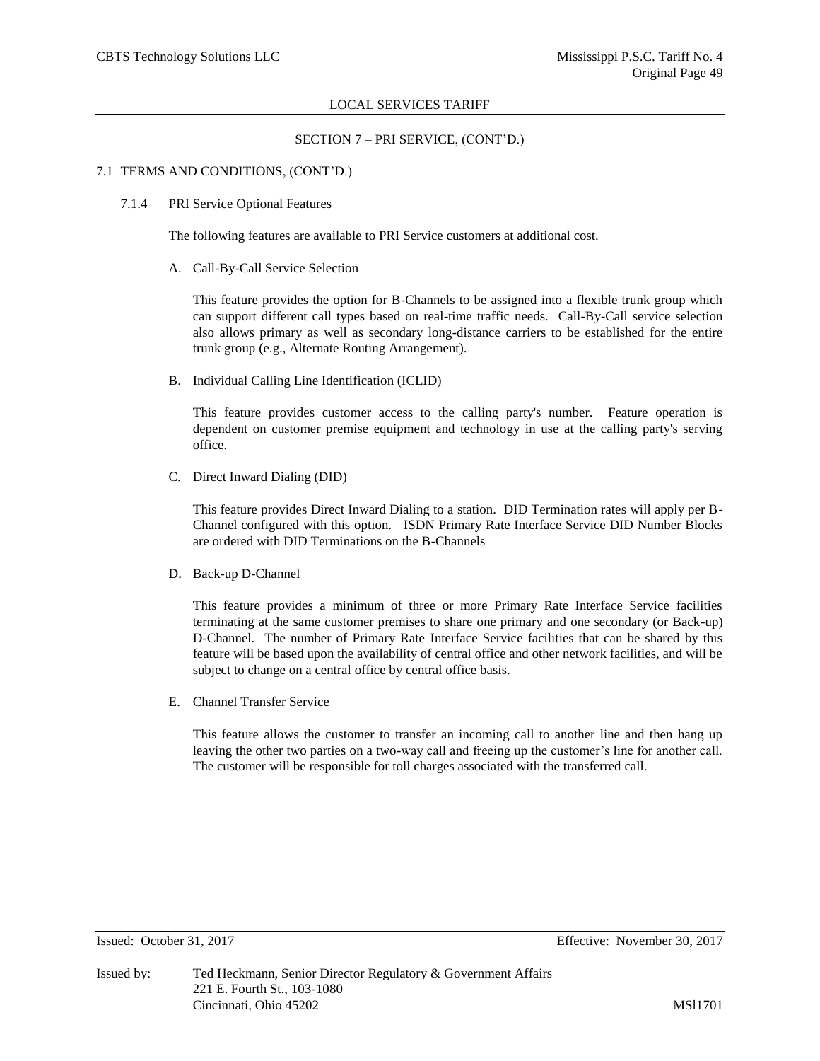## SECTION 7 – PRI SERVICE, (CONT'D.)

### 7.1 TERMS AND CONDITIONS, (CONT'D.)

#### 7.1.4 PRI Service Optional Features

The following features are available to PRI Service customers at additional cost.

A. Call-By-Call Service Selection

This feature provides the option for B-Channels to be assigned into a flexible trunk group which can support different call types based on real-time traffic needs. Call-By-Call service selection also allows primary as well as secondary long-distance carriers to be established for the entire trunk group (e.g., Alternate Routing Arrangement).

B. Individual Calling Line Identification (ICLID)

This feature provides customer access to the calling party's number. Feature operation is dependent on customer premise equipment and technology in use at the calling party's serving office.

C. Direct Inward Dialing (DID)

This feature provides Direct Inward Dialing to a station. DID Termination rates will apply per B-Channel configured with this option. ISDN Primary Rate Interface Service DID Number Blocks are ordered with DID Terminations on the B-Channels

D. Back-up D-Channel

This feature provides a minimum of three or more Primary Rate Interface Service facilities terminating at the same customer premises to share one primary and one secondary (or Back-up) D-Channel. The number of Primary Rate Interface Service facilities that can be shared by this feature will be based upon the availability of central office and other network facilities, and will be subject to change on a central office by central office basis.

E. Channel Transfer Service

This feature allows the customer to transfer an incoming call to another line and then hang up leaving the other two parties on a two-way call and freeing up the customer's line for another call. The customer will be responsible for toll charges associated with the transferred call.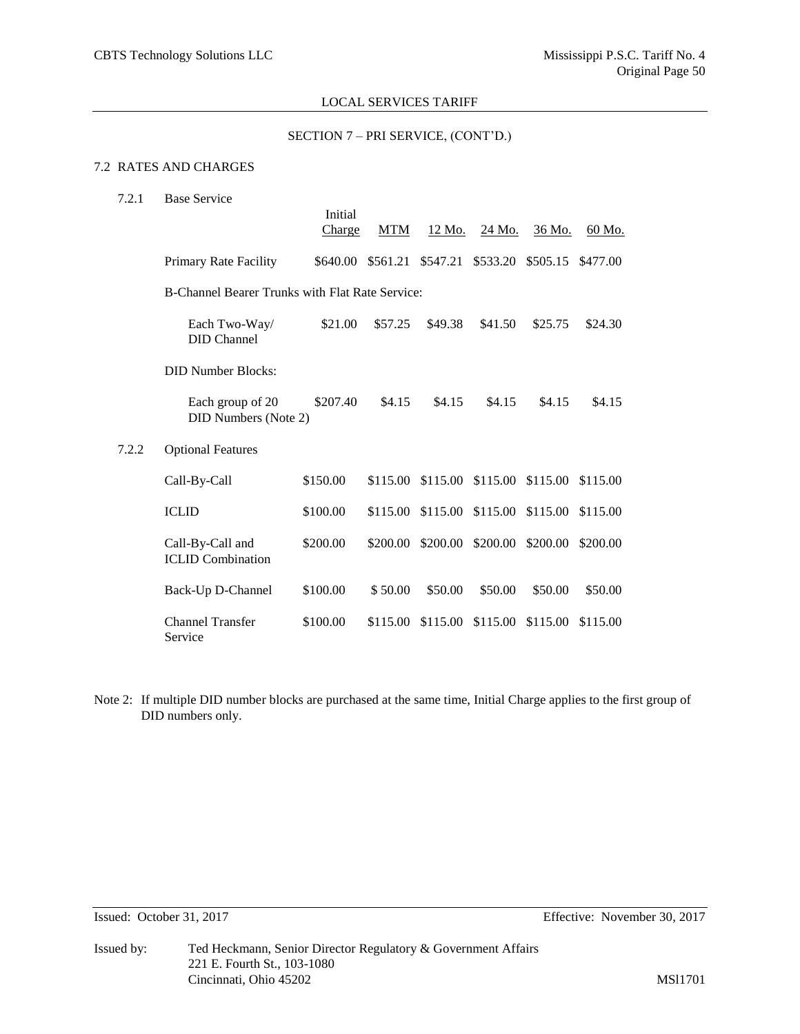LOCAL SERVICES TARIFF

SECTION 7 – PRI SERVICE, (CONT'D.)

## 7.2 RATES AND CHARGES

### 7.2.1 Base Service

| | Initial Charge | MTM | 12 Mo. | 24 Mo. | 36 Mo. | 60 Mo. |
|---|---|---|---|---|---|---|
| Primary Rate Facility | $640.00 | $561.21 | $547.21 | $533.20 | $505.15 | $477.00 |
| B-Channel Bearer Trunks with Flat Rate Service: | | | | | | |
| Each Two-Way/ DID Channel | $21.00 | $57.25 | $49.38 | $41.50 | $25.75 | $24.30 |
| DID Number Blocks: | | | | | | |
| Each group of 20 DID Numbers (Note 2) | $207.40 | $4.15 | $4.15 | $4.15 | $4.15 | $4.15 |

### 7.2.2 Optional Features

| | Initial Charge | MTM | 12 Mo. | 24 Mo. | 36 Mo. | 60 Mo. |
|---|---|---|---|---|---|---|
| Call-By-Call | $150.00 | $115.00 | $115.00 | $115.00 | $115.00 | $115.00 |
| ICLID | $100.00 | $115.00 | $115.00 | $115.00 | $115.00 | $115.00 |
| Call-By-Call and ICLID Combination | $200.00 | $200.00 | $200.00 | $200.00 | $200.00 | $200.00 |
| Back-Up D-Channel | $100.00 | $ 50.00 | $50.00 | $50.00 | $50.00 | $50.00 |
| Channel Transfer Service | $100.00 | $115.00 | $115.00 | $115.00 | $115.00 | $115.00 |

Note 2: If multiple DID number blocks are purchased at the same time, Initial Charge applies to the first group of DID numbers only.

Issued: October 31, 2017 Effective: November 30, 2017

Issued by: Ted Heckmann, Senior Director Regulatory & Government Affairs
221 E. Fourth St., 103-1080
Cincinnati, Ohio 45202

MSl1701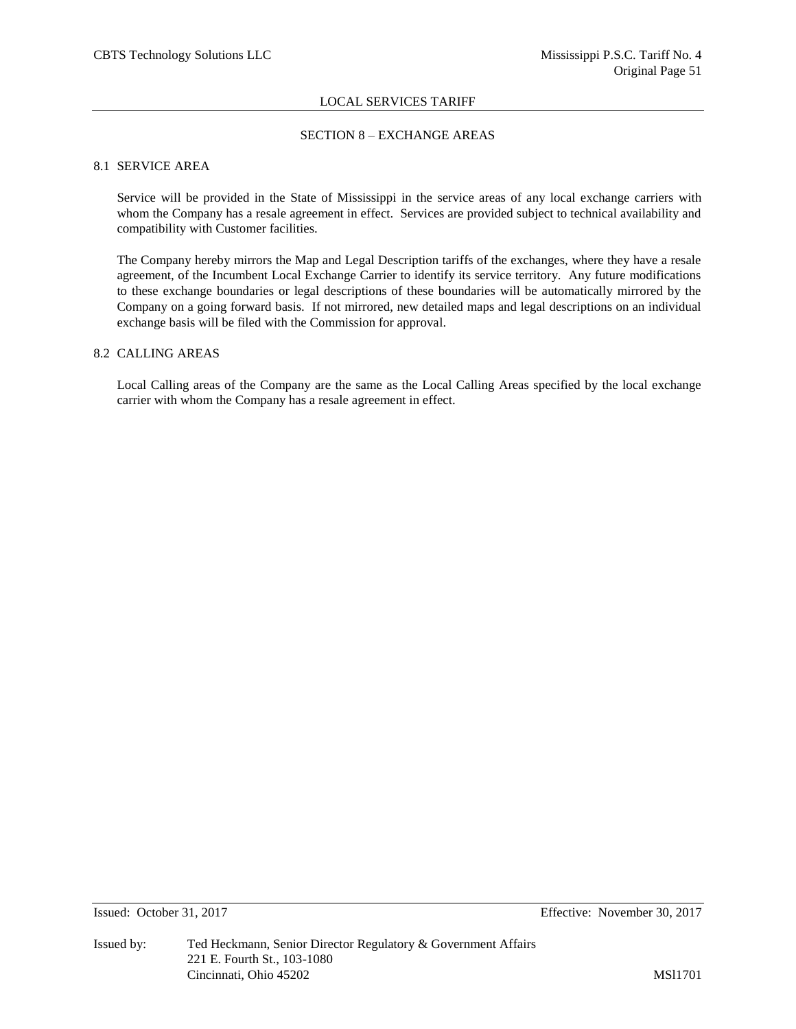## SECTION 8 – EXCHANGE AREAS

### 8.1 SERVICE AREA

Service will be provided in the State of Mississippi in the service areas of any local exchange carriers with whom the Company has a resale agreement in effect. Services are provided subject to technical availability and compatibility with Customer facilities.

The Company hereby mirrors the Map and Legal Description tariffs of the exchanges, where they have a resale agreement, of the Incumbent Local Exchange Carrier to identify its service territory. Any future modifications to these exchange boundaries or legal descriptions of these boundaries will be automatically mirrored by the Company on a going forward basis. If not mirrored, new detailed maps and legal descriptions on an individual exchange basis will be filed with the Commission for approval.

### 8.2 CALLING AREAS

Local Calling areas of the Company are the same as the Local Calling Areas specified by the local exchange carrier with whom the Company has a resale agreement in effect.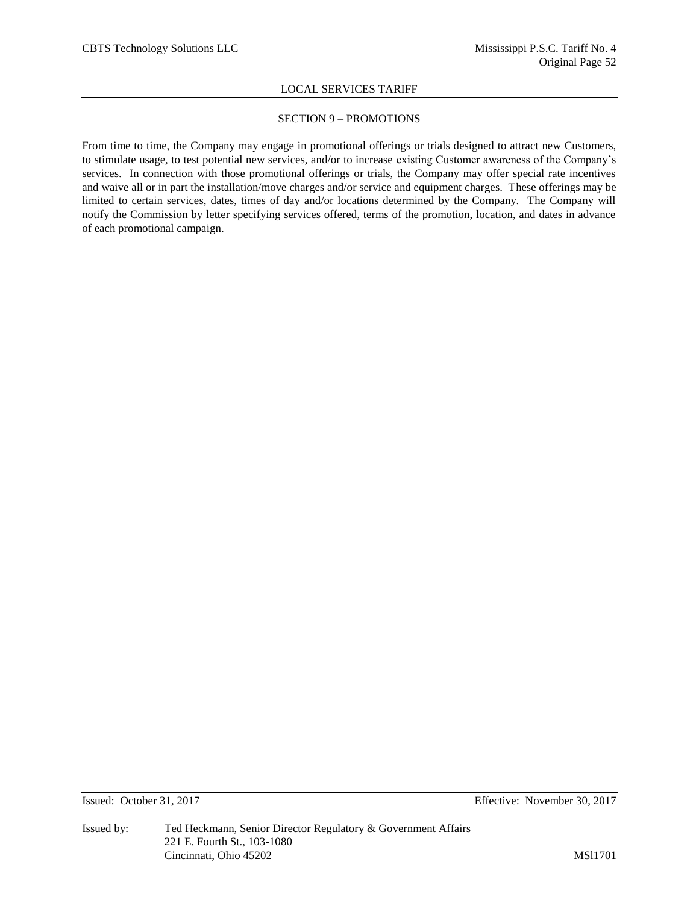LOCAL SERVICES TARIFF

## SECTION 9 – PROMOTIONS

From time to time, the Company may engage in promotional offerings or trials designed to attract new Customers, to stimulate usage, to test potential new services, and/or to increase existing Customer awareness of the Company's services. In connection with those promotional offerings or trials, the Company may offer special rate incentives and waive all or in part the installation/move charges and/or service and equipment charges. These offerings may be limited to certain services, dates, times of day and/or locations determined by the Company. The Company will notify the Commission by letter specifying services offered, terms of the promotion, location, and dates in advance of each promotional campaign.